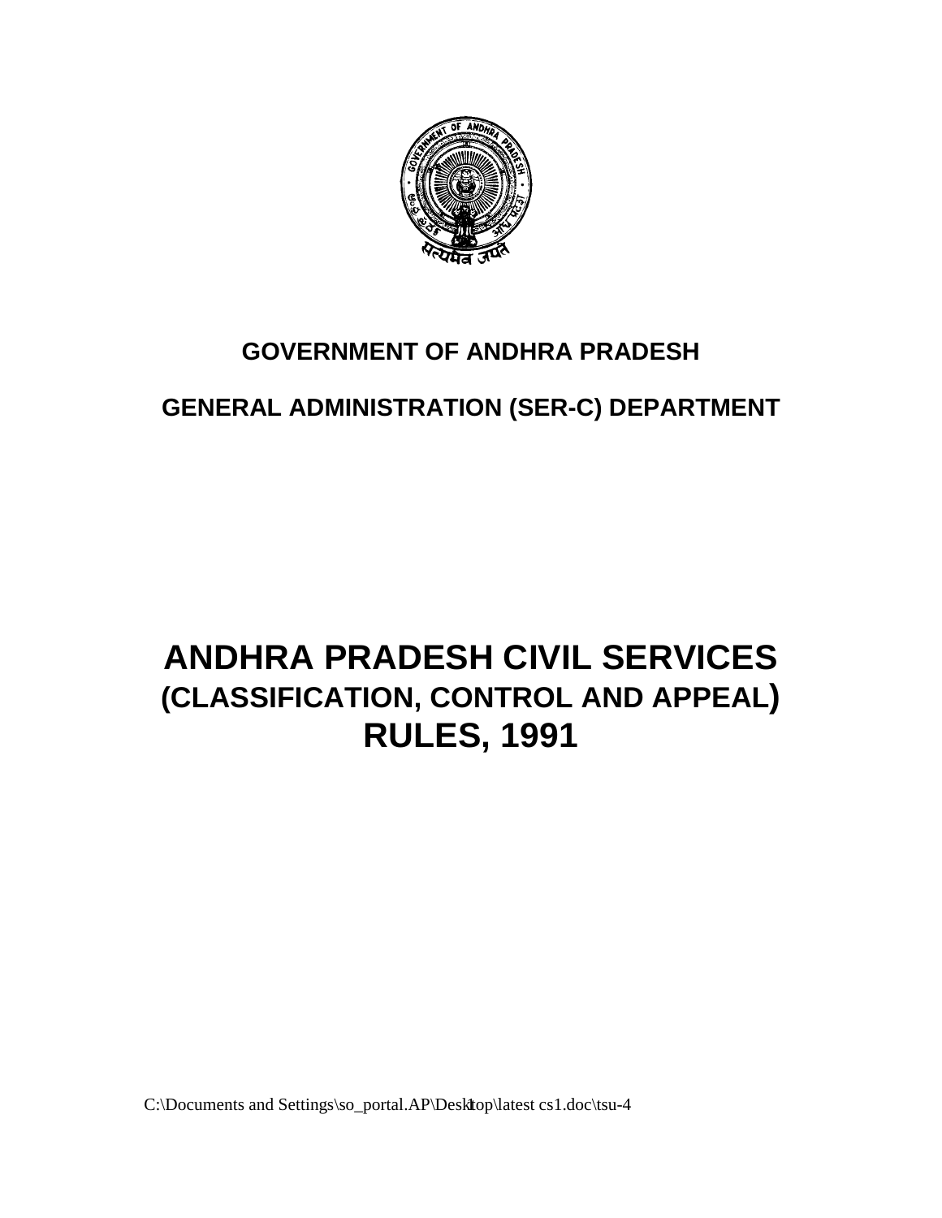**GOVERNMENT OF ANDHRA PRADESH**

**GENERAL ADMINISTRATION (SER-C) DEPARTMENT**

# ANDHRA PRADESH CIVIL SERVICES (CLASSIFICATION, CONTROL AND APPEAL) RULES, 1991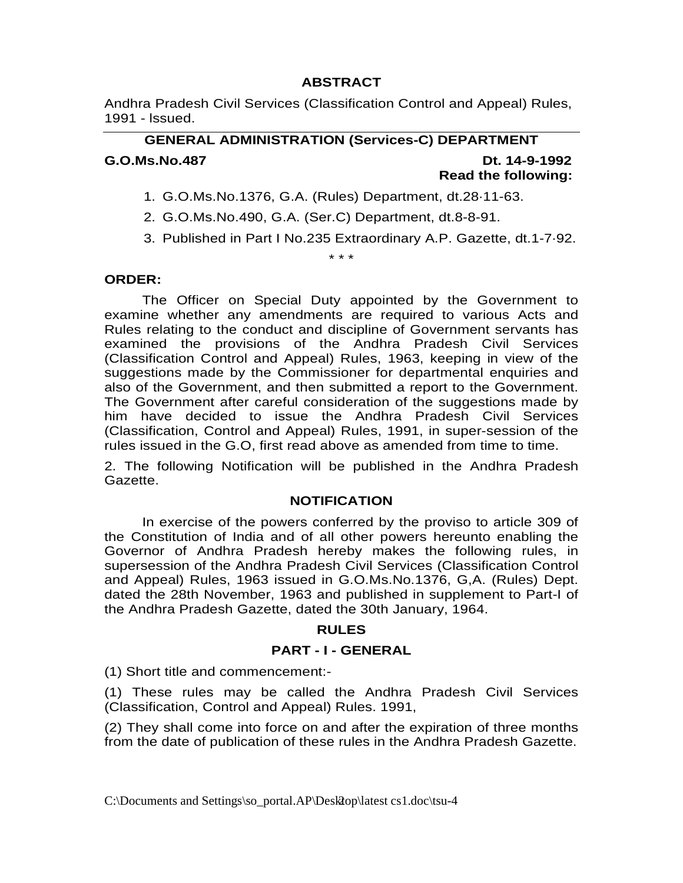## ABSTRACT

Andhra Pradesh Civil Services (Classification Control and Appeal) Rules, 1991 - Issued.

---

## GENERAL ADMINISTRATION (Services-C) DEPARTMENT

**G.O.Ms.No.487** **Dt. 14-9-1992**

**Read the following:**

1. G.O.Ms.No.1376, G.A. (Rules) Department, dt.28·11-63.
2. G.O.Ms.No.490, G.A. (Ser.C) Department, dt.8-8-91.
3. Published in Part I No.235 Extraordinary A.P. Gazette, dt.1-7·92.

\* \* \*

**ORDER:**

The Officer on Special Duty appointed by the Government to examine whether any amendments are required to various Acts and Rules relating to the conduct and discipline of Government servants has examined the provisions of the Andhra Pradesh Civil Services (Classification Control and Appeal) Rules, 1963, keeping in view of the suggestions made by the Commissioner for departmental enquiries and also of the Government, and then submitted a report to the Government. The Government after careful consideration of the suggestions made by him have decided to issue the Andhra Pradesh Civil Services (Classification, Control and Appeal) Rules, 1991, in super-session of the rules issued in the G.O, first read above as amended from time to time.

2. The following Notification will be published in the Andhra Pradesh Gazette.

### NOTIFICATION

In exercise of the powers conferred by the proviso to article 309 of the Constitution of India and of all other powers hereunto enabling the Governor of Andhra Pradesh hereby makes the following rules, in supersession of the Andhra Pradesh Civil Services (Classification Control and Appeal) Rules, 1963 issued in G.O.Ms.No.1376, G,A. (Rules) Dept. dated the 28th November, 1963 and published in supplement to Part-I of the Andhra Pradesh Gazette, dated the 30th January, 1964.

### RULES

### PART - I - GENERAL

(1) Short title and commencement:-

(1) These rules may be called the Andhra Pradesh Civil Services (Classification, Control and Appeal) Rules. 1991,

(2) They shall come into force on and after the expiration of three months from the date of publication of these rules in the Andhra Pradesh Gazette.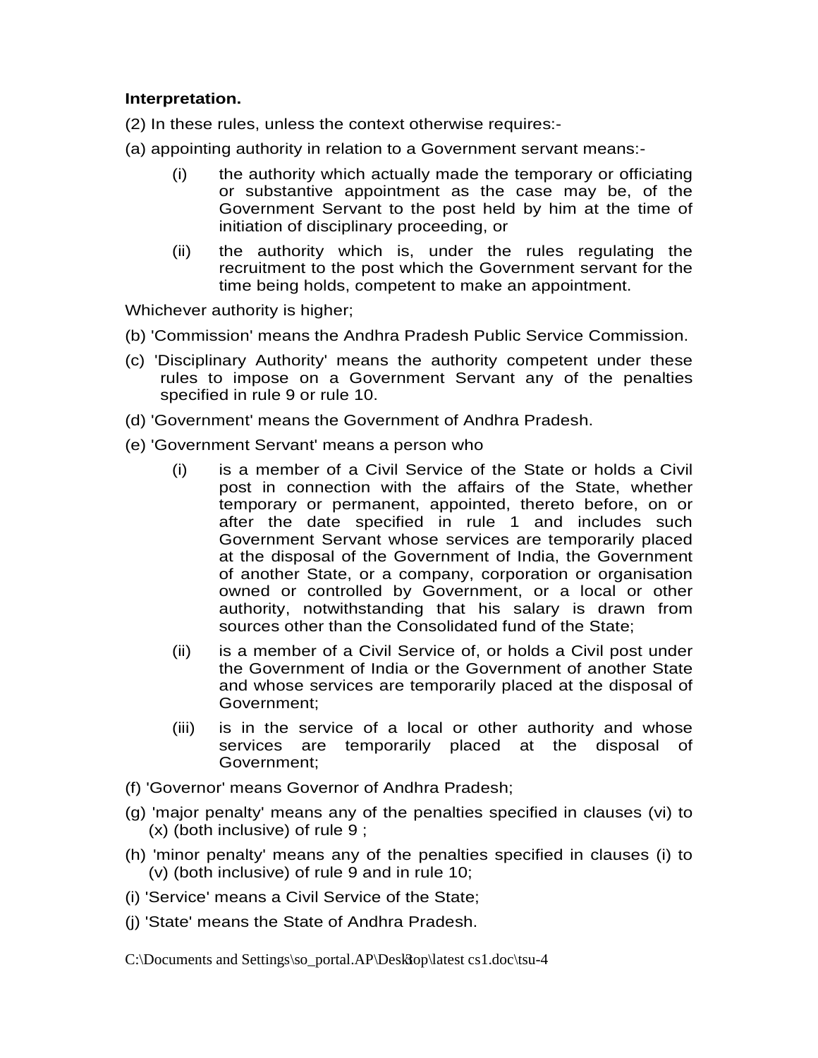**Interpretation.**

(2) In these rules, unless the context otherwise requires:-

(a) appointing authority in relation to a Government servant means:-

- (i) the authority which actually made the temporary or officiating or substantive appointment as the case may be, of the Government Servant to the post held by him at the time of initiation of disciplinary proceeding, or
- (ii) the authority which is, under the rules regulating the recruitment to the post which the Government servant for the time being holds, competent to make an appointment.

Whichever authority is higher;

(b) 'Commission' means the Andhra Pradesh Public Service Commission.

(c) 'Disciplinary Authority' means the authority competent under these rules to impose on a Government Servant any of the penalties specified in rule 9 or rule 10.

(d) 'Government' means the Government of Andhra Pradesh.

(e) 'Government Servant' means a person who

- (i) is a member of a Civil Service of the State or holds a Civil post in connection with the affairs of the State, whether temporary or permanent, appointed, thereto before, on or after the date specified in rule 1 and includes such Government Servant whose services are temporarily placed at the disposal of the Government of India, the Government of another State, or a company, corporation or organisation owned or controlled by Government, or a local or other authority, notwithstanding that his salary is drawn from sources other than the Consolidated fund of the State;
- (ii) is a member of a Civil Service of, or holds a Civil post under the Government of India or the Government of another State and whose services are temporarily placed at the disposal of Government;
- (iii) is in the service of a local or other authority and whose services are temporarily placed at the disposal of Government;

(f) 'Governor' means Governor of Andhra Pradesh;

(g) 'major penalty' means any of the penalties specified in clauses (vi) to (x) (both inclusive) of rule 9 ;

(h) 'minor penalty' means any of the penalties specified in clauses (i) to (v) (both inclusive) of rule 9 and in rule 10;

(i) 'Service' means a Civil Service of the State;

(j) 'State' means the State of Andhra Pradesh.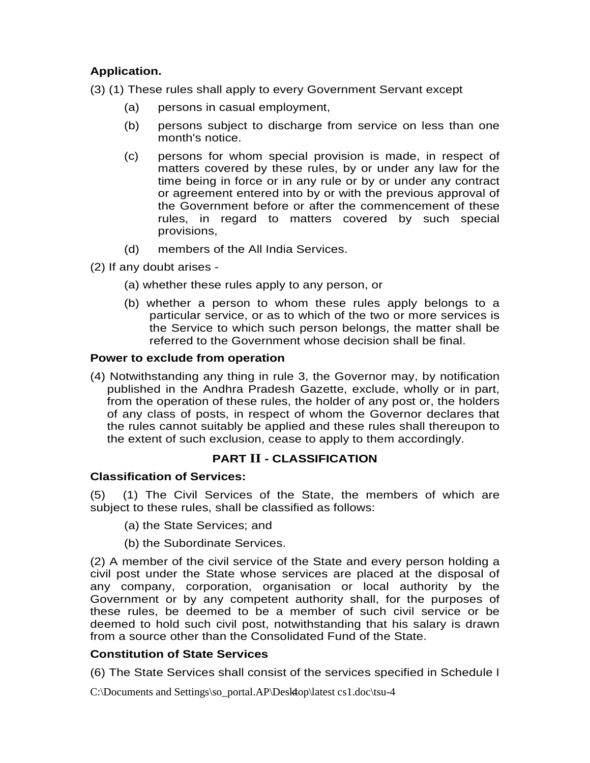**Application.**

(3) (1) These rules shall apply to every Government Servant except

(a) persons in casual employment,

(b) persons subject to discharge from service on less than one month's notice.

(c) persons for whom special provision is made, in respect of matters covered by these rules, by or under any law for the time being in force or in any rule or by or under any contract or agreement entered into by or with the previous approval of the Government before or after the commencement of these rules, in regard to matters covered by such special provisions,

(d) members of the All India Services.

(2) If any doubt arises -

(a) whether these rules apply to any person, or

(b) whether a person to whom these rules apply belongs to a particular service, or as to which of the two or more services is the Service to which such person belongs, the matter shall be referred to the Government whose decision shall be final.

**Power to exclude from operation**

(4) Notwithstanding any thing in rule 3, the Governor may, by notification published in the Andhra Pradesh Gazette, exclude, wholly or in part, from the operation of these rules, the holder of any post or, the holders of any class of posts, in respect of whom the Governor declares that the rules cannot suitably be applied and these rules shall thereupon to the extent of such exclusion, cease to apply to them accordingly.

## PART II - CLASSIFICATION

**Classification of Services:**

(5) (1) The Civil Services of the State, the members of which are subject to these rules, shall be classified as follows:

(a) the State Services; and

(b) the Subordinate Services.

(2) A member of the civil service of the State and every person holding a civil post under the State whose services are placed at the disposal of any company, corporation, organisation or local authority by the Government or by any competent authority shall, for the purposes of these rules, be deemed to be a member of such civil service or be deemed to hold such civil post, notwithstanding that his salary is drawn from a source other than the Consolidated Fund of the State.

**Constitution of State Services**

(6) The State Services shall consist of the services specified in Schedule I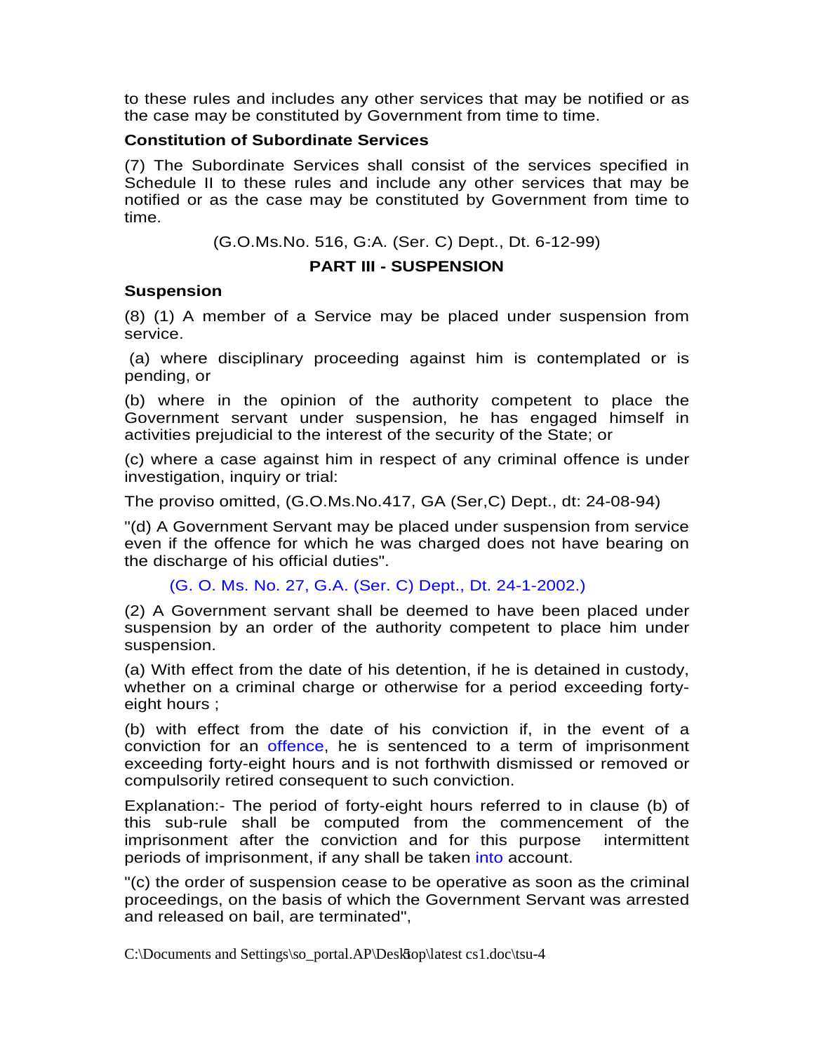to these rules and includes any other services that may be notified or as the case may be constituted by Government from time to time.

**Constitution of Subordinate Services**

(7) The Subordinate Services shall consist of the services specified in Schedule II to these rules and include any other services that may be notified or as the case may be constituted by Government from time to time.

(G.O.Ms.No. 516, G:A. (Ser. C) Dept., Dt. 6-12-99)

## PART III - SUSPENSION

**Suspension**

(8) (1) A member of a Service may be placed under suspension from service.

(a) where disciplinary proceeding against him is contemplated or is pending, or

(b) where in the opinion of the authority competent to place the Government servant under suspension, he has engaged himself in activities prejudicial to the interest of the security of the State; or

(c) where a case against him in respect of any criminal offence is under investigation, inquiry or trial:

The proviso omitted, (G.O.Ms.No.417, GA (Ser,C) Dept., dt: 24-08-94)

"(d) A Government Servant may be placed under suspension from service even if the offence for which he was charged does not have bearing on the discharge of his official duties".

(G. O. Ms. No. 27, G.A. (Ser. C) Dept., Dt. 24-1-2002.)

(2) A Government servant shall be deemed to have been placed under suspension by an order of the authority competent to place him under suspension.

(a) With effect from the date of his detention, if he is detained in custody, whether on a criminal charge or otherwise for a period exceeding forty-eight hours ;

(b) with effect from the date of his conviction if, in the event of a conviction for an offence, he is sentenced to a term of imprisonment exceeding forty-eight hours and is not forthwith dismissed or removed or compulsorily retired consequent to such conviction.

Explanation:- The period of forty-eight hours referred to in clause (b) of this sub-rule shall be computed from the commencement of the imprisonment after the conviction and for this purpose intermittent periods of imprisonment, if any shall be taken into account.

"(c) the order of suspension cease to be operative as soon as the criminal proceedings, on the basis of which the Government Servant was arrested and released on bail, are terminated",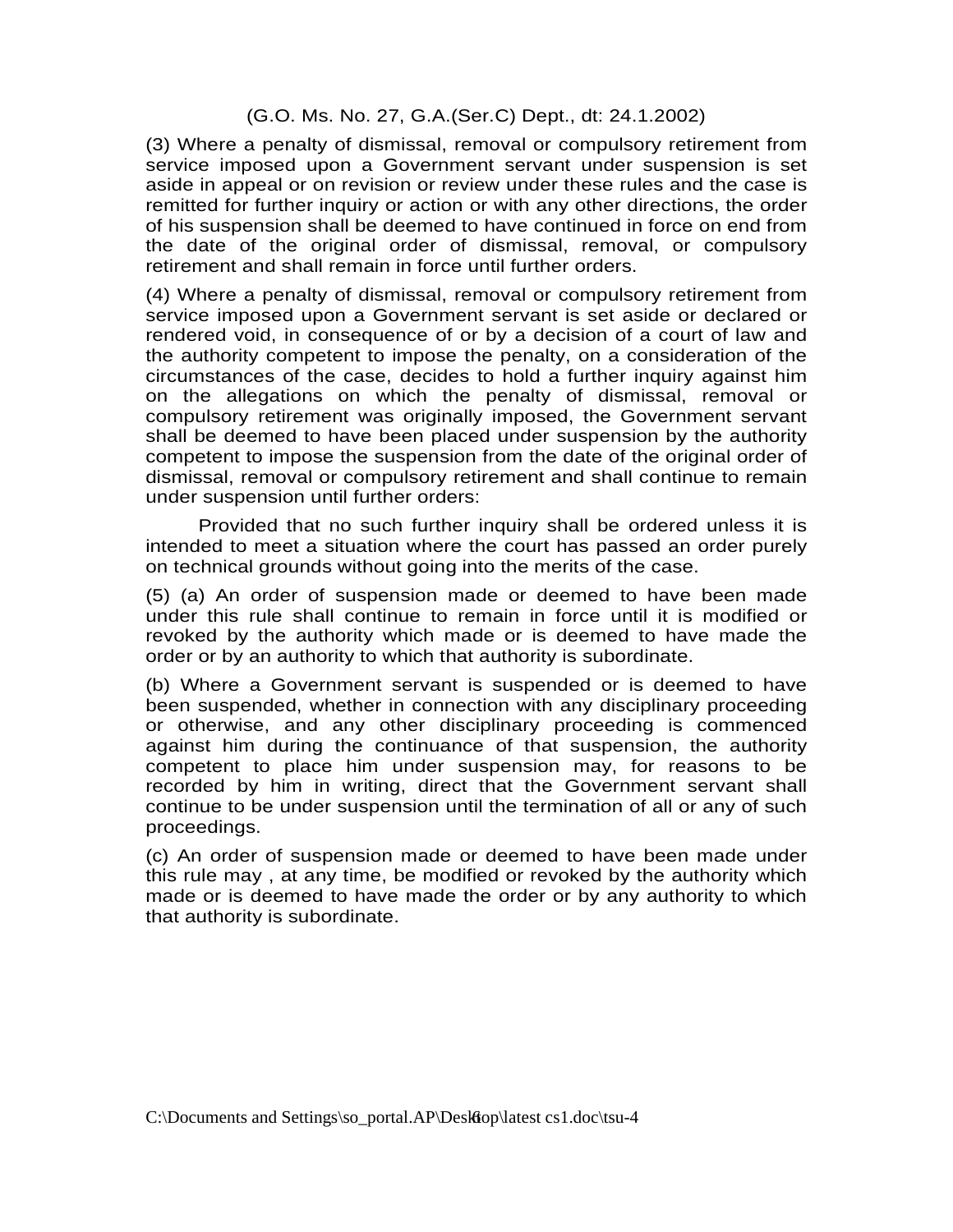(G.O. Ms. No. 27, G.A.(Ser.C) Dept., dt: 24.1.2002)

(3) Where a penalty of dismissal, removal or compulsory retirement from service imposed upon a Government servant under suspension is set aside in appeal or on revision or review under these rules and the case is remitted for further inquiry or action or with any other directions, the order of his suspension shall be deemed to have continued in force on end from the date of the original order of dismissal, removal, or compulsory retirement and shall remain in force until further orders.

(4) Where a penalty of dismissal, removal or compulsory retirement from service imposed upon a Government servant is set aside or declared or rendered void, in consequence of or by a decision of a court of law and the authority competent to impose the penalty, on a consideration of the circumstances of the case, decides to hold a further inquiry against him on the allegations on which the penalty of dismissal, removal or compulsory retirement was originally imposed, the Government servant shall be deemed to have been placed under suspension by the authority competent to impose the suspension from the date of the original order of dismissal, removal or compulsory retirement and shall continue to remain under suspension until further orders:

Provided that no such further inquiry shall be ordered unless it is intended to meet a situation where the court has passed an order purely on technical grounds without going into the merits of the case.

(5) (a) An order of suspension made or deemed to have been made under this rule shall continue to remain in force until it is modified or revoked by the authority which made or is deemed to have made the order or by an authority to which that authority is subordinate.

(b) Where a Government servant is suspended or is deemed to have been suspended, whether in connection with any disciplinary proceeding or otherwise, and any other disciplinary proceeding is commenced against him during the continuance of that suspension, the authority competent to place him under suspension may, for reasons to be recorded by him in writing, direct that the Government servant shall continue to be under suspension until the termination of all or any of such proceedings.

(c) An order of suspension made or deemed to have been made under this rule may , at any time, be modified or revoked by the authority which made or is deemed to have made the order or by any authority to which that authority is subordinate.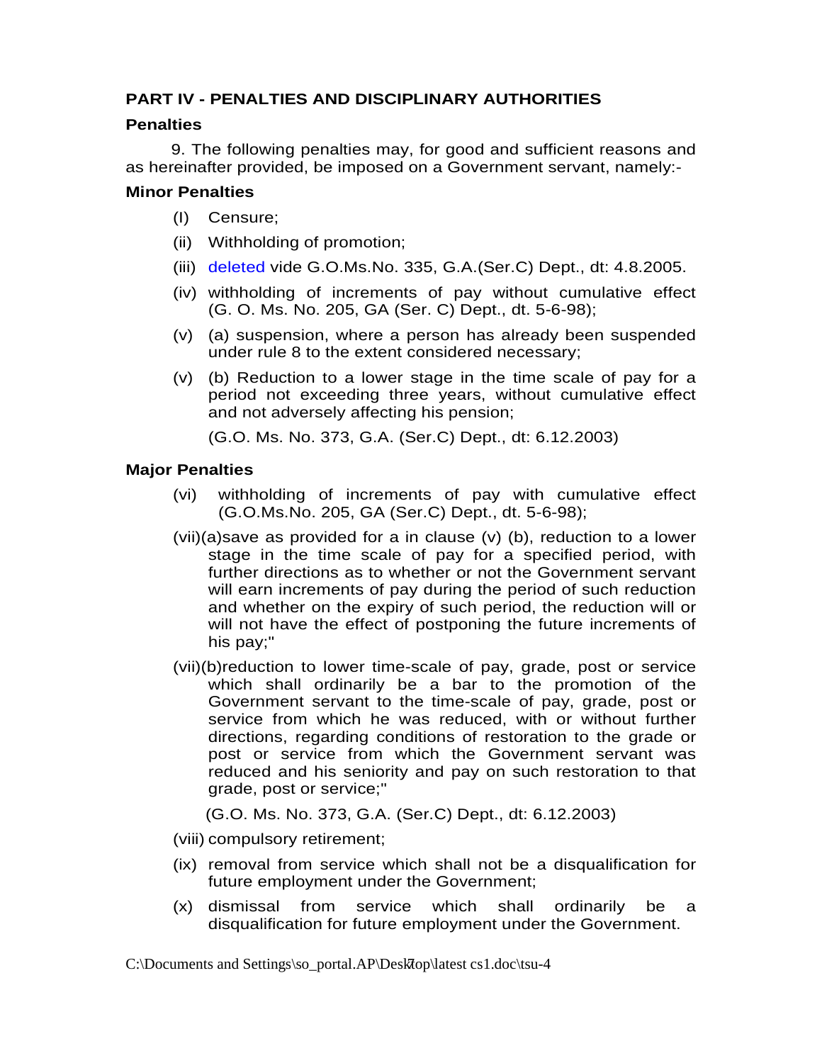## PART IV - PENALTIES AND DISCIPLINARY AUTHORITIES

### Penalties

9. The following penalties may, for good and sufficient reasons and as hereinafter provided, be imposed on a Government servant, namely:-

### Minor Penalties

(I) Censure;

(ii) Withholding of promotion;

(iii) deleted vide G.O.Ms.No. 335, G.A.(Ser.C) Dept., dt: 4.8.2005.

(iv) withholding of increments of pay without cumulative effect (G. O. Ms. No. 205, GA (Ser. C) Dept., dt. 5-6-98);

(v) (a) suspension, where a person has already been suspended under rule 8 to the extent considered necessary;

(v) (b) Reduction to a lower stage in the time scale of pay for a period not exceeding three years, without cumulative effect and not adversely affecting his pension;

(G.O. Ms. No. 373, G.A. (Ser.C) Dept., dt: 6.12.2003)

### Major Penalties

(vi) withholding of increments of pay with cumulative effect (G.O.Ms.No. 205, GA (Ser.C) Dept., dt. 5-6-98);

(vii)(a)save as provided for a in clause (v) (b), reduction to a lower stage in the time scale of pay for a specified period, with further directions as to whether or not the Government servant will earn increments of pay during the period of such reduction and whether on the expiry of such period, the reduction will or will not have the effect of postponing the future increments of his pay;"

(vii)(b)reduction to lower time-scale of pay, grade, post or service which shall ordinarily be a bar to the promotion of the Government servant to the time-scale of pay, grade, post or service from which he was reduced, with or without further directions, regarding conditions of restoration to the grade or post or service from which the Government servant was reduced and his seniority and pay on such restoration to that grade, post or service;"

(G.O. Ms. No. 373, G.A. (Ser.C) Dept., dt: 6.12.2003)

(viii) compulsory retirement;

(ix) removal from service which shall not be a disqualification for future employment under the Government;

(x) dismissal from service which shall ordinarily be a disqualification for future employment under the Government.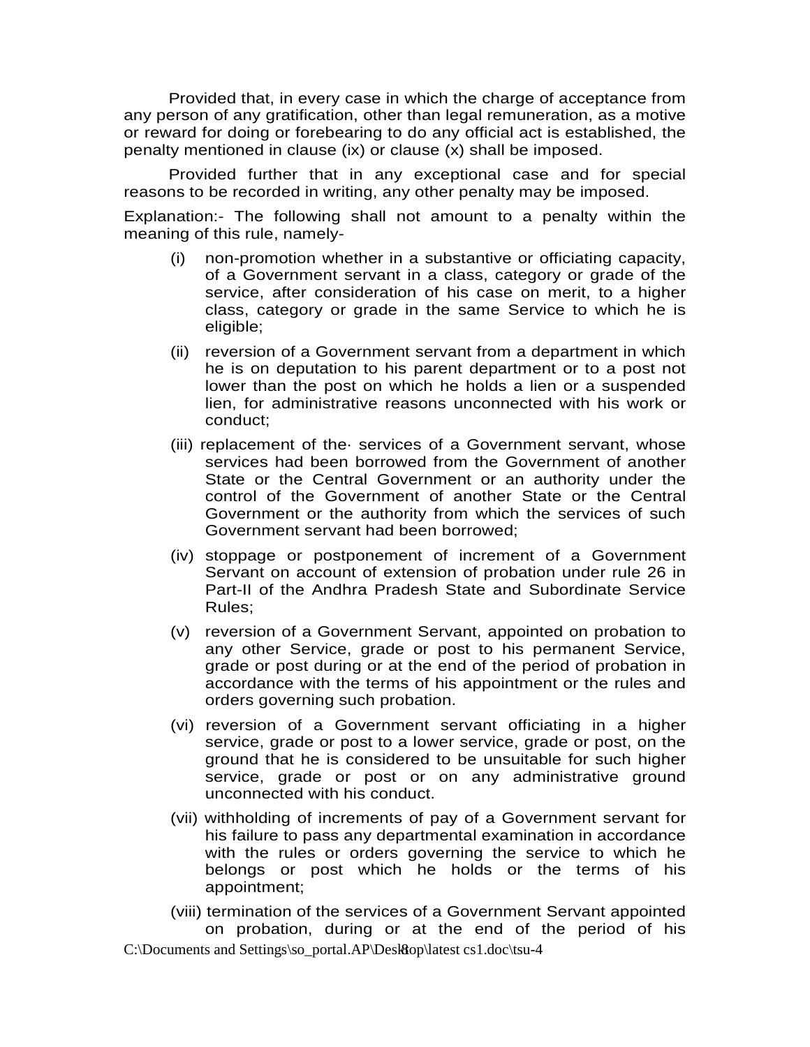Provided that, in every case in which the charge of acceptance from any person of any gratification, other than legal remuneration, as a motive or reward for doing or forebearing to do any official act is established, the penalty mentioned in clause (ix) or clause (x) shall be imposed.

Provided further that in any exceptional case and for special reasons to be recorded in writing, any other penalty may be imposed.

Explanation:- The following shall not amount to a penalty within the meaning of this rule, namely-

(i) non-promotion whether in a substantive or officiating capacity, of a Government servant in a class, category or grade of the service, after consideration of his case on merit, to a higher class, category or grade in the same Service to which he is eligible;

(ii) reversion of a Government servant from a department in which he is on deputation to his parent department or to a post not lower than the post on which he holds a lien or a suspended lien, for administrative reasons unconnected with his work or conduct;

(iii) replacement of the· services of a Government servant, whose services had been borrowed from the Government of another State or the Central Government or an authority under the control of the Government of another State or the Central Government or the authority from which the services of such Government servant had been borrowed;

(iv) stoppage or postponement of increment of a Government Servant on account of extension of probation under rule 26 in Part-II of the Andhra Pradesh State and Subordinate Service Rules;

(v) reversion of a Government Servant, appointed on probation to any other Service, grade or post to his permanent Service, grade or post during or at the end of the period of probation in accordance with the terms of his appointment or the rules and orders governing such probation.

(vi) reversion of a Government servant officiating in a higher service, grade or post to a lower service, grade or post, on the ground that he is considered to be unsuitable for such higher service, grade or post or on any administrative ground unconnected with his conduct.

(vii) withholding of increments of pay of a Government servant for his failure to pass any departmental examination in accordance with the rules or orders governing the service to which he belongs or post which he holds or the terms of his appointment;

(viii) termination of the services of a Government Servant appointed on probation, during or at the end of the period of his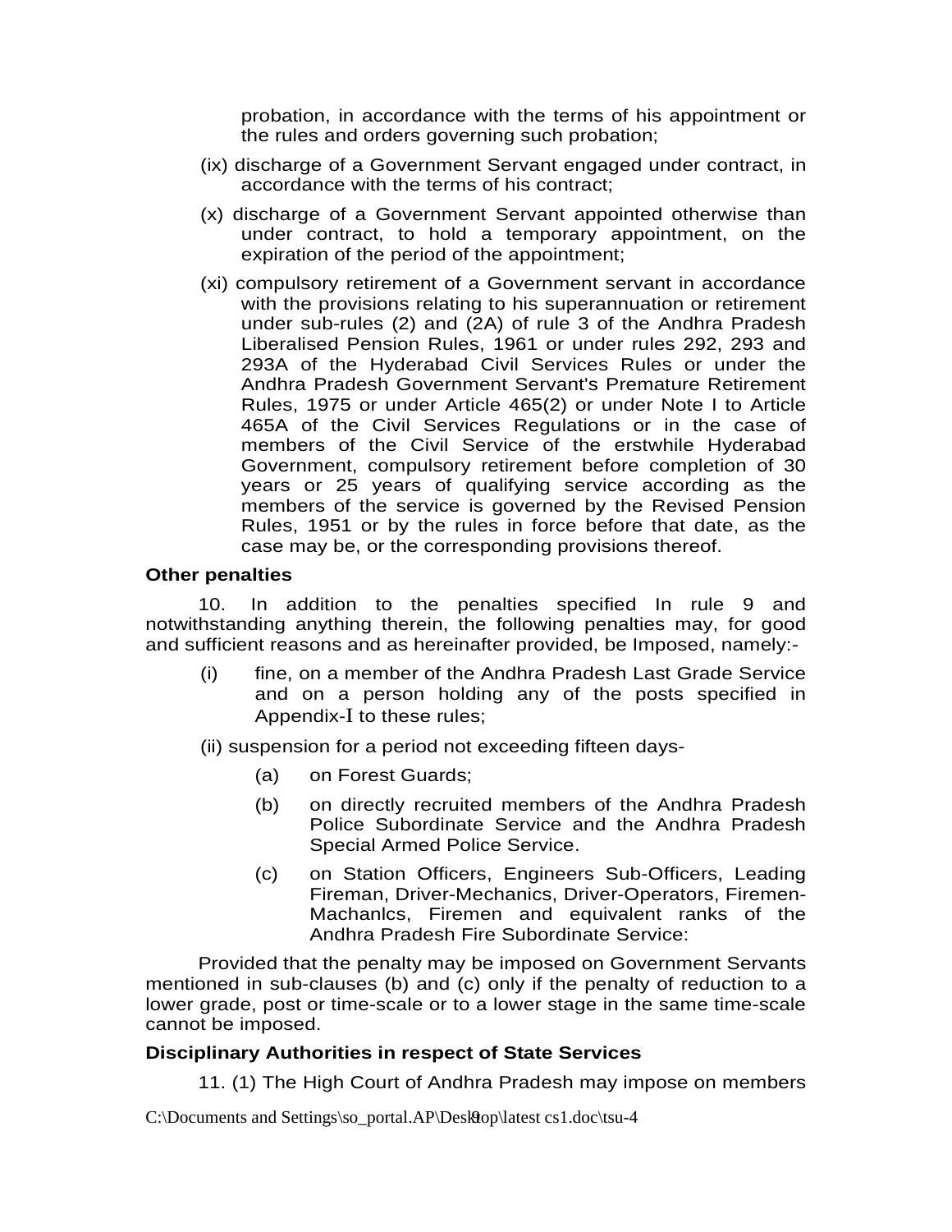probation, in accordance with the terms of his appointment or the rules and orders governing such probation;

(ix) discharge of a Government Servant engaged under contract, in accordance with the terms of his contract;

(x) discharge of a Government Servant appointed otherwise than under contract, to hold a temporary appointment, on the expiration of the period of the appointment;

(xi) compulsory retirement of a Government servant in accordance with the provisions relating to his superannuation or retirement under sub-rules (2) and (2A) of rule 3 of the Andhra Pradesh Liberalised Pension Rules, 1961 or under rules 292, 293 and 293A of the Hyderabad Civil Services Rules or under the Andhra Pradesh Government Servant's Premature Retirement Rules, 1975 or under Article 465(2) or under Note I to Article 465A of the Civil Services Regulations or in the case of members of the Civil Service of the erstwhile Hyderabad Government, compulsory retirement before completion of 30 years or 25 years of qualifying service according as the members of the service is governed by the Revised Pension Rules, 1951 or by the rules in force before that date, as the case may be, or the corresponding provisions thereof.

**Other penalties**

10. In addition to the penalties specified In rule 9 and notwithstanding anything therein, the following penalties may, for good and sufficient reasons and as hereinafter provided, be Imposed, namely:-

(i) fine, on a member of the Andhra Pradesh Last Grade Service and on a person holding any of the posts specified in Appendix-I to these rules;

(ii) suspension for a period not exceeding fifteen days-

- (a) on Forest Guards;
- (b) on directly recruited members of the Andhra Pradesh Police Subordinate Service and the Andhra Pradesh Special Armed Police Service.
- (c) on Station Officers, Engineers Sub-Officers, Leading Fireman, Driver-Mechanics, Driver-Operators, Firemen-Machanlcs, Firemen and equivalent ranks of the Andhra Pradesh Fire Subordinate Service:

Provided that the penalty may be imposed on Government Servants mentioned in sub-clauses (b) and (c) only if the penalty of reduction to a lower grade, post or time-scale or to a lower stage in the same time-scale cannot be imposed.

**Disciplinary Authorities in respect of State Services**

11. (1) The High Court of Andhra Pradesh may impose on members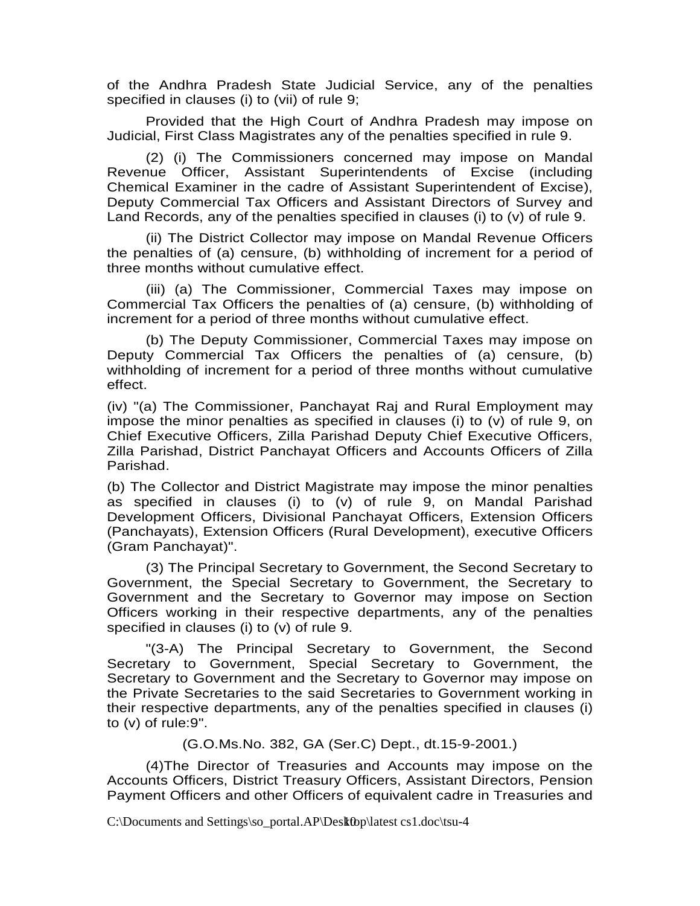of the Andhra Pradesh State Judicial Service, any of the penalties specified in clauses (i) to (vii) of rule 9;

Provided that the High Court of Andhra Pradesh may impose on Judicial, First Class Magistrates any of the penalties specified in rule 9.

(2) (i) The Commissioners concerned may impose on Mandal Revenue Officer, Assistant Superintendents of Excise (including Chemical Examiner in the cadre of Assistant Superintendent of Excise), Deputy Commercial Tax Officers and Assistant Directors of Survey and Land Records, any of the penalties specified in clauses (i) to (v) of rule 9.

(ii) The District Collector may impose on Mandal Revenue Officers the penalties of (a) censure, (b) withholding of increment for a period of three months without cumulative effect.

(iii) (a) The Commissioner, Commercial Taxes may impose on Commercial Tax Officers the penalties of (a) censure, (b) withholding of increment for a period of three months without cumulative effect.

(b) The Deputy Commissioner, Commercial Taxes may impose on Deputy Commercial Tax Officers the penalties of (a) censure, (b) withholding of increment for a period of three months without cumulative effect.

(iv) "(a) The Commissioner, Panchayat Raj and Rural Employment may impose the minor penalties as specified in clauses (i) to (v) of rule 9, on Chief Executive Officers, Zilla Parishad Deputy Chief Executive Officers, Zilla Parishad, District Panchayat Officers and Accounts Officers of Zilla Parishad.

(b) The Collector and District Magistrate may impose the minor penalties as specified in clauses (i) to (v) of rule 9, on Mandal Parishad Development Officers, Divisional Panchayat Officers, Extension Officers (Panchayats), Extension Officers (Rural Development), executive Officers (Gram Panchayat)".

(3) The Principal Secretary to Government, the Second Secretary to Government, the Special Secretary to Government, the Secretary to Government and the Secretary to Governor may impose on Section Officers working in their respective departments, any of the penalties specified in clauses (i) to (v) of rule 9.

"(3-A) The Principal Secretary to Government, the Second Secretary to Government, Special Secretary to Government, the Secretary to Government and the Secretary to Governor may impose on the Private Secretaries to the said Secretaries to Government working in their respective departments, any of the penalties specified in clauses (i) to (v) of rule:9".

(G.O.Ms.No. 382, GA (Ser.C) Dept., dt.15-9-2001.)

(4)The Director of Treasuries and Accounts may impose on the Accounts Officers, District Treasury Officers, Assistant Directors, Pension Payment Officers and other Officers of equivalent cadre in Treasuries and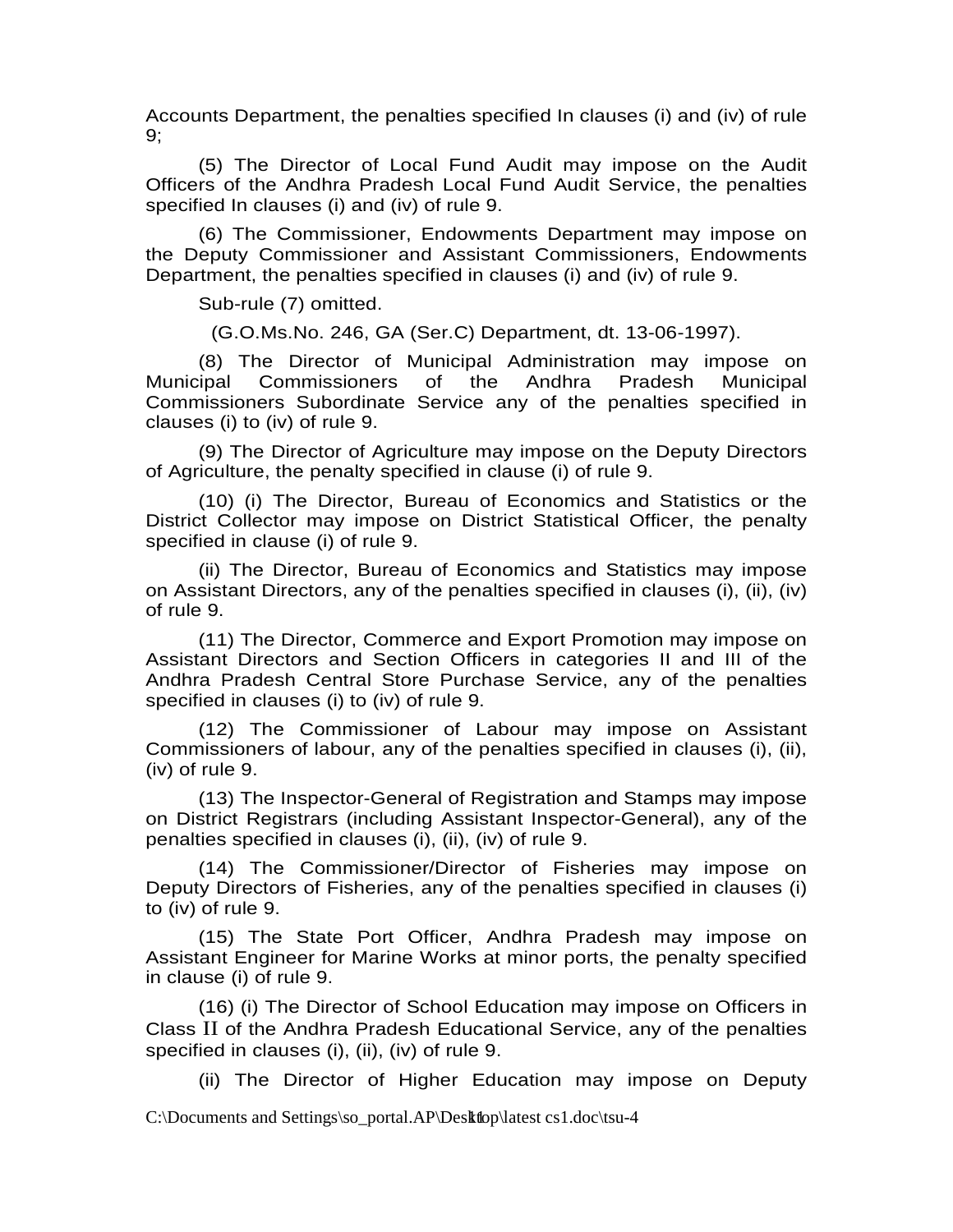Accounts Department, the penalties specified In clauses (i) and (iv) of rule 9;

(5) The Director of Local Fund Audit may impose on the Audit Officers of the Andhra Pradesh Local Fund Audit Service, the penalties specified In clauses (i) and (iv) of rule 9.

(6) The Commissioner, Endowments Department may impose on the Deputy Commissioner and Assistant Commissioners, Endowments Department, the penalties specified in clauses (i) and (iv) of rule 9.

Sub-rule (7) omitted.

(G.O.Ms.No. 246, GA (Ser.C) Department, dt. 13-06-1997).

(8) The Director of Municipal Administration may impose on Municipal Commissioners of the Andhra Pradesh Municipal Commissioners Subordinate Service any of the penalties specified in clauses (i) to (iv) of rule 9.

(9) The Director of Agriculture may impose on the Deputy Directors of Agriculture, the penalty specified in clause (i) of rule 9.

(10) (i) The Director, Bureau of Economics and Statistics or the District Collector may impose on District Statistical Officer, the penalty specified in clause (i) of rule 9.

(ii) The Director, Bureau of Economics and Statistics may impose on Assistant Directors, any of the penalties specified in clauses (i), (ii), (iv) of rule 9.

(11) The Director, Commerce and Export Promotion may impose on Assistant Directors and Section Officers in categories II and III of the Andhra Pradesh Central Store Purchase Service, any of the penalties specified in clauses (i) to (iv) of rule 9.

(12) The Commissioner of Labour may impose on Assistant Commissioners of labour, any of the penalties specified in clauses (i), (ii), (iv) of rule 9.

(13) The Inspector-General of Registration and Stamps may impose on District Registrars (including Assistant Inspector-General), any of the penalties specified in clauses (i), (ii), (iv) of rule 9.

(14) The Commissioner/Director of Fisheries may impose on Deputy Directors of Fisheries, any of the penalties specified in clauses (i) to (iv) of rule 9.

(15) The State Port Officer, Andhra Pradesh may impose on Assistant Engineer for Marine Works at minor ports, the penalty specified in clause (i) of rule 9.

(16) (i) The Director of School Education may impose on Officers in Class II of the Andhra Pradesh Educational Service, any of the penalties specified in clauses (i), (ii), (iv) of rule 9.

(ii) The Director of Higher Education may impose on Deputy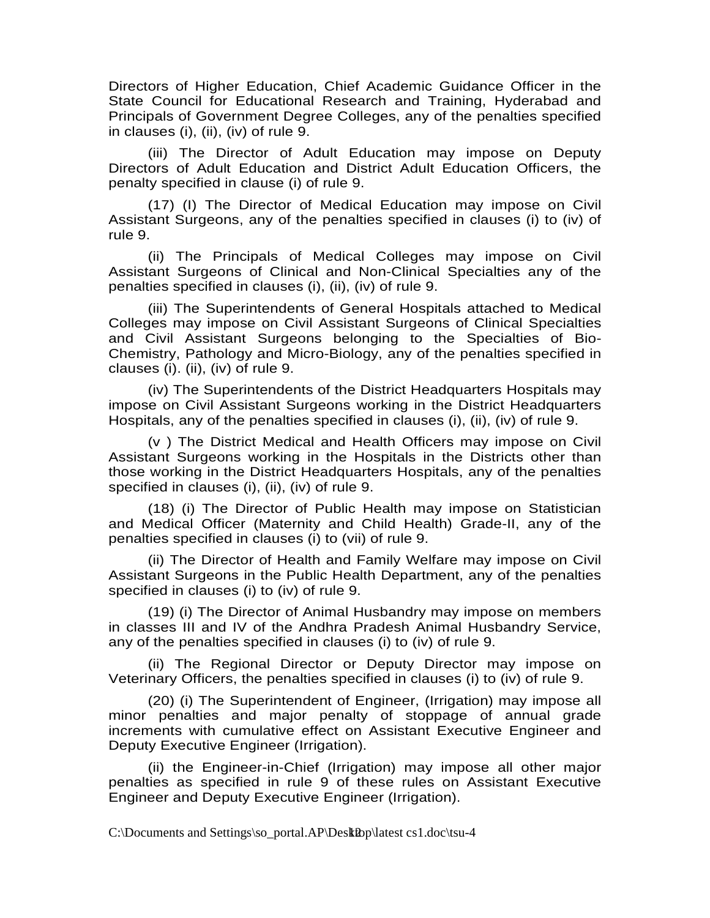Directors of Higher Education, Chief Academic Guidance Officer in the State Council for Educational Research and Training, Hyderabad and Principals of Government Degree Colleges, any of the penalties specified in clauses (i), (ii), (iv) of rule 9.

(iii) The Director of Adult Education may impose on Deputy Directors of Adult Education and District Adult Education Officers, the penalty specified in clause (i) of rule 9.

(17) (I) The Director of Medical Education may impose on Civil Assistant Surgeons, any of the penalties specified in clauses (i) to (iv) of rule 9.

(ii) The Principals of Medical Colleges may impose on Civil Assistant Surgeons of Clinical and Non-Clinical Specialties any of the penalties specified in clauses (i), (ii), (iv) of rule 9.

(iii) The Superintendents of General Hospitals attached to Medical Colleges may impose on Civil Assistant Surgeons of Clinical Specialties and Civil Assistant Surgeons belonging to the Specialties of Bio-Chemistry, Pathology and Micro-Biology, any of the penalties specified in clauses (i). (ii), (iv) of rule 9.

(iv) The Superintendents of the District Headquarters Hospitals may impose on Civil Assistant Surgeons working in the District Headquarters Hospitals, any of the penalties specified in clauses (i), (ii), (iv) of rule 9.

(v ) The District Medical and Health Officers may impose on Civil Assistant Surgeons working in the Hospitals in the Districts other than those working in the District Headquarters Hospitals, any of the penalties specified in clauses (i), (ii), (iv) of rule 9.

(18) (i) The Director of Public Health may impose on Statistician and Medical Officer (Maternity and Child Health) Grade-II, any of the penalties specified in clauses (i) to (vii) of rule 9.

(ii) The Director of Health and Family Welfare may impose on Civil Assistant Surgeons in the Public Health Department, any of the penalties specified in clauses (i) to (iv) of rule 9.

(19) (i) The Director of Animal Husbandry may impose on members in classes III and IV of the Andhra Pradesh Animal Husbandry Service, any of the penalties specified in clauses (i) to (iv) of rule 9.

(ii) The Regional Director or Deputy Director may impose on Veterinary Officers, the penalties specified in clauses (i) to (iv) of rule 9.

(20) (i) The Superintendent of Engineer, (Irrigation) may impose all minor penalties and major penalty of stoppage of annual grade increments with cumulative effect on Assistant Executive Engineer and Deputy Executive Engineer (Irrigation).

(ii) the Engineer-in-Chief (Irrigation) may impose all other major penalties as specified in rule 9 of these rules on Assistant Executive Engineer and Deputy Executive Engineer (Irrigation).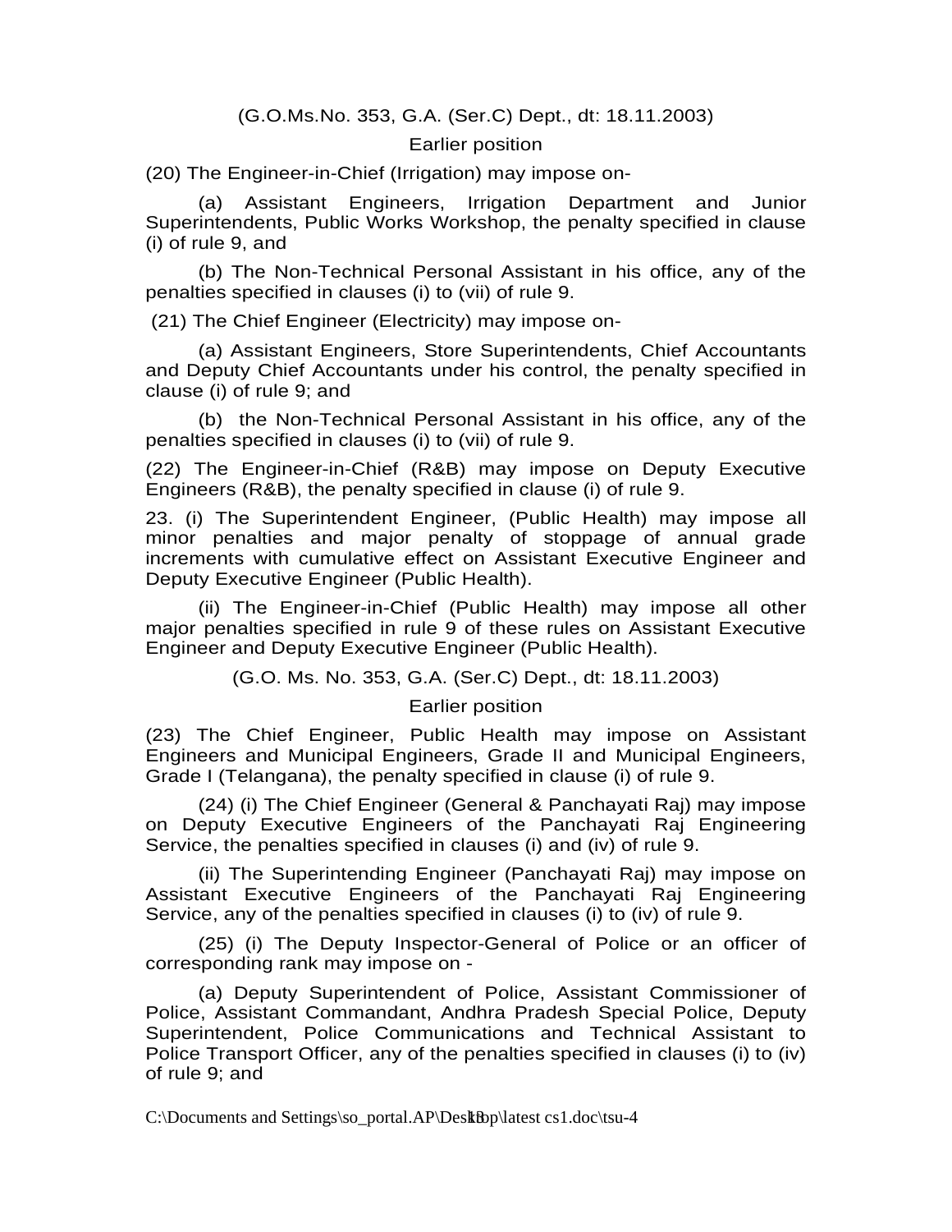(G.O.Ms.No. 353, G.A. (Ser.C) Dept., dt: 18.11.2003)

Earlier position

(20) The Engineer-in-Chief (Irrigation) may impose on-

(a) Assistant Engineers, Irrigation Department and Junior Superintendents, Public Works Workshop, the penalty specified in clause (i) of rule 9, and

(b) The Non-Technical Personal Assistant in his office, any of the penalties specified in clauses (i) to (vii) of rule 9.

(21) The Chief Engineer (Electricity) may impose on-

(a) Assistant Engineers, Store Superintendents, Chief Accountants and Deputy Chief Accountants under his control, the penalty specified in clause (i) of rule 9; and

(b) the Non-Technical Personal Assistant in his office, any of the penalties specified in clauses (i) to (vii) of rule 9.

(22) The Engineer-in-Chief (R&B) may impose on Deputy Executive Engineers (R&B), the penalty specified in clause (i) of rule 9.

23. (i) The Superintendent Engineer, (Public Health) may impose all minor penalties and major penalty of stoppage of annual grade increments with cumulative effect on Assistant Executive Engineer and Deputy Executive Engineer (Public Health).

(ii) The Engineer-in-Chief (Public Health) may impose all other major penalties specified in rule 9 of these rules on Assistant Executive Engineer and Deputy Executive Engineer (Public Health).

(G.O. Ms. No. 353, G.A. (Ser.C) Dept., dt: 18.11.2003)

Earlier position

(23) The Chief Engineer, Public Health may impose on Assistant Engineers and Municipal Engineers, Grade II and Municipal Engineers, Grade I (Telangana), the penalty specified in clause (i) of rule 9.

(24) (i) The Chief Engineer (General & Panchayati Raj) may impose on Deputy Executive Engineers of the Panchayati Raj Engineering Service, the penalties specified in clauses (i) and (iv) of rule 9.

(ii) The Superintending Engineer (Panchayati Raj) may impose on Assistant Executive Engineers of the Panchayati Raj Engineering Service, any of the penalties specified in clauses (i) to (iv) of rule 9.

(25) (i) The Deputy Inspector-General of Police or an officer of corresponding rank may impose on -

(a) Deputy Superintendent of Police, Assistant Commissioner of Police, Assistant Commandant, Andhra Pradesh Special Police, Deputy Superintendent, Police Communications and Technical Assistant to Police Transport Officer, any of the penalties specified in clauses (i) to (iv) of rule 9; and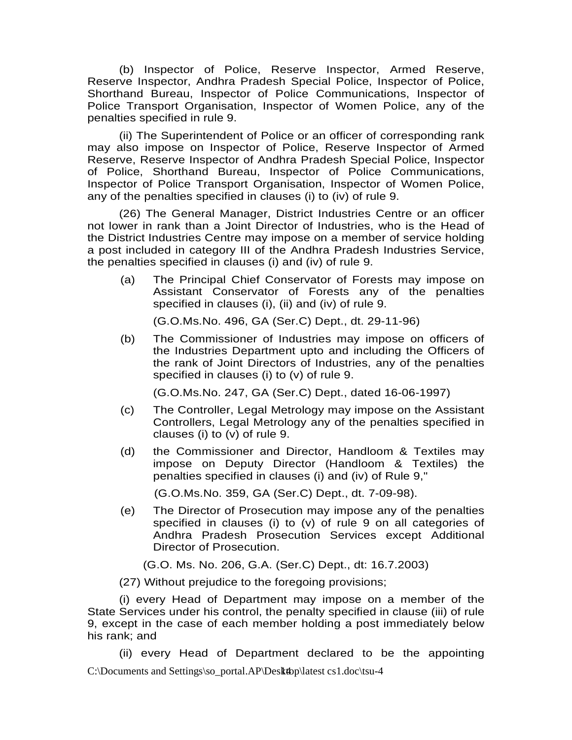(b) Inspector of Police, Reserve Inspector, Armed Reserve, Reserve Inspector, Andhra Pradesh Special Police, Inspector of Police, Shorthand Bureau, Inspector of Police Communications, Inspector of Police Transport Organisation, Inspector of Women Police, any of the penalties specified in rule 9.

(ii) The Superintendent of Police or an officer of corresponding rank may also impose on Inspector of Police, Reserve Inspector of Armed Reserve, Reserve Inspector of Andhra Pradesh Special Police, Inspector of Police, Shorthand Bureau, Inspector of Police Communications, Inspector of Police Transport Organisation, Inspector of Women Police, any of the penalties specified in clauses (i) to (iv) of rule 9.

(26) The General Manager, District Industries Centre or an officer not lower in rank than a Joint Director of Industries, who is the Head of the District Industries Centre may impose on a member of service holding a post included in category III of the Andhra Pradesh Industries Service, the penalties specified in clauses (i) and (iv) of rule 9.

(a) The Principal Chief Conservator of Forests may impose on Assistant Conservator of Forests any of the penalties specified in clauses (i), (ii) and (iv) of rule 9.

(G.O.Ms.No. 496, GA (Ser.C) Dept., dt. 29-11-96)

(b) The Commissioner of Industries may impose on officers of the Industries Department upto and including the Officers of the rank of Joint Directors of Industries, any of the penalties specified in clauses (i) to (v) of rule 9.

(G.O.Ms.No. 247, GA (Ser.C) Dept., dated 16-06-1997)

(c) The Controller, Legal Metrology may impose on the Assistant Controllers, Legal Metrology any of the penalties specified in clauses (i) to (v) of rule 9.

(d) the Commissioner and Director, Handloom & Textiles may impose on Deputy Director (Handloom & Textiles) the penalties specified in clauses (i) and (iv) of Rule 9,"

(G.O.Ms.No. 359, GA (Ser.C) Dept., dt. 7-09-98).

(e) The Director of Prosecution may impose any of the penalties specified in clauses (i) to (v) of rule 9 on all categories of Andhra Pradesh Prosecution Services except Additional Director of Prosecution.

(G.O. Ms. No. 206, G.A. (Ser.C) Dept., dt: 16.7.2003)

(27) Without prejudice to the foregoing provisions;

(i) every Head of Department may impose on a member of the State Services under his control, the penalty specified in clause (iii) of rule 9, except in the case of each member holding a post immediately below his rank; and

(ii) every Head of Department declared to be the appointing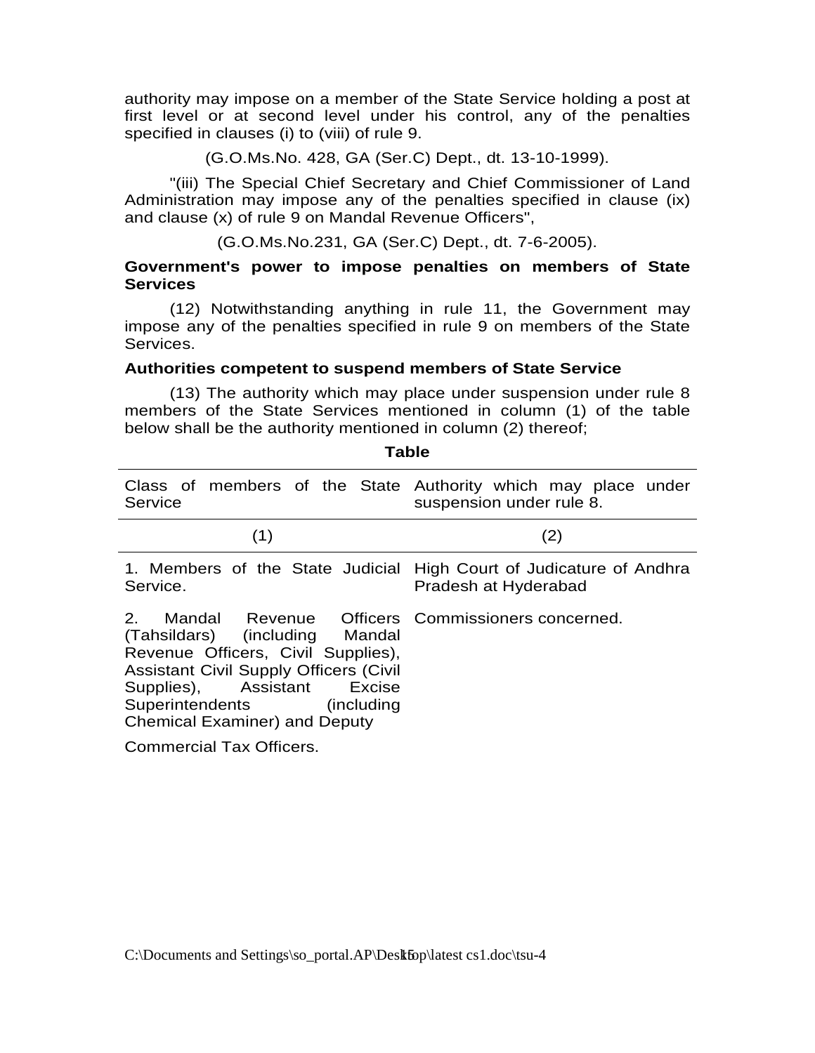authority may impose on a member of the State Service holding a post at first level or at second level under his control, any of the penalties specified in clauses (i) to (viii) of rule 9.

(G.O.Ms.No. 428, GA (Ser.C) Dept., dt. 13-10-1999).

"(iii) The Special Chief Secretary and Chief Commissioner of Land Administration may impose any of the penalties specified in clause (ix) and clause (x) of rule 9 on Mandal Revenue Officers",

(G.O.Ms.No.231, GA (Ser.C) Dept., dt. 7-6-2005).

**Government's power to impose penalties on members of State Services**

(12) Notwithstanding anything in rule 11, the Government may impose any of the penalties specified in rule 9 on members of the State Services.

**Authorities competent to suspend members of State Service**

(13) The authority which may place under suspension under rule 8 members of the State Services mentioned in column (1) of the table below shall be the authority mentioned in column (2) thereof;

**Table**

| Class of members of the State Service | Authority which may place under suspension under rule 8. |
|---|---|
| (1) | (2) |
| 1. Members of the State Judicial Service. | High Court of Judicature of Andhra Pradesh at Hyderabad |
| 2. Mandal Revenue Officers (Tahsildars) (including Mandal Revenue Officers, Civil Supplies), Assistant Civil Supply Officers (Civil Supplies), Assistant Excise Superintendents (including Chemical Examiner) and Deputy Commercial Tax Officers. | Commissioners concerned. |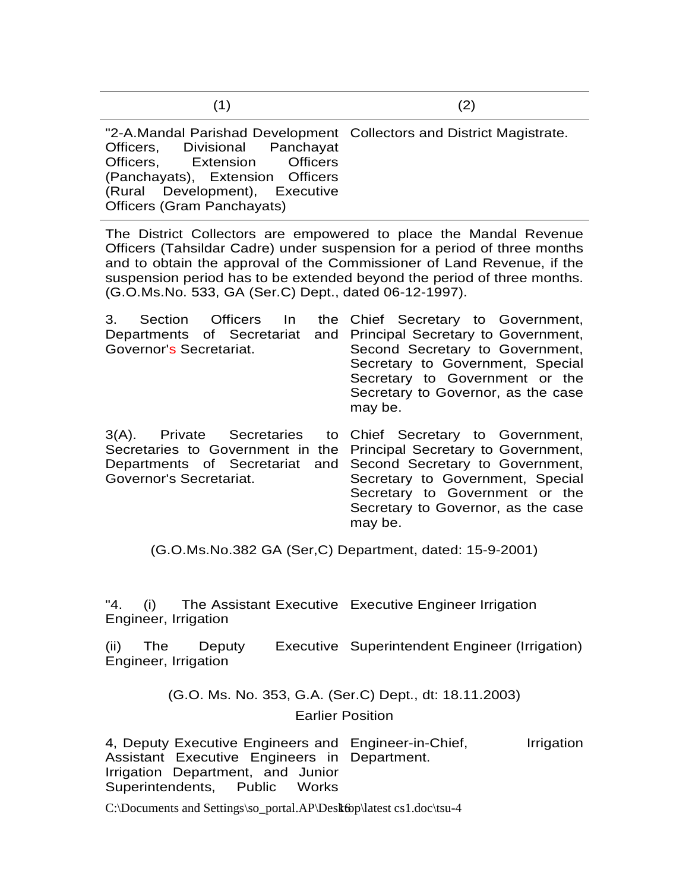| (1) | (2) |
|---|---|
| "2-A.Mandal Parishad Development Officers, Divisional Panchayat Officers, Extension Officers (Panchayats), Extension Officers (Rural Development), Executive Officers (Gram Panchayats) | Collectors and District Magistrate. |

The District Collectors are empowered to place the Mandal Revenue Officers (Tahsildar Cadre) under suspension for a period of three months and to obtain the approval of the Commissioner of Land Revenue, if the suspension period has to be extended beyond the period of three months. (G.O.Ms.No. 533, GA (Ser.C) Dept., dated 06-12-1997).

| | |
|---|---|
| 3. Section Officers In the Departments of Secretariat and Governor's Secretariat. | Chief Secretary to Government, Principal Secretary to Government, Second Secretary to Government, Secretary to Government, Special Secretary to Government or the Secretary to Governor, as the case may be. |
| 3(A). Private Secretaries to Secretaries to Government in the Departments of Secretariat and Governor's Secretariat. | Chief Secretary to Government, Principal Secretary to Government, Second Secretary to Government, Secretary to Government, Special Secretary to Government or the Secretary to Governor, as the case may be. |

(G.O.Ms.No.382 GA (Ser,C) Department, dated: 15-9-2001)

| | |
|---|---|
| "4. (i) The Assistant Executive Engineer, Irrigation | Executive Engineer Irrigation |
| (ii) The Deputy Executive Engineer, Irrigation | Superintendent Engineer (Irrigation) |

(G.O. Ms. No. 353, G.A. (Ser.C) Dept., dt: 18.11.2003)

Earlier Position

| | |
|---|---|
| 4, Deputy Executive Engineers and Assistant Executive Engineers in Irrigation Department, and Junior Superintendents, Public Works | Engineer-in-Chief, Irrigation Department. |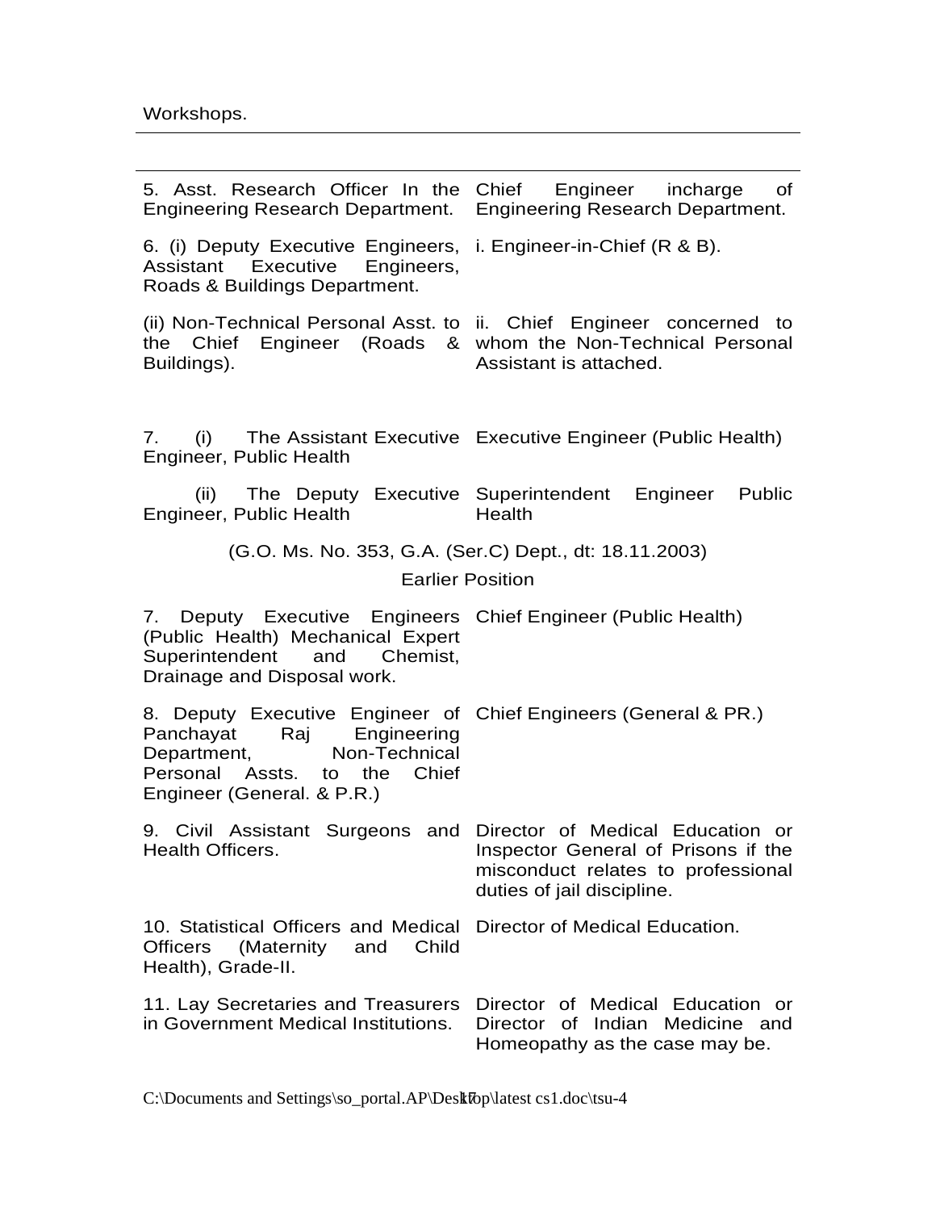Workshops.

| | |
|---|---|
| 5. Asst. Research Officer In the Engineering Research Department. | Chief Engineer incharge of Engineering Research Department. |
| 6. (i) Deputy Executive Engineers, Assistant Executive Engineers, Roads & Buildings Department. | i. Engineer-in-Chief (R & B). |
| (ii) Non-Technical Personal Asst. to the Chief Engineer (Roads & Buildings). | ii. Chief Engineer concerned to whom the Non-Technical Personal Assistant is attached. |
| 7. (i) The Assistant Executive Engineer, Public Health | Executive Engineer (Public Health) |
| (ii) The Deputy Executive Engineer, Public Health | Superintendent Engineer Public Health |

(G.O. Ms. No. 353, G.A. (Ser.C) Dept., dt: 18.11.2003)

Earlier Position

| | |
|---|---|
| 7. Deputy Executive Engineers (Public Health) Mechanical Expert Superintendent and Chemist, Drainage and Disposal work. | Chief Engineer (Public Health) |
| 8. Deputy Executive Engineer of Panchayat Raj Engineering Department, Non-Technical Personal Assts. to the Chief Engineer (General. & P.R.) | Chief Engineers (General & PR.) |
| 9. Civil Assistant Surgeons and Health Officers. | Director of Medical Education or Inspector General of Prisons if the misconduct relates to professional duties of jail discipline. |
| 10. Statistical Officers and Medical Officers (Maternity and Child Health), Grade-II. | Director of Medical Education. |
| 11. Lay Secretaries and Treasurers in Government Medical Institutions. | Director of Medical Education or Director of Indian Medicine and Homeopathy as the case may be. |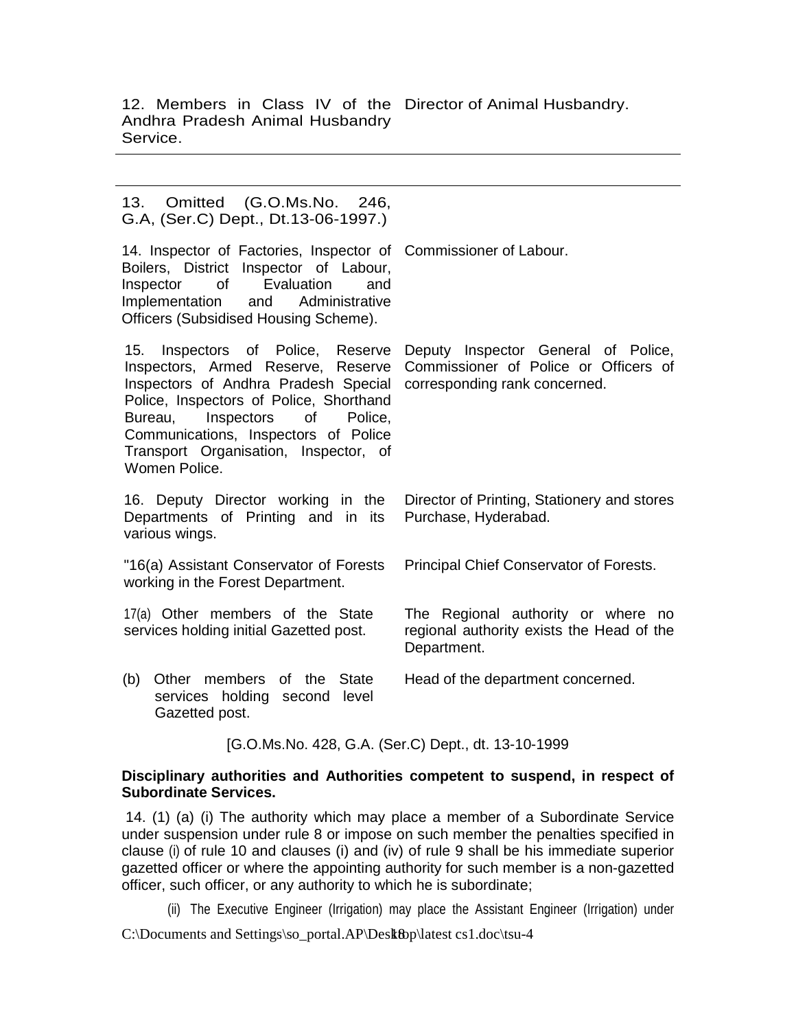| | |
|---|---|
| 12. Members in Class IV of the Andhra Pradesh Animal Husbandry Service. | Director of Animal Husbandry. |
| 13. Omitted (G.O.Ms.No. 246, G.A, (Ser.C) Dept., Dt.13-06-1997.) | |
| 14. Inspector of Factories, Inspector of Boilers, District Inspector of Labour, Inspector of Evaluation and Implementation and Administrative Officers (Subsidised Housing Scheme). | Commissioner of Labour. |
| 15. Inspectors of Police, Reserve Inspectors, Armed Reserve, Reserve Inspectors of Andhra Pradesh Special Police, Inspectors of Police, Shorthand Bureau, Inspectors of Police, Communications, Inspectors of Police Transport Organisation, Inspector, of Women Police. | Deputy Inspector General of Police, Commissioner of Police or Officers of corresponding rank concerned. |
| 16. Deputy Director working in the Departments of Printing and in its various wings. | Director of Printing, Stationery and stores Purchase, Hyderabad. |
| "16(a) Assistant Conservator of Forests working in the Forest Department. | Principal Chief Conservator of Forests. |
| 17(a) Other members of the State services holding initial Gazetted post. | The Regional authority or where no regional authority exists the Head of the Department. |
| (b) Other members of the State services holding second level Gazetted post. | Head of the department concerned. |

[G.O.Ms.No. 428, G.A. (Ser.C) Dept., dt. 13-10-1999

**Disciplinary authorities and Authorities competent to suspend, in respect of Subordinate Services.**

14. (1) (a) (i) The authority which may place a member of a Subordinate Service under suspension under rule 8 or impose on such member the penalties specified in clause (i) of rule 10 and clauses (i) and (iv) of rule 9 shall be his immediate superior gazetted officer or where the appointing authority for such member is a non-gazetted officer, such officer, or any authority to which he is subordinate;

(ii) The Executive Engineer (Irrigation) may place the Assistant Engineer (Irrigation) under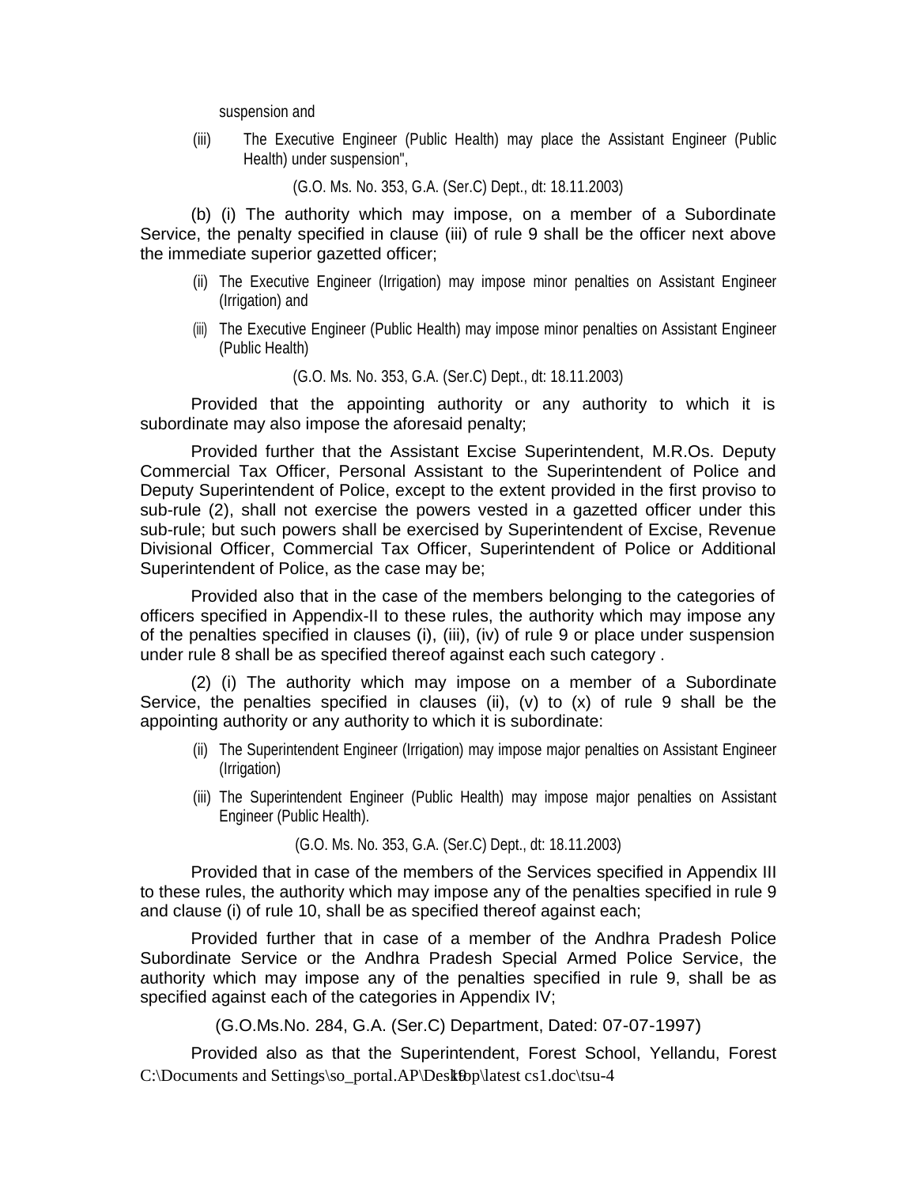suspension and

(iii) The Executive Engineer (Public Health) may place the Assistant Engineer (Public Health) under suspension",

(G.O. Ms. No. 353, G.A. (Ser.C) Dept., dt: 18.11.2003)

(b) (i) The authority which may impose, on a member of a Subordinate Service, the penalty specified in clause (iii) of rule 9 shall be the officer next above the immediate superior gazetted officer;

(ii) The Executive Engineer (Irrigation) may impose minor penalties on Assistant Engineer (Irrigation) and

(iii) The Executive Engineer (Public Health) may impose minor penalties on Assistant Engineer (Public Health)

(G.O. Ms. No. 353, G.A. (Ser.C) Dept., dt: 18.11.2003)

Provided that the appointing authority or any authority to which it is subordinate may also impose the aforesaid penalty;

Provided further that the Assistant Excise Superintendent, M.R.Os. Deputy Commercial Tax Officer, Personal Assistant to the Superintendent of Police and Deputy Superintendent of Police, except to the extent provided in the first proviso to sub-rule (2), shall not exercise the powers vested in a gazetted officer under this sub-rule; but such powers shall be exercised by Superintendent of Excise, Revenue Divisional Officer, Commercial Tax Officer, Superintendent of Police or Additional Superintendent of Police, as the case may be;

Provided also that in the case of the members belonging to the categories of officers specified in Appendix-II to these rules, the authority which may impose any of the penalties specified in clauses (i), (iii), (iv) of rule 9 or place under suspension under rule 8 shall be as specified thereof against each such category .

(2) (i) The authority which may impose on a member of a Subordinate Service, the penalties specified in clauses (ii), (v) to (x) of rule 9 shall be the appointing authority or any authority to which it is subordinate:

(ii) The Superintendent Engineer (Irrigation) may impose major penalties on Assistant Engineer (Irrigation)

(iii) The Superintendent Engineer (Public Health) may impose major penalties on Assistant Engineer (Public Health).

(G.O. Ms. No. 353, G.A. (Ser.C) Dept., dt: 18.11.2003)

Provided that in case of the members of the Services specified in Appendix III to these rules, the authority which may impose any of the penalties specified in rule 9 and clause (i) of rule 10, shall be as specified thereof against each;

Provided further that in case of a member of the Andhra Pradesh Police Subordinate Service or the Andhra Pradesh Special Armed Police Service, the authority which may impose any of the penalties specified in rule 9, shall be as specified against each of the categories in Appendix IV;

(G.O.Ms.No. 284, G.A. (Ser.C) Department, Dated: 07-07-1997)

Provided also as that the Superintendent, Forest School, Yellandu, Forest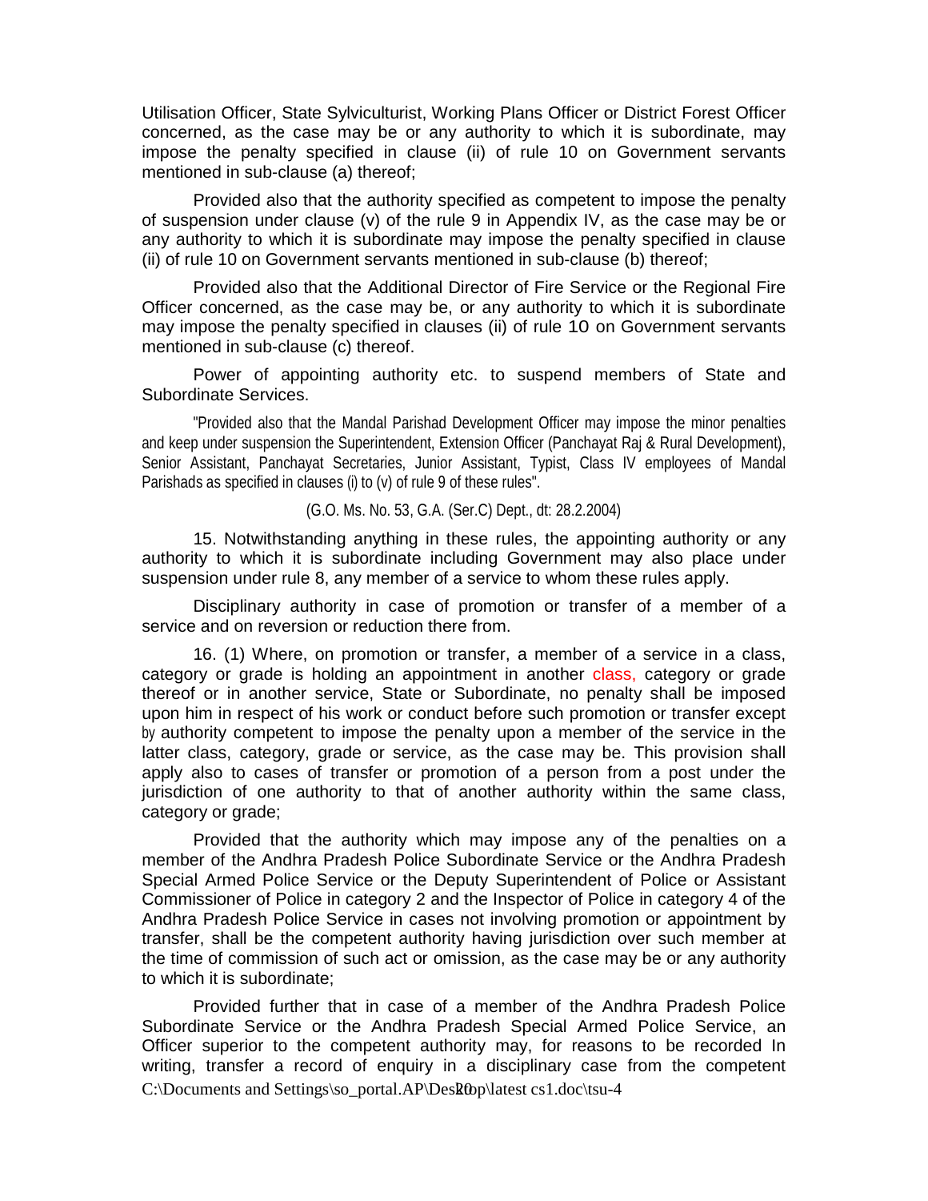Utilisation Officer, State Sylviculturist, Working Plans Officer or District Forest Officer concerned, as the case may be or any authority to which it is subordinate, may impose the penalty specified in clause (ii) of rule 10 on Government servants mentioned in sub-clause (a) thereof;

Provided also that the authority specified as competent to impose the penalty of suspension under clause (v) of the rule 9 in Appendix IV, as the case may be or any authority to which it is subordinate may impose the penalty specified in clause (ii) of rule 10 on Government servants mentioned in sub-clause (b) thereof;

Provided also that the Additional Director of Fire Service or the Regional Fire Officer concerned, as the case may be, or any authority to which it is subordinate may impose the penalty specified in clauses (ii) of rule 10 on Government servants mentioned in sub-clause (c) thereof.

Power of appointing authority etc. to suspend members of State and Subordinate Services.

"Provided also that the Mandal Parishad Development Officer may impose the minor penalties and keep under suspension the Superintendent, Extension Officer (Panchayat Raj & Rural Development), Senior Assistant, Panchayat Secretaries, Junior Assistant, Typist, Class IV employees of Mandal Parishads as specified in clauses (i) to (v) of rule 9 of these rules".

(G.O. Ms. No. 53, G.A. (Ser.C) Dept., dt: 28.2.2004)

15. Notwithstanding anything in these rules, the appointing authority or any authority to which it is subordinate including Government may also place under suspension under rule 8, any member of a service to whom these rules apply.

Disciplinary authority in case of promotion or transfer of a member of a service and on reversion or reduction there from.

16. (1) Where, on promotion or transfer, a member of a service in a class, category or grade is holding an appointment in another class, category or grade thereof or in another service, State or Subordinate, no penalty shall be imposed upon him in respect of his work or conduct before such promotion or transfer except by authority competent to impose the penalty upon a member of the service in the latter class, category, grade or service, as the case may be. This provision shall apply also to cases of transfer or promotion of a person from a post under the jurisdiction of one authority to that of another authority within the same class, category or grade;

Provided that the authority which may impose any of the penalties on a member of the Andhra Pradesh Police Subordinate Service or the Andhra Pradesh Special Armed Police Service or the Deputy Superintendent of Police or Assistant Commissioner of Police in category 2 and the Inspector of Police in category 4 of the Andhra Pradesh Police Service in cases not involving promotion or appointment by transfer, shall be the competent authority having jurisdiction over such member at the time of commission of such act or omission, as the case may be or any authority to which it is subordinate;

Provided further that in case of a member of the Andhra Pradesh Police Subordinate Service or the Andhra Pradesh Special Armed Police Service, an Officer superior to the competent authority may, for reasons to be recorded In writing, transfer a record of enquiry in a disciplinary case from the competent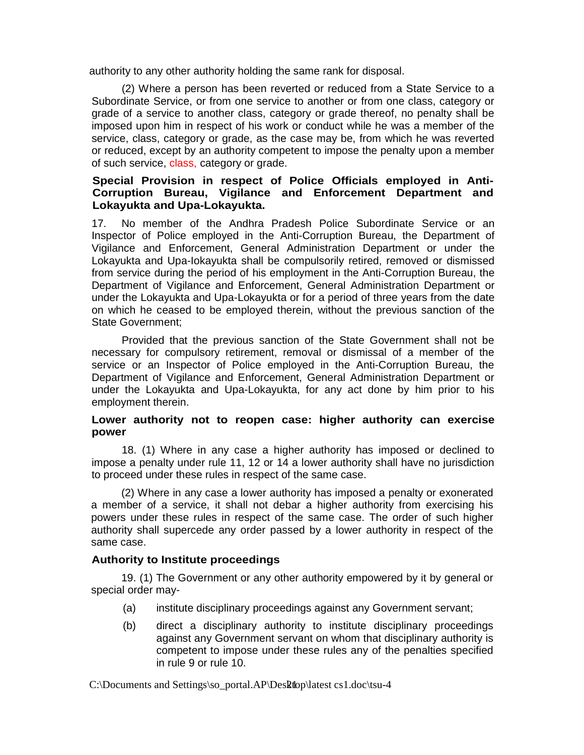authority to any other authority holding the same rank for disposal.

(2) Where a person has been reverted or reduced from a State Service to a Subordinate Service, or from one service to another or from one class, category or grade of a service to another class, category or grade thereof, no penalty shall be imposed upon him in respect of his work or conduct while he was a member of the service, class, category or grade, as the case may be, from which he was reverted or reduced, except by an authority competent to impose the penalty upon a member of such service, class, category or grade.

**Special Provision in respect of Police Officials employed in Anti-Corruption Bureau, Vigilance and Enforcement Department and Lokayukta and Upa-Lokayukta.**

17. No member of the Andhra Pradesh Police Subordinate Service or an Inspector of Police employed in the Anti-Corruption Bureau, the Department of Vigilance and Enforcement, General Administration Department or under the Lokayukta and Upa-lokayukta shall be compulsorily retired, removed or dismissed from service during the period of his employment in the Anti-Corruption Bureau, the Department of Vigilance and Enforcement, General Administration Department or under the Lokayukta and Upa-Lokayukta or for a period of three years from the date on which he ceased to be employed therein, without the previous sanction of the State Government;

Provided that the previous sanction of the State Government shall not be necessary for compulsory retirement, removal or dismissal of a member of the service or an Inspector of Police employed in the Anti-Corruption Bureau, the Department of Vigilance and Enforcement, General Administration Department or under the Lokayukta and Upa-Lokayukta, for any act done by him prior to his employment therein.

**Lower authority not to reopen case: higher authority can exercise power**

18. (1) Where in any case a higher authority has imposed or declined to impose a penalty under rule 11, 12 or 14 a lower authority shall have no jurisdiction to proceed under these rules in respect of the same case.

(2) Where in any case a lower authority has imposed a penalty or exonerated a member of a service, it shall not debar a higher authority from exercising his powers under these rules in respect of the same case. The order of such higher authority shall supercede any order passed by a lower authority in respect of the same case.

**Authority to Institute proceedings**

19. (1) The Government or any other authority empowered by it by general or special order may-

(a) institute disciplinary proceedings against any Government servant;

(b) direct a disciplinary authority to institute disciplinary proceedings against any Government servant on whom that disciplinary authority is competent to impose under these rules any of the penalties specified in rule 9 or rule 10.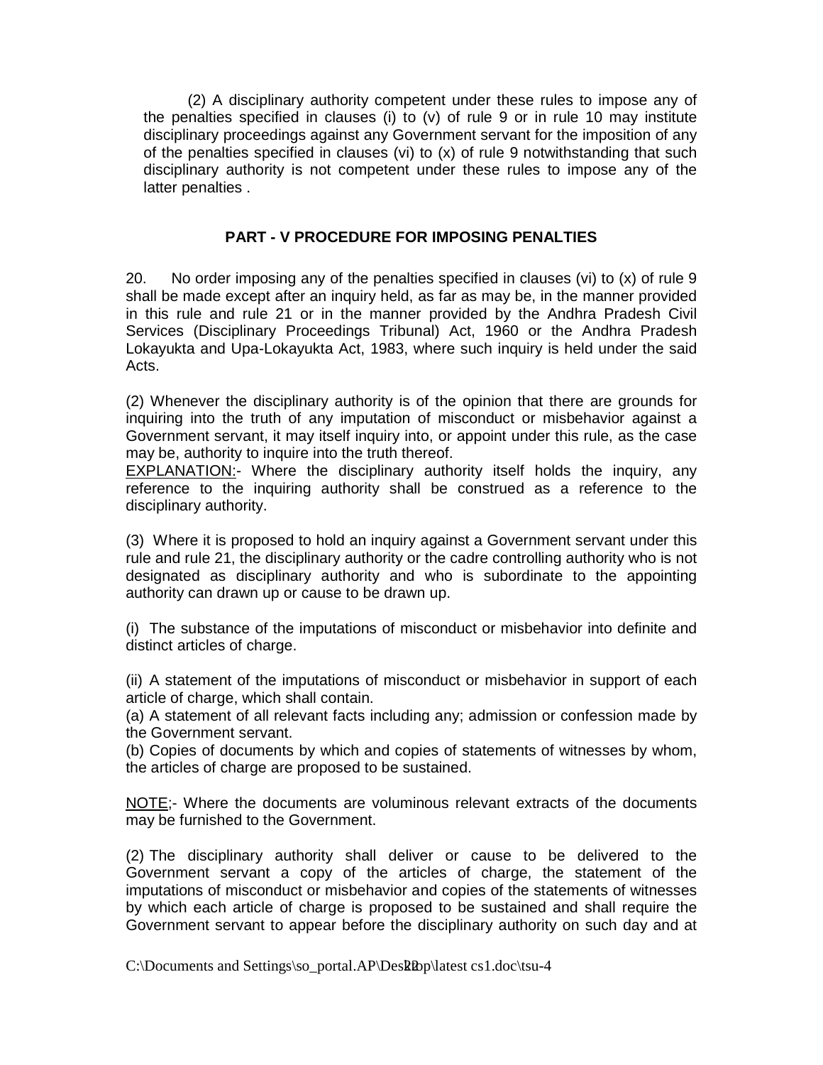(2) A disciplinary authority competent under these rules to impose any of the penalties specified in clauses (i) to (v) of rule 9 or in rule 10 may institute disciplinary proceedings against any Government servant for the imposition of any of the penalties specified in clauses (vi) to (x) of rule 9 notwithstanding that such disciplinary authority is not competent under these rules to impose any of the latter penalties .

## PART - V PROCEDURE FOR IMPOSING PENALTIES

20. No order imposing any of the penalties specified in clauses (vi) to (x) of rule 9 shall be made except after an inquiry held, as far as may be, in the manner provided in this rule and rule 21 or in the manner provided by the Andhra Pradesh Civil Services (Disciplinary Proceedings Tribunal) Act, 1960 or the Andhra Pradesh Lokayukta and Upa-Lokayukta Act, 1983, where such inquiry is held under the said Acts.

(2) Whenever the disciplinary authority is of the opinion that there are grounds for inquiring into the truth of any imputation of misconduct or misbehavior against a Government servant, it may itself inquiry into, or appoint under this rule, as the case may be, authority to inquire into the truth thereof.

EXPLANATION:- Where the disciplinary authority itself holds the inquiry, any reference to the inquiring authority shall be construed as a reference to the disciplinary authority.

(3) Where it is proposed to hold an inquiry against a Government servant under this rule and rule 21, the disciplinary authority or the cadre controlling authority who is not designated as disciplinary authority and who is subordinate to the appointing authority can drawn up or cause to be drawn up.

(i) The substance of the imputations of misconduct or misbehavior into definite and distinct articles of charge.

(ii) A statement of the imputations of misconduct or misbehavior in support of each article of charge, which shall contain.

(a) A statement of all relevant facts including any; admission or confession made by the Government servant.

(b) Copies of documents by which and copies of statements of witnesses by whom, the articles of charge are proposed to be sustained.

NOTE;- Where the documents are voluminous relevant extracts of the documents may be furnished to the Government.

(2) The disciplinary authority shall deliver or cause to be delivered to the Government servant a copy of the articles of charge, the statement of the imputations of misconduct or misbehavior and copies of the statements of witnesses by which each article of charge is proposed to be sustained and shall require the Government servant to appear before the disciplinary authority on such day and at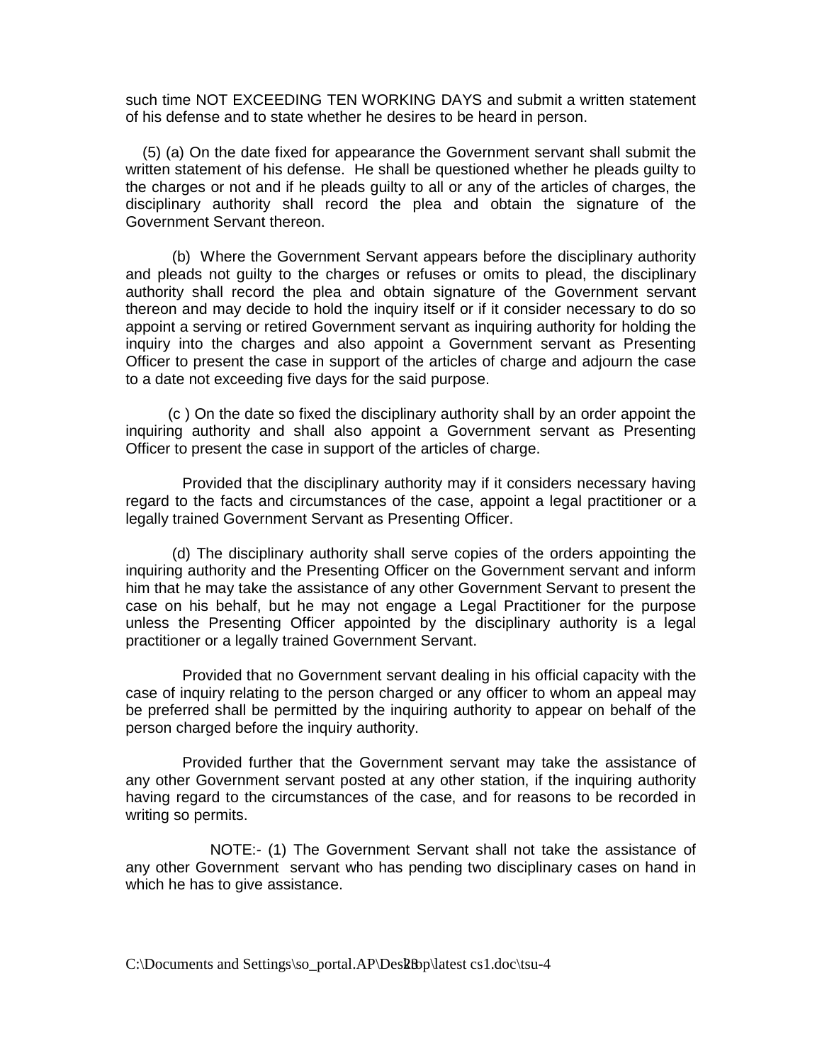such time NOT EXCEEDING TEN WORKING DAYS and submit a written statement of his defense and to state whether he desires to be heard in person.

(5) (a) On the date fixed for appearance the Government servant shall submit the written statement of his defense. He shall be questioned whether he pleads guilty to the charges or not and if he pleads guilty to all or any of the articles of charges, the disciplinary authority shall record the plea and obtain the signature of the Government Servant thereon.

(b) Where the Government Servant appears before the disciplinary authority and pleads not guilty to the charges or refuses or omits to plead, the disciplinary authority shall record the plea and obtain signature of the Government servant thereon and may decide to hold the inquiry itself or if it consider necessary to do so appoint a serving or retired Government servant as inquiring authority for holding the inquiry into the charges and also appoint a Government servant as Presenting Officer to present the case in support of the articles of charge and adjourn the case to a date not exceeding five days for the said purpose.

(c ) On the date so fixed the disciplinary authority shall by an order appoint the inquiring authority and shall also appoint a Government servant as Presenting Officer to present the case in support of the articles of charge.

Provided that the disciplinary authority may if it considers necessary having regard to the facts and circumstances of the case, appoint a legal practitioner or a legally trained Government Servant as Presenting Officer.

(d) The disciplinary authority shall serve copies of the orders appointing the inquiring authority and the Presenting Officer on the Government servant and inform him that he may take the assistance of any other Government Servant to present the case on his behalf, but he may not engage a Legal Practitioner for the purpose unless the Presenting Officer appointed by the disciplinary authority is a legal practitioner or a legally trained Government Servant.

Provided that no Government servant dealing in his official capacity with the case of inquiry relating to the person charged or any officer to whom an appeal may be preferred shall be permitted by the inquiring authority to appear on behalf of the person charged before the inquiry authority.

Provided further that the Government servant may take the assistance of any other Government servant posted at any other station, if the inquiring authority having regard to the circumstances of the case, and for reasons to be recorded in writing so permits.

NOTE:- (1) The Government Servant shall not take the assistance of any other Government servant who has pending two disciplinary cases on hand in which he has to give assistance.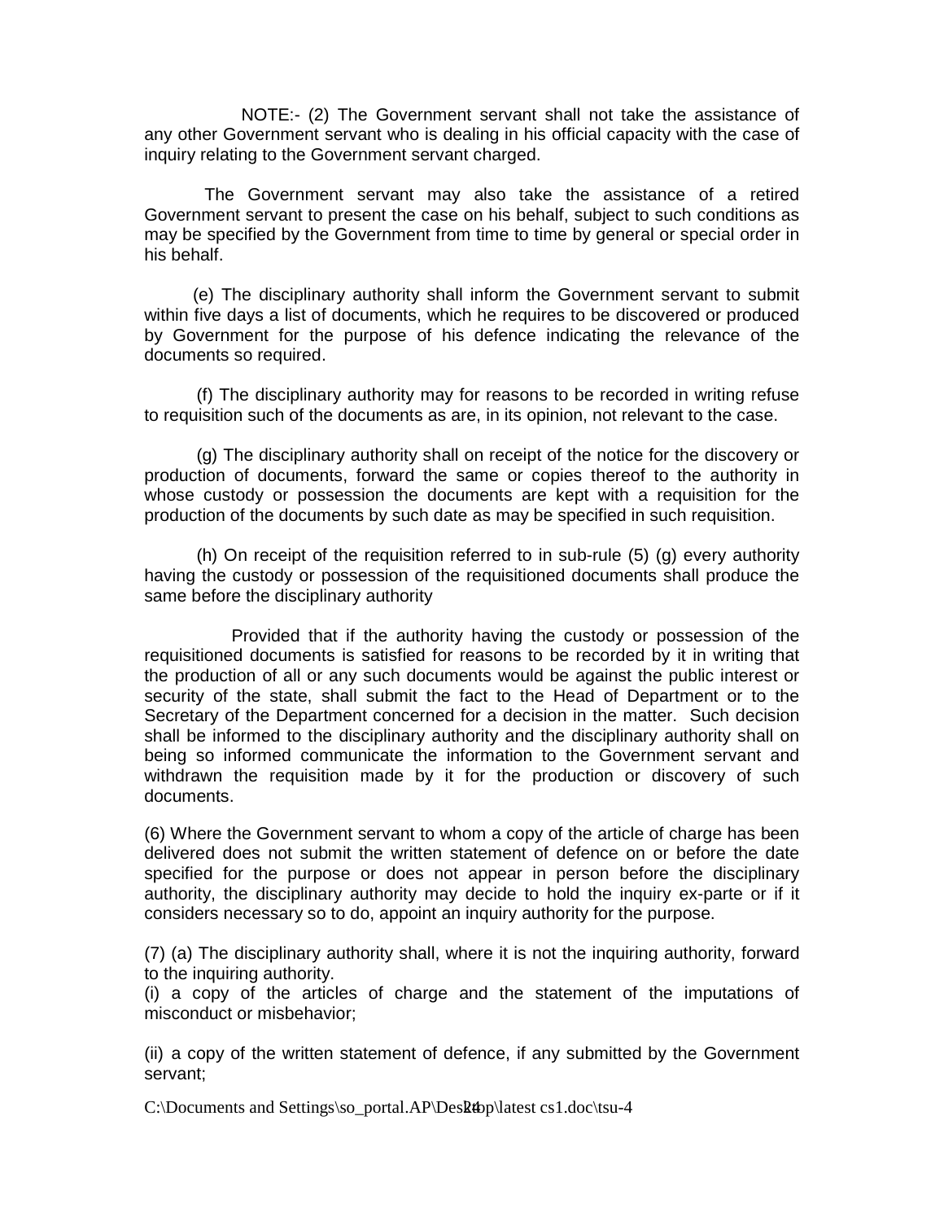NOTE:- (2) The Government servant shall not take the assistance of any other Government servant who is dealing in his official capacity with the case of inquiry relating to the Government servant charged.

The Government servant may also take the assistance of a retired Government servant to present the case on his behalf, subject to such conditions as may be specified by the Government from time to time by general or special order in his behalf.

(e) The disciplinary authority shall inform the Government servant to submit within five days a list of documents, which he requires to be discovered or produced by Government for the purpose of his defence indicating the relevance of the documents so required.

(f) The disciplinary authority may for reasons to be recorded in writing refuse to requisition such of the documents as are, in its opinion, not relevant to the case.

(g) The disciplinary authority shall on receipt of the notice for the discovery or production of documents, forward the same or copies thereof to the authority in whose custody or possession the documents are kept with a requisition for the production of the documents by such date as may be specified in such requisition.

(h) On receipt of the requisition referred to in sub-rule (5) (g) every authority having the custody or possession of the requisitioned documents shall produce the same before the disciplinary authority

Provided that if the authority having the custody or possession of the requisitioned documents is satisfied for reasons to be recorded by it in writing that the production of all or any such documents would be against the public interest or security of the state, shall submit the fact to the Head of Department or to the Secretary of the Department concerned for a decision in the matter. Such decision shall be informed to the disciplinary authority and the disciplinary authority shall on being so informed communicate the information to the Government servant and withdrawn the requisition made by it for the production or discovery of such documents.

(6) Where the Government servant to whom a copy of the article of charge has been delivered does not submit the written statement of defence on or before the date specified for the purpose or does not appear in person before the disciplinary authority, the disciplinary authority may decide to hold the inquiry ex-parte or if it considers necessary so to do, appoint an inquiry authority for the purpose.

(7) (a) The disciplinary authority shall, where it is not the inquiring authority, forward to the inquiring authority.

(i) a copy of the articles of charge and the statement of the imputations of misconduct or misbehavior;

(ii) a copy of the written statement of defence, if any submitted by the Government servant;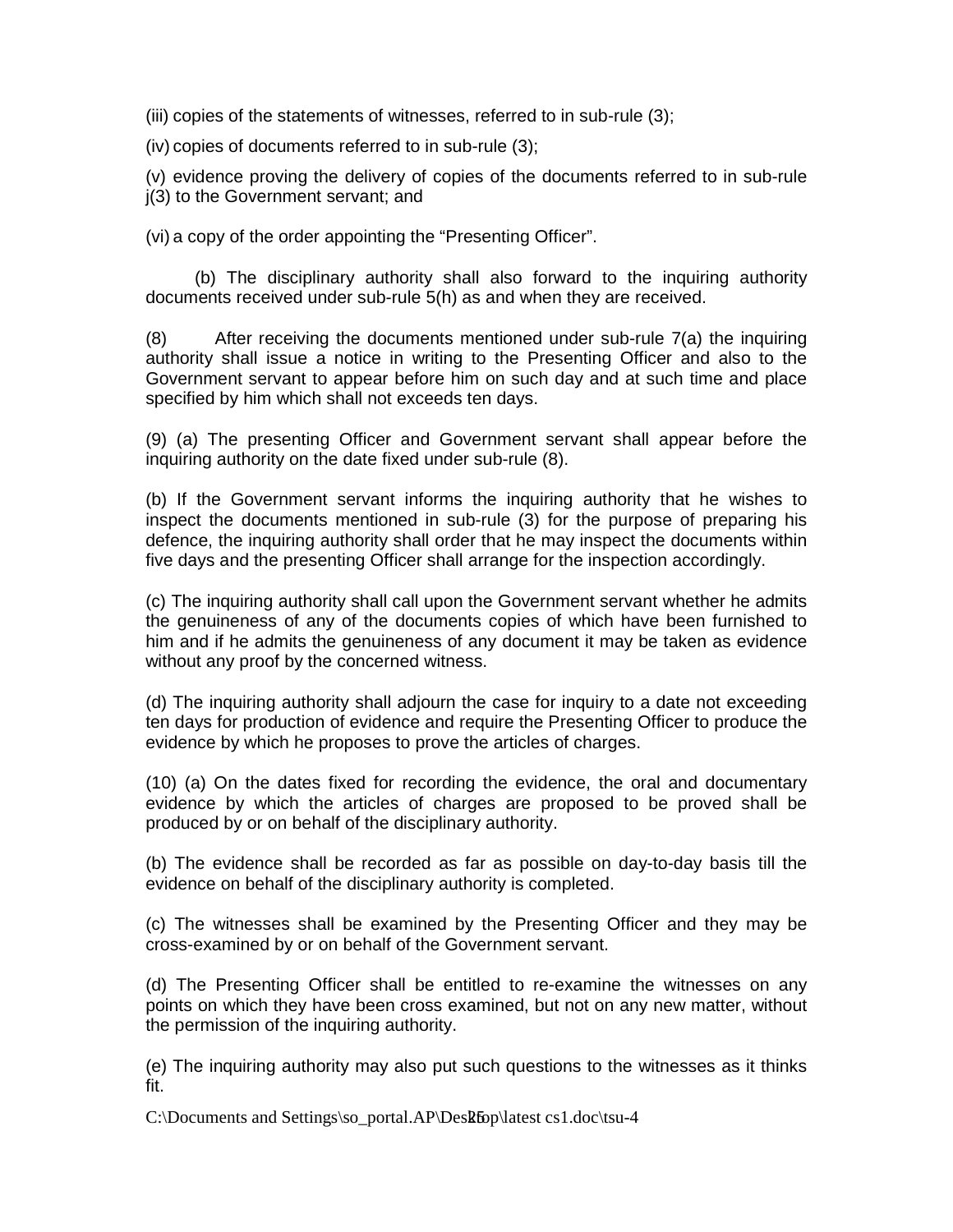(iii) copies of the statements of witnesses, referred to in sub-rule (3);

(iv) copies of documents referred to in sub-rule (3);

(v) evidence proving the delivery of copies of the documents referred to in sub-rule j(3) to the Government servant; and

(vi) a copy of the order appointing the "Presenting Officer".

(b) The disciplinary authority shall also forward to the inquiring authority documents received under sub-rule 5(h) as and when they are received.

(8) After receiving the documents mentioned under sub-rule 7(a) the inquiring authority shall issue a notice in writing to the Presenting Officer and also to the Government servant to appear before him on such day and at such time and place specified by him which shall not exceeds ten days.

(9) (a) The presenting Officer and Government servant shall appear before the inquiring authority on the date fixed under sub-rule (8).

(b) If the Government servant informs the inquiring authority that he wishes to inspect the documents mentioned in sub-rule (3) for the purpose of preparing his defence, the inquiring authority shall order that he may inspect the documents within five days and the presenting Officer shall arrange for the inspection accordingly.

(c) The inquiring authority shall call upon the Government servant whether he admits the genuineness of any of the documents copies of which have been furnished to him and if he admits the genuineness of any document it may be taken as evidence without any proof by the concerned witness.

(d) The inquiring authority shall adjourn the case for inquiry to a date not exceeding ten days for production of evidence and require the Presenting Officer to produce the evidence by which he proposes to prove the articles of charges.

(10) (a) On the dates fixed for recording the evidence, the oral and documentary evidence by which the articles of charges are proposed to be proved shall be produced by or on behalf of the disciplinary authority.

(b) The evidence shall be recorded as far as possible on day-to-day basis till the evidence on behalf of the disciplinary authority is completed.

(c) The witnesses shall be examined by the Presenting Officer and they may be cross-examined by or on behalf of the Government servant.

(d) The Presenting Officer shall be entitled to re-examine the witnesses on any points on which they have been cross examined, but not on any new matter, without the permission of the inquiring authority.

(e) The inquiring authority may also put such questions to the witnesses as it thinks fit.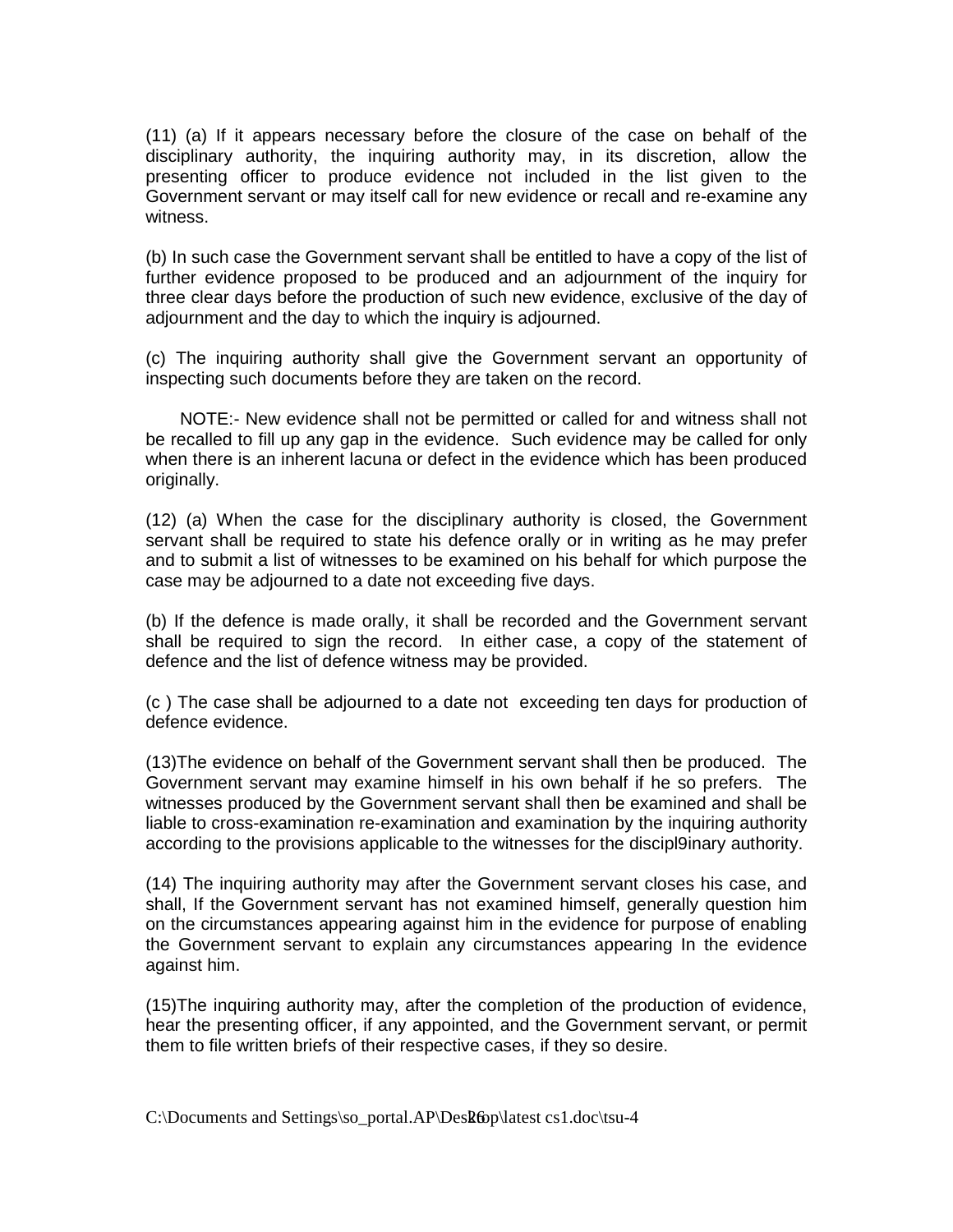(11) (a) If it appears necessary before the closure of the case on behalf of the disciplinary authority, the inquiring authority may, in its discretion, allow the presenting officer to produce evidence not included in the list given to the Government servant or may itself call for new evidence or recall and re-examine any witness.

(b) In such case the Government servant shall be entitled to have a copy of the list of further evidence proposed to be produced and an adjournment of the inquiry for three clear days before the production of such new evidence, exclusive of the day of adjournment and the day to which the inquiry is adjourned.

(c) The inquiring authority shall give the Government servant an opportunity of inspecting such documents before they are taken on the record.

NOTE:- New evidence shall not be permitted or called for and witness shall not be recalled to fill up any gap in the evidence. Such evidence may be called for only when there is an inherent lacuna or defect in the evidence which has been produced originally.

(12) (a) When the case for the disciplinary authority is closed, the Government servant shall be required to state his defence orally or in writing as he may prefer and to submit a list of witnesses to be examined on his behalf for which purpose the case may be adjourned to a date not exceeding five days.

(b) If the defence is made orally, it shall be recorded and the Government servant shall be required to sign the record. In either case, a copy of the statement of defence and the list of defence witness may be provided.

(c ) The case shall be adjourned to a date not exceeding ten days for production of defence evidence.

(13)The evidence on behalf of the Government servant shall then be produced. The Government servant may examine himself in his own behalf if he so prefers. The witnesses produced by the Government servant shall then be examined and shall be liable to cross-examination re-examination and examination by the inquiring authority according to the provisions applicable to the witnesses for the discipl9inary authority.

(14) The inquiring authority may after the Government servant closes his case, and shall, If the Government servant has not examined himself, generally question him on the circumstances appearing against him in the evidence for purpose of enabling the Government servant to explain any circumstances appearing In the evidence against him.

(15)The inquiring authority may, after the completion of the production of evidence, hear the presenting officer, if any appointed, and the Government servant, or permit them to file written briefs of their respective cases, if they so desire.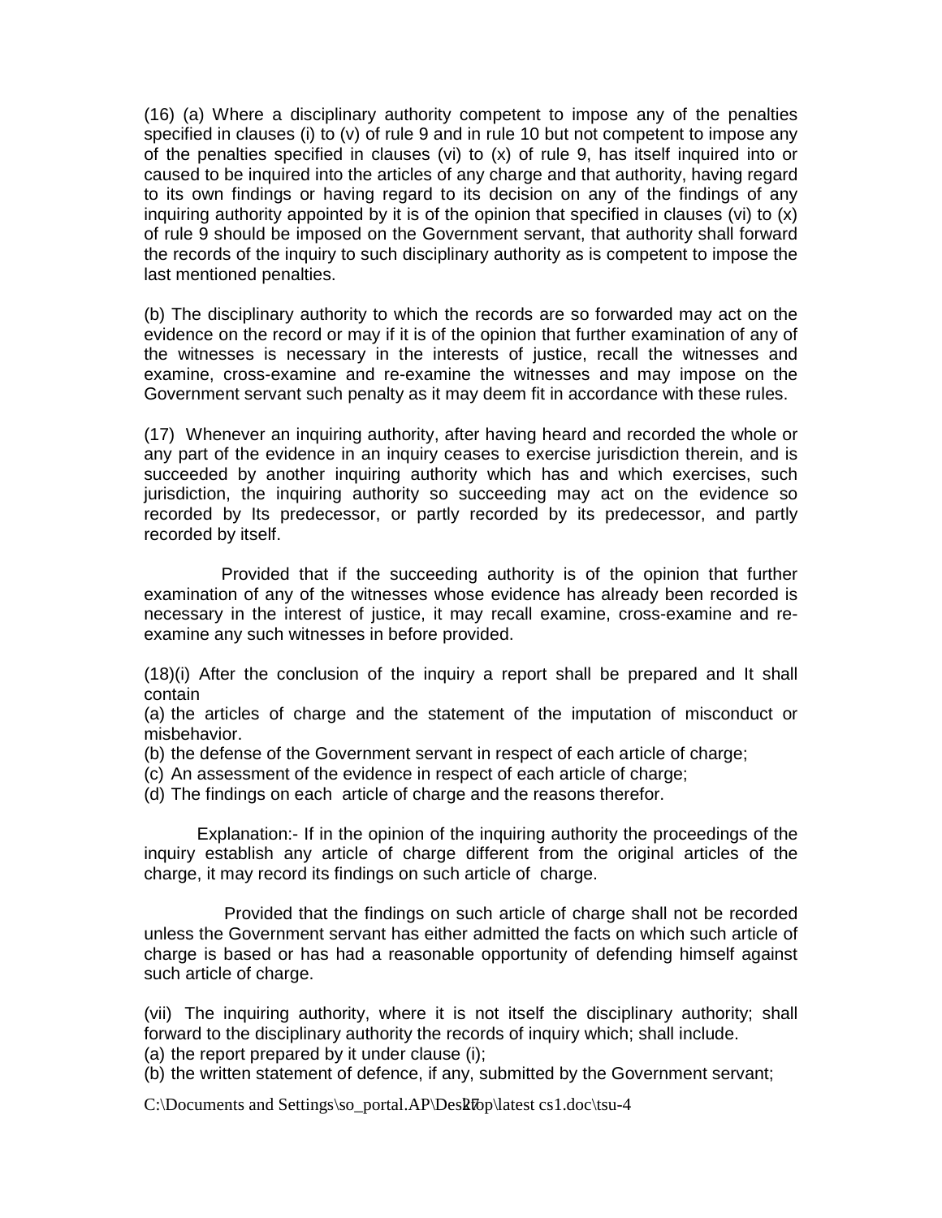(16) (a) Where a disciplinary authority competent to impose any of the penalties specified in clauses (i) to (v) of rule 9 and in rule 10 but not competent to impose any of the penalties specified in clauses (vi) to (x) of rule 9, has itself inquired into or caused to be inquired into the articles of any charge and that authority, having regard to its own findings or having regard to its decision on any of the findings of any inquiring authority appointed by it is of the opinion that specified in clauses (vi) to (x) of rule 9 should be imposed on the Government servant, that authority shall forward the records of the inquiry to such disciplinary authority as is competent to impose the last mentioned penalties.

(b) The disciplinary authority to which the records are so forwarded may act on the evidence on the record or may if it is of the opinion that further examination of any of the witnesses is necessary in the interests of justice, recall the witnesses and examine, cross-examine and re-examine the witnesses and may impose on the Government servant such penalty as it may deem fit in accordance with these rules.

(17) Whenever an inquiring authority, after having heard and recorded the whole or any part of the evidence in an inquiry ceases to exercise jurisdiction therein, and is succeeded by another inquiring authority which has and which exercises, such jurisdiction, the inquiring authority so succeeding may act on the evidence so recorded by Its predecessor, or partly recorded by its predecessor, and partly recorded by itself.

Provided that if the succeeding authority is of the opinion that further examination of any of the witnesses whose evidence has already been recorded is necessary in the interest of justice, it may recall examine, cross-examine and re-examine any such witnesses in before provided.

(18)(i) After the conclusion of the inquiry a report shall be prepared and It shall contain

(a) the articles of charge and the statement of the imputation of misconduct or misbehavior.
(b) the defense of the Government servant in respect of each article of charge;
(c) An assessment of the evidence in respect of each article of charge;
(d) The findings on each article of charge and the reasons therefor.

Explanation:- If in the opinion of the inquiring authority the proceedings of the inquiry establish any article of charge different from the original articles of the charge, it may record its findings on such article of charge.

Provided that the findings on such article of charge shall not be recorded unless the Government servant has either admitted the facts on which such article of charge is based or has had a reasonable opportunity of defending himself against such article of charge.

(vii) The inquiring authority, where it is not itself the disciplinary authority; shall forward to the disciplinary authority the records of inquiry which; shall include.
(a) the report prepared by it under clause (i);
(b) the written statement of defence, if any, submitted by the Government servant;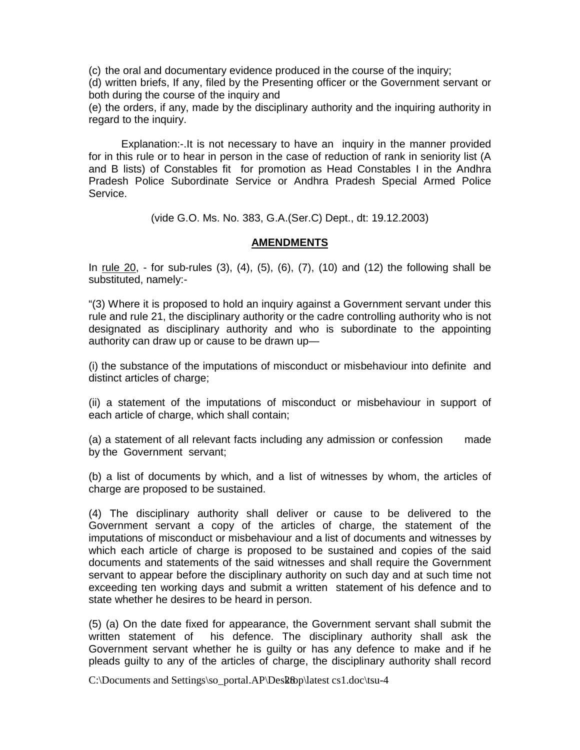(c) the oral and documentary evidence produced in the course of the inquiry;

(d) written briefs, If any, filed by the Presenting officer or the Government servant or both during the course of the inquiry and

(e) the orders, if any, made by the disciplinary authority and the inquiring authority in regard to the inquiry.

Explanation:-.It is not necessary to have an inquiry in the manner provided for in this rule or to hear in person in the case of reduction of rank in seniority list (A and B lists) of Constables fit for promotion as Head Constables I in the Andhra Pradesh Police Subordinate Service or Andhra Pradesh Special Armed Police Service.

(vide G.O. Ms. No. 383, G.A.(Ser.C) Dept., dt: 19.12.2003)

**AMENDMENTS**

In rule 20, - for sub-rules (3), (4), (5), (6), (7), (10) and (12) the following shall be substituted, namely:-

"(3) Where it is proposed to hold an inquiry against a Government servant under this rule and rule 21, the disciplinary authority or the cadre controlling authority who is not designated as disciplinary authority and who is subordinate to the appointing authority can draw up or cause to be drawn up—

(i) the substance of the imputations of misconduct or misbehaviour into definite and distinct articles of charge;

(ii) a statement of the imputations of misconduct or misbehaviour in support of each article of charge, which shall contain;

(a) a statement of all relevant facts including any admission or confession made by the Government servant;

(b) a list of documents by which, and a list of witnesses by whom, the articles of charge are proposed to be sustained.

(4) The disciplinary authority shall deliver or cause to be delivered to the Government servant a copy of the articles of charge, the statement of the imputations of misconduct or misbehaviour and a list of documents and witnesses by which each article of charge is proposed to be sustained and copies of the said documents and statements of the said witnesses and shall require the Government servant to appear before the disciplinary authority on such day and at such time not exceeding ten working days and submit a written statement of his defence and to state whether he desires to be heard in person.

(5) (a) On the date fixed for appearance, the Government servant shall submit the written statement of his defence. The disciplinary authority shall ask the Government servant whether he is guilty or has any defence to make and if he pleads guilty to any of the articles of charge, the disciplinary authority shall record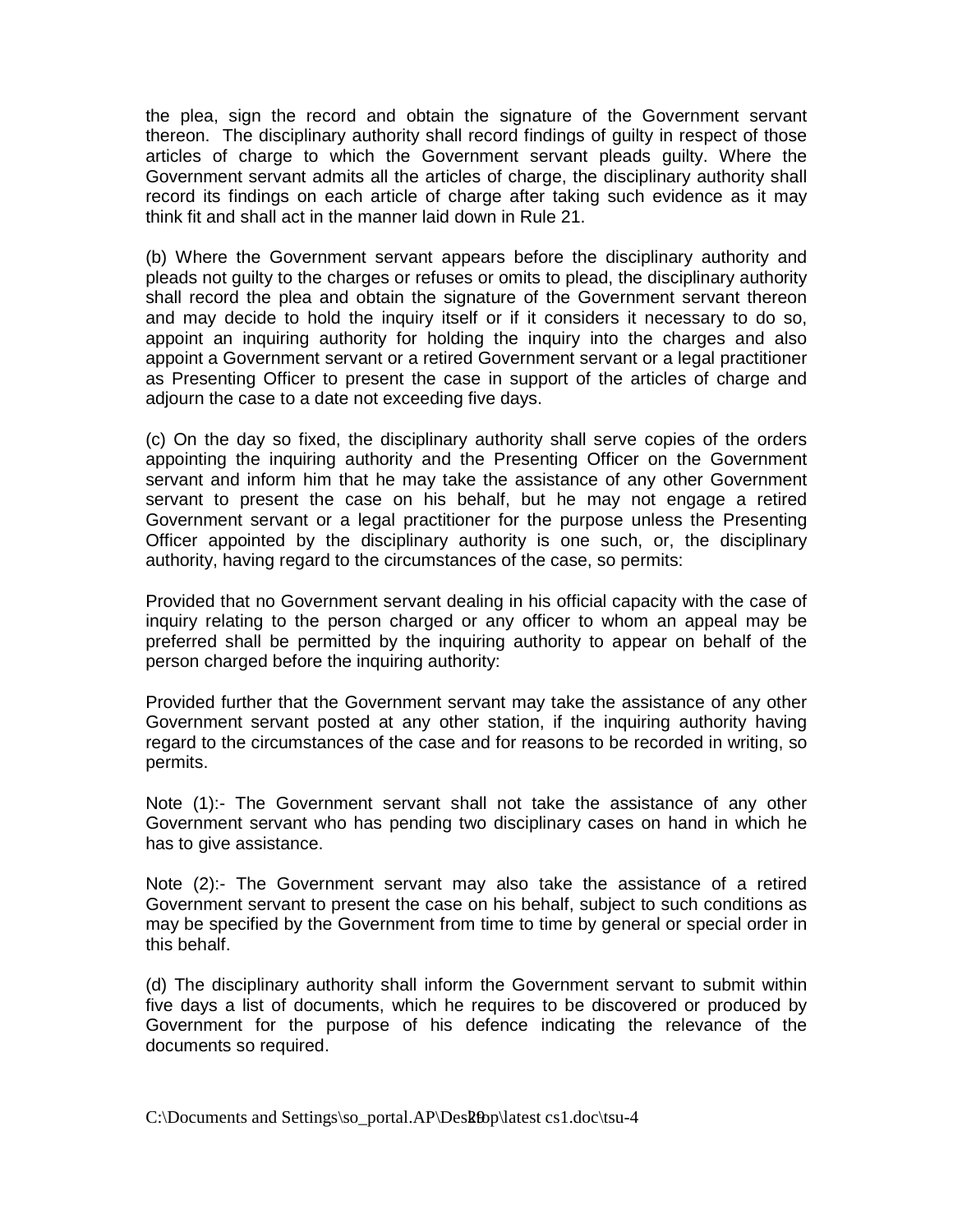the plea, sign the record and obtain the signature of the Government servant thereon. The disciplinary authority shall record findings of guilty in respect of those articles of charge to which the Government servant pleads guilty. Where the Government servant admits all the articles of charge, the disciplinary authority shall record its findings on each article of charge after taking such evidence as it may think fit and shall act in the manner laid down in Rule 21.

(b) Where the Government servant appears before the disciplinary authority and pleads not guilty to the charges or refuses or omits to plead, the disciplinary authority shall record the plea and obtain the signature of the Government servant thereon and may decide to hold the inquiry itself or if it considers it necessary to do so, appoint an inquiring authority for holding the inquiry into the charges and also appoint a Government servant or a retired Government servant or a legal practitioner as Presenting Officer to present the case in support of the articles of charge and adjourn the case to a date not exceeding five days.

(c) On the day so fixed, the disciplinary authority shall serve copies of the orders appointing the inquiring authority and the Presenting Officer on the Government servant and inform him that he may take the assistance of any other Government servant to present the case on his behalf, but he may not engage a retired Government servant or a legal practitioner for the purpose unless the Presenting Officer appointed by the disciplinary authority is one such, or, the disciplinary authority, having regard to the circumstances of the case, so permits:

Provided that no Government servant dealing in his official capacity with the case of inquiry relating to the person charged or any officer to whom an appeal may be preferred shall be permitted by the inquiring authority to appear on behalf of the person charged before the inquiring authority:

Provided further that the Government servant may take the assistance of any other Government servant posted at any other station, if the inquiring authority having regard to the circumstances of the case and for reasons to be recorded in writing, so permits.

Note (1):- The Government servant shall not take the assistance of any other Government servant who has pending two disciplinary cases on hand in which he has to give assistance.

Note (2):- The Government servant may also take the assistance of a retired Government servant to present the case on his behalf, subject to such conditions as may be specified by the Government from time to time by general or special order in this behalf.

(d) The disciplinary authority shall inform the Government servant to submit within five days a list of documents, which he requires to be discovered or produced by Government for the purpose of his defence indicating the relevance of the documents so required.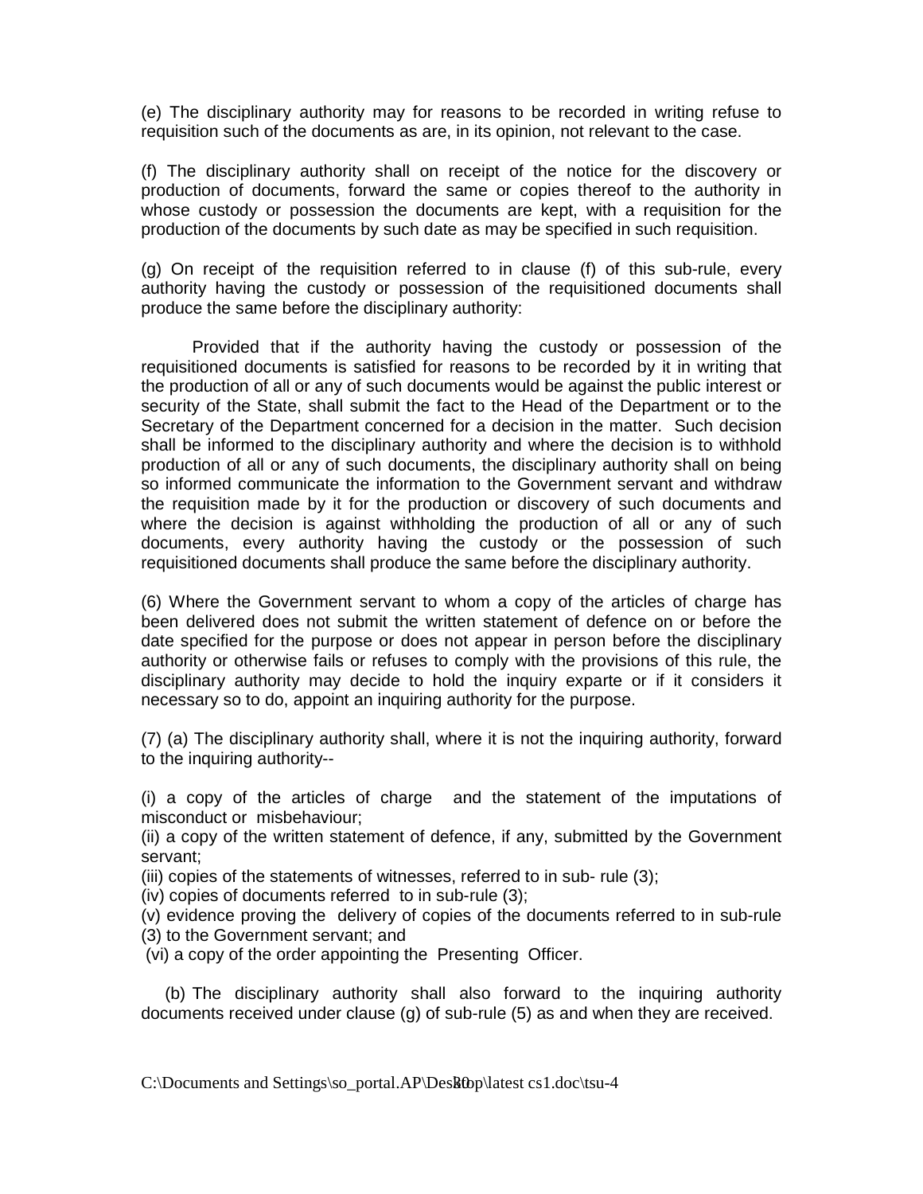(e) The disciplinary authority may for reasons to be recorded in writing refuse to requisition such of the documents as are, in its opinion, not relevant to the case.

(f) The disciplinary authority shall on receipt of the notice for the discovery or production of documents, forward the same or copies thereof to the authority in whose custody or possession the documents are kept, with a requisition for the production of the documents by such date as may be specified in such requisition.

(g) On receipt of the requisition referred to in clause (f) of this sub-rule, every authority having the custody or possession of the requisitioned documents shall produce the same before the disciplinary authority:

Provided that if the authority having the custody or possession of the requisitioned documents is satisfied for reasons to be recorded by it in writing that the production of all or any of such documents would be against the public interest or security of the State, shall submit the fact to the Head of the Department or to the Secretary of the Department concerned for a decision in the matter. Such decision shall be informed to the disciplinary authority and where the decision is to withhold production of all or any of such documents, the disciplinary authority shall on being so informed communicate the information to the Government servant and withdraw the requisition made by it for the production or discovery of such documents and where the decision is against withholding the production of all or any of such documents, every authority having the custody or the possession of such requisitioned documents shall produce the same before the disciplinary authority.

(6) Where the Government servant to whom a copy of the articles of charge has been delivered does not submit the written statement of defence on or before the date specified for the purpose or does not appear in person before the disciplinary authority or otherwise fails or refuses to comply with the provisions of this rule, the disciplinary authority may decide to hold the inquiry exparte or if it considers it necessary so to do, appoint an inquiring authority for the purpose.

(7) (a) The disciplinary authority shall, where it is not the inquiring authority, forward to the inquiring authority--

(i) a copy of the articles of charge and the statement of the imputations of misconduct or misbehaviour;
(ii) a copy of the written statement of defence, if any, submitted by the Government servant;
(iii) copies of the statements of witnesses, referred to in sub- rule (3);
(iv) copies of documents referred to in sub-rule (3);
(v) evidence proving the delivery of copies of the documents referred to in sub-rule (3) to the Government servant; and
(vi) a copy of the order appointing the Presenting Officer.

(b) The disciplinary authority shall also forward to the inquiring authority documents received under clause (g) of sub-rule (5) as and when they are received.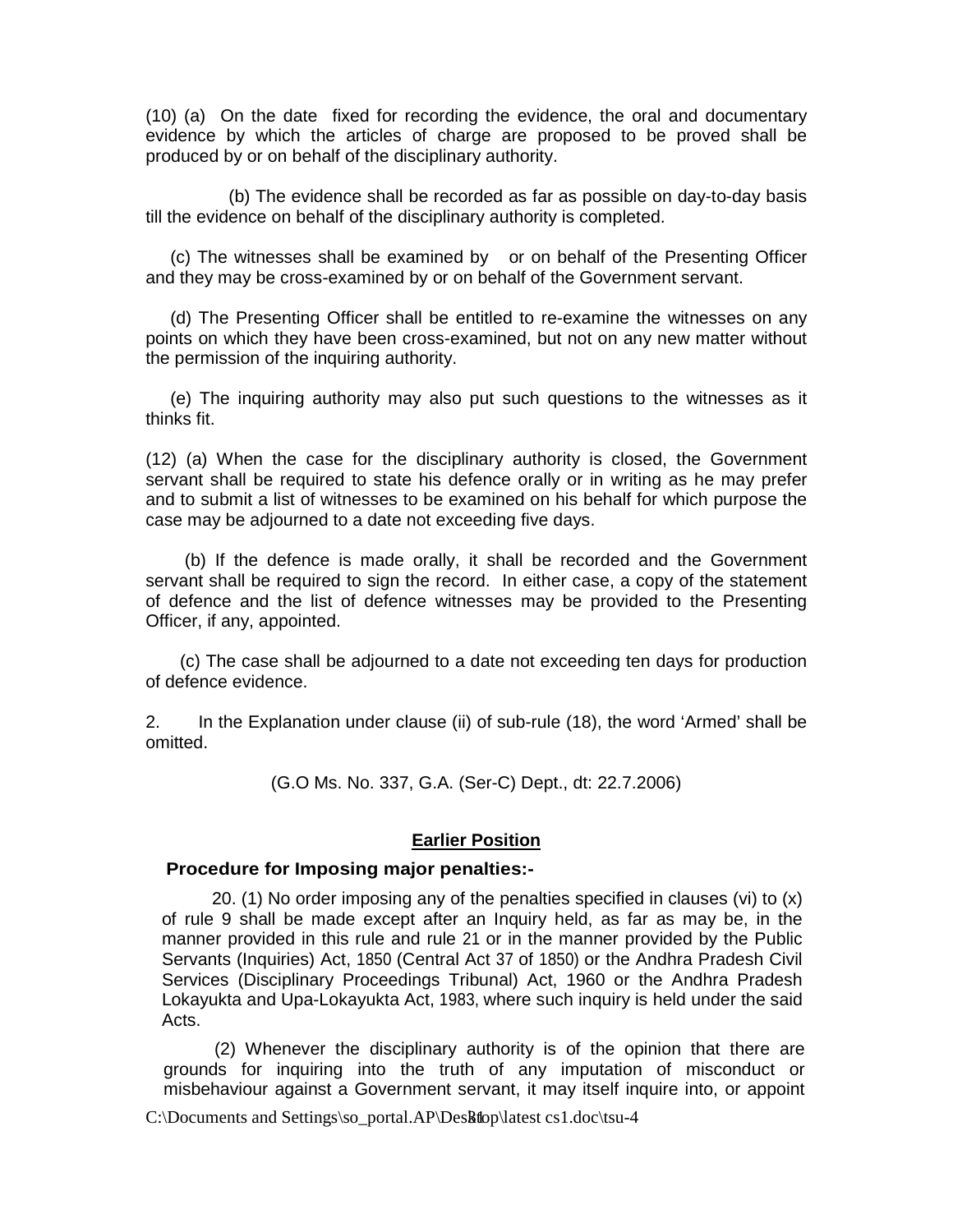(10) (a) On the date fixed for recording the evidence, the oral and documentary evidence by which the articles of charge are proposed to be proved shall be produced by or on behalf of the disciplinary authority.

(b) The evidence shall be recorded as far as possible on day-to-day basis till the evidence on behalf of the disciplinary authority is completed.

(c) The witnesses shall be examined by or on behalf of the Presenting Officer and they may be cross-examined by or on behalf of the Government servant.

(d) The Presenting Officer shall be entitled to re-examine the witnesses on any points on which they have been cross-examined, but not on any new matter without the permission of the inquiring authority.

(e) The inquiring authority may also put such questions to the witnesses as it thinks fit.

(12) (a) When the case for the disciplinary authority is closed, the Government servant shall be required to state his defence orally or in writing as he may prefer and to submit a list of witnesses to be examined on his behalf for which purpose the case may be adjourned to a date not exceeding five days.

(b) If the defence is made orally, it shall be recorded and the Government servant shall be required to sign the record. In either case, a copy of the statement of defence and the list of defence witnesses may be provided to the Presenting Officer, if any, appointed.

(c) The case shall be adjourned to a date not exceeding ten days for production of defence evidence.

2. In the Explanation under clause (ii) of sub-rule (18), the word 'Armed' shall be omitted.

(G.O Ms. No. 337, G.A. (Ser-C) Dept., dt: 22.7.2006)

**Earlier Position**

**Procedure for Imposing major penalties:-**

20. (1) No order imposing any of the penalties specified in clauses (vi) to (x) of rule 9 shall be made except after an Inquiry held, as far as may be, in the manner provided in this rule and rule 21 or in the manner provided by the Public Servants (Inquiries) Act, 1850 (Central Act 37 of 1850) or the Andhra Pradesh Civil Services (Disciplinary Proceedings Tribunal) Act, 1960 or the Andhra Pradesh Lokayukta and Upa-Lokayukta Act, 1983, where such inquiry is held under the said Acts.

(2) Whenever the disciplinary authority is of the opinion that there are grounds for inquiring into the truth of any imputation of misconduct or misbehaviour against a Government servant, it may itself inquire into, or appoint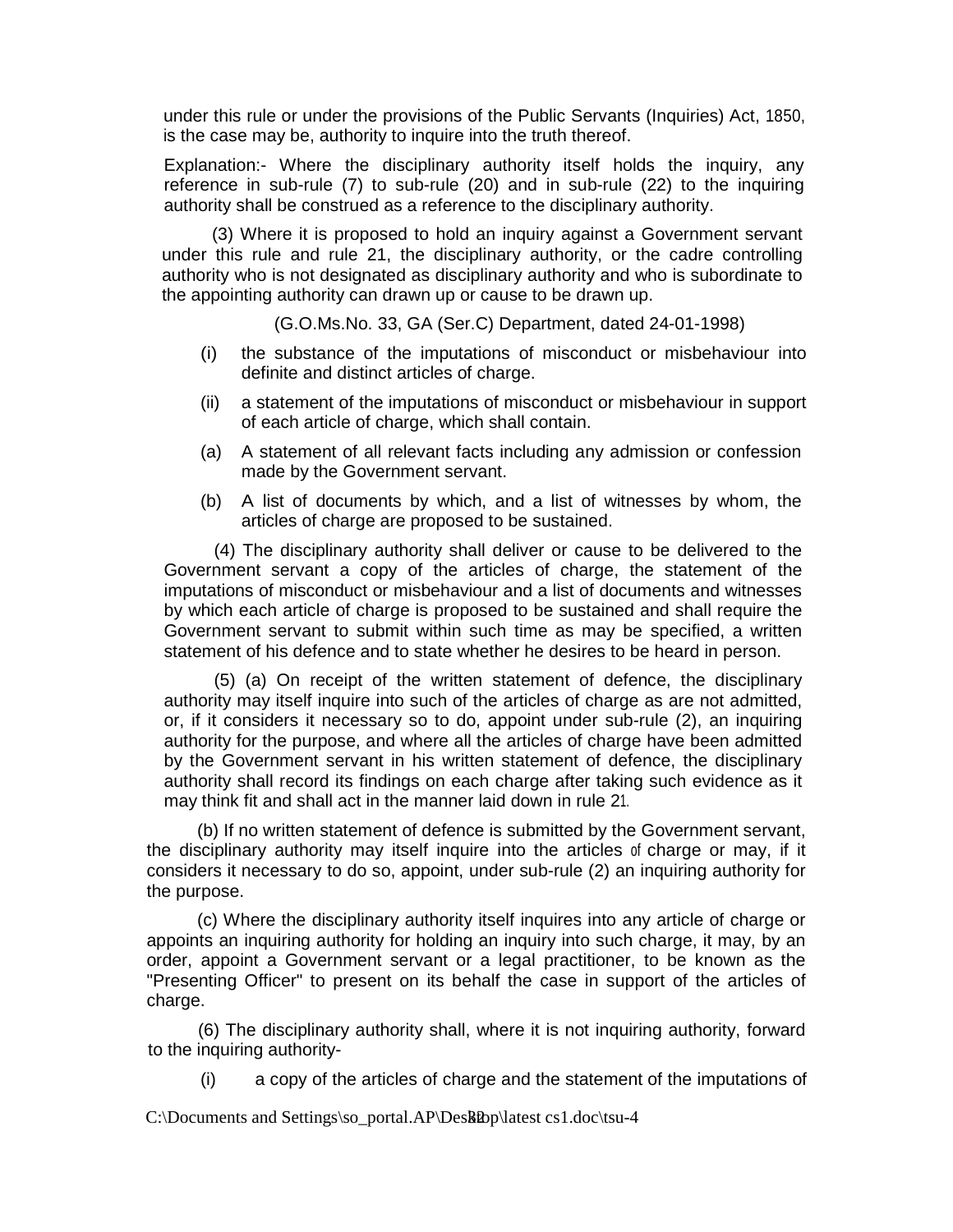under this rule or under the provisions of the Public Servants (Inquiries) Act, 1850, is the case may be, authority to inquire into the truth thereof.

Explanation:- Where the disciplinary authority itself holds the inquiry, any reference in sub-rule (7) to sub-rule (20) and in sub-rule (22) to the inquiring authority shall be construed as a reference to the disciplinary authority.

(3) Where it is proposed to hold an inquiry against a Government servant under this rule and rule 21, the disciplinary authority, or the cadre controlling authority who is not designated as disciplinary authority and who is subordinate to the appointing authority can drawn up or cause to be drawn up.

(G.O.Ms.No. 33, GA (Ser.C) Department, dated 24-01-1998)

(i) the substance of the imputations of misconduct or misbehaviour into definite and distinct articles of charge.

(ii) a statement of the imputations of misconduct or misbehaviour in support of each article of charge, which shall contain.

(a) A statement of all relevant facts including any admission or confession made by the Government servant.

(b) A list of documents by which, and a list of witnesses by whom, the articles of charge are proposed to be sustained.

(4) The disciplinary authority shall deliver or cause to be delivered to the Government servant a copy of the articles of charge, the statement of the imputations of misconduct or misbehaviour and a list of documents and witnesses by which each article of charge is proposed to be sustained and shall require the Government servant to submit within such time as may be specified, a written statement of his defence and to state whether he desires to be heard in person.

(5) (a) On receipt of the written statement of defence, the disciplinary authority may itself inquire into such of the articles of charge as are not admitted, or, if it considers it necessary so to do, appoint under sub-rule (2), an inquiring authority for the purpose, and where all the articles of charge have been admitted by the Government servant in his written statement of defence, the disciplinary authority shall record its findings on each charge after taking such evidence as it may think fit and shall act in the manner laid down in rule 21.

(b) If no written statement of defence is submitted by the Government servant, the disciplinary authority may itself inquire into the articles of charge or may, if it considers it necessary to do so, appoint, under sub-rule (2) an inquiring authority for the purpose.

(c) Where the disciplinary authority itself inquires into any article of charge or appoints an inquiring authority for holding an inquiry into such charge, it may, by an order, appoint a Government servant or a legal practitioner, to be known as the "Presenting Officer" to present on its behalf the case in support of the articles of charge.

(6) The disciplinary authority shall, where it is not inquiring authority, forward to the inquiring authority-

(i) a copy of the articles of charge and the statement of the imputations of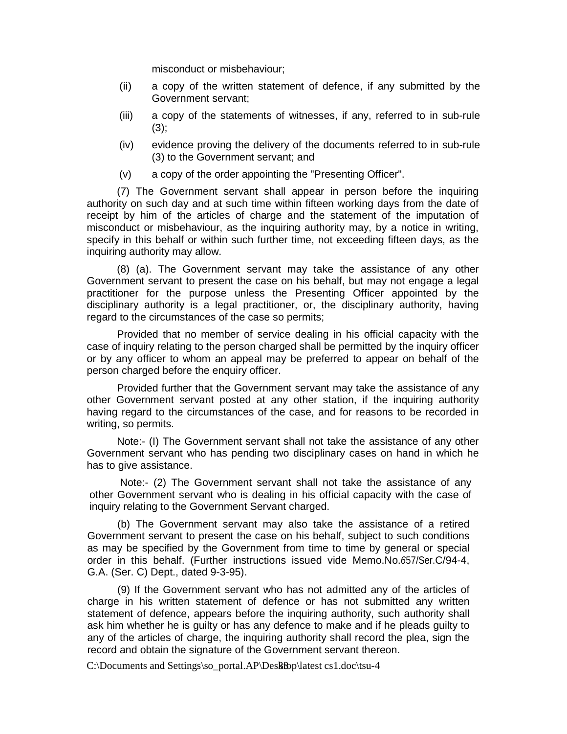misconduct or misbehaviour;

(ii) a copy of the written statement of defence, if any submitted by the Government servant;

(iii) a copy of the statements of witnesses, if any, referred to in sub-rule (3);

(iv) evidence proving the delivery of the documents referred to in sub-rule (3) to the Government servant; and

(v) a copy of the order appointing the "Presenting Officer".

(7) The Government servant shall appear in person before the inquiring authority on such day and at such time within fifteen working days from the date of receipt by him of the articles of charge and the statement of the imputation of misconduct or misbehaviour, as the inquiring authority may, by a notice in writing, specify in this behalf or within such further time, not exceeding fifteen days, as the inquiring authority may allow.

(8) (a). The Government servant may take the assistance of any other Government servant to present the case on his behalf, but may not engage a legal practitioner for the purpose unless the Presenting Officer appointed by the disciplinary authority is a legal practitioner, or, the disciplinary authority, having regard to the circumstances of the case so permits;

Provided that no member of service dealing in his official capacity with the case of inquiry relating to the person charged shall be permitted by the inquiry officer or by any officer to whom an appeal may be preferred to appear on behalf of the person charged before the enquiry officer.

Provided further that the Government servant may take the assistance of any other Government servant posted at any other station, if the inquiring authority having regard to the circumstances of the case, and for reasons to be recorded in writing, so permits.

Note:- (I) The Government servant shall not take the assistance of any other Government servant who has pending two disciplinary cases on hand in which he has to give assistance.

Note:- (2) The Government servant shall not take the assistance of any other Government servant who is dealing in his official capacity with the case of inquiry relating to the Government Servant charged.

(b) The Government servant may also take the assistance of a retired Government servant to present the case on his behalf, subject to such conditions as may be specified by the Government from time to time by general or special order in this behalf. (Further instructions issued vide Memo.No.657/Ser.C/94-4, G.A. (Ser. C) Dept., dated 9-3-95).

(9) If the Government servant who has not admitted any of the articles of charge in his written statement of defence or has not submitted any written statement of defence, appears before the inquiring authority, such authority shall ask him whether he is guilty or has any defence to make and if he pleads guilty to any of the articles of charge, the inquiring authority shall record the plea, sign the record and obtain the signature of the Government servant thereon.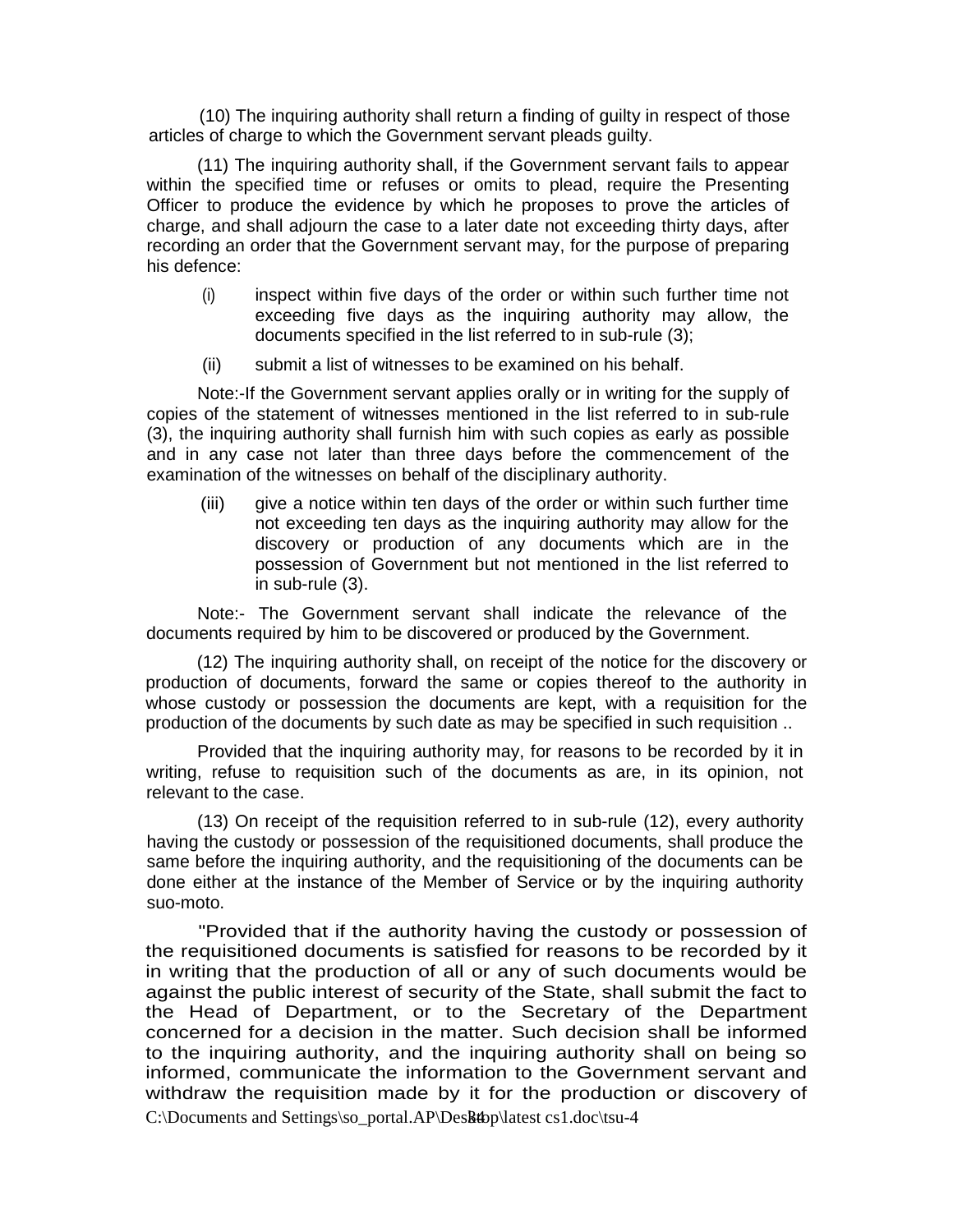(10) The inquiring authority shall return a finding of guilty in respect of those articles of charge to which the Government servant pleads guilty.

(11) The inquiring authority shall, if the Government servant fails to appear within the specified time or refuses or omits to plead, require the Presenting Officer to produce the evidence by which he proposes to prove the articles of charge, and shall adjourn the case to a later date not exceeding thirty days, after recording an order that the Government servant may, for the purpose of preparing his defence:

(i) inspect within five days of the order or within such further time not exceeding five days as the inquiring authority may allow, the documents specified in the list referred to in sub-rule (3);

(ii) submit a list of witnesses to be examined on his behalf.

Note:-If the Government servant applies orally or in writing for the supply of copies of the statement of witnesses mentioned in the list referred to in sub-rule (3), the inquiring authority shall furnish him with such copies as early as possible and in any case not later than three days before the commencement of the examination of the witnesses on behalf of the disciplinary authority.

(iii) give a notice within ten days of the order or within such further time not exceeding ten days as the inquiring authority may allow for the discovery or production of any documents which are in the possession of Government but not mentioned in the list referred to in sub-rule (3).

Note:- The Government servant shall indicate the relevance of the documents required by him to be discovered or produced by the Government.

(12) The inquiring authority shall, on receipt of the notice for the discovery or production of documents, forward the same or copies thereof to the authority in whose custody or possession the documents are kept, with a requisition for the production of the documents by such date as may be specified in such requisition ..

Provided that the inquiring authority may, for reasons to be recorded by it in writing, refuse to requisition such of the documents as are, in its opinion, not relevant to the case.

(13) On receipt of the requisition referred to in sub-rule (12), every authority having the custody or possession of the requisitioned documents, shall produce the same before the inquiring authority, and the requisitioning of the documents can be done either at the instance of the Member of Service or by the inquiring authority suo-moto.

"Provided that if the authority having the custody or possession of the requisitioned documents is satisfied for reasons to be recorded by it in writing that the production of all or any of such documents would be against the public interest of security of the State, shall submit the fact to the Head of Department, or to the Secretary of the Department concerned for a decision in the matter. Such decision shall be informed to the inquiring authority, and the inquiring authority shall on being so informed, communicate the information to the Government servant and withdraw the requisition made by it for the production or discovery of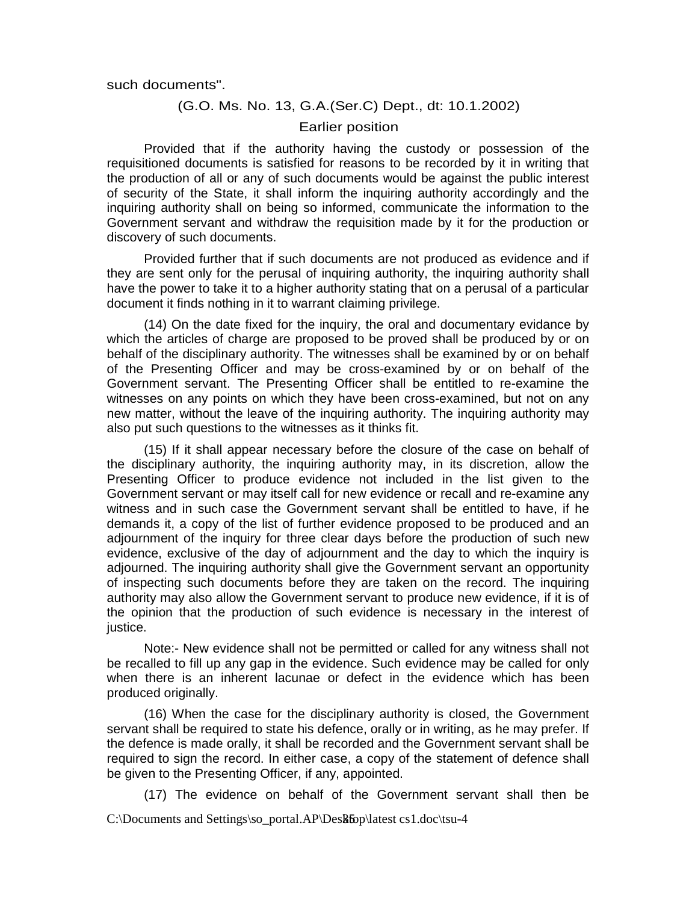such documents".

(G.O. Ms. No. 13, G.A.(Ser.C) Dept., dt: 10.1.2002)

Earlier position

Provided that if the authority having the custody or possession of the requisitioned documents is satisfied for reasons to be recorded by it in writing that the production of all or any of such documents would be against the public interest of security of the State, it shall inform the inquiring authority accordingly and the inquiring authority shall on being so informed, communicate the information to the Government servant and withdraw the requisition made by it for the production or discovery of such documents.

Provided further that if such documents are not produced as evidence and if they are sent only for the perusal of inquiring authority, the inquiring authority shall have the power to take it to a higher authority stating that on a perusal of a particular document it finds nothing in it to warrant claiming privilege.

(14) On the date fixed for the inquiry, the oral and documentary evidance by which the articles of charge are proposed to be proved shall be produced by or on behalf of the disciplinary authority. The witnesses shall be examined by or on behalf of the Presenting Officer and may be cross-examined by or on behalf of the Government servant. The Presenting Officer shall be entitled to re-examine the witnesses on any points on which they have been cross-examined, but not on any new matter, without the leave of the inquiring authority. The inquiring authority may also put such questions to the witnesses as it thinks fit.

(15) If it shall appear necessary before the closure of the case on behalf of the disciplinary authority, the inquiring authority may, in its discretion, allow the Presenting Officer to produce evidence not included in the list given to the Government servant or may itself call for new evidence or recall and re-examine any witness and in such case the Government servant shall be entitled to have, if he demands it, a copy of the list of further evidence proposed to be produced and an adjournment of the inquiry for three clear days before the production of such new evidence, exclusive of the day of adjournment and the day to which the inquiry is adjourned. The inquiring authority shall give the Government servant an opportunity of inspecting such documents before they are taken on the record. The inquiring authority may also allow the Government servant to produce new evidence, if it is of the opinion that the production of such evidence is necessary in the interest of justice.

Note:- New evidence shall not be permitted or called for any witness shall not be recalled to fill up any gap in the evidence. Such evidence may be called for only when there is an inherent lacunae or defect in the evidence which has been produced originally.

(16) When the case for the disciplinary authority is closed, the Government servant shall be required to state his defence, orally or in writing, as he may prefer. If the defence is made orally, it shall be recorded and the Government servant shall be required to sign the record. In either case, a copy of the statement of defence shall be given to the Presenting Officer, if any, appointed.

(17) The evidence on behalf of the Government servant shall then be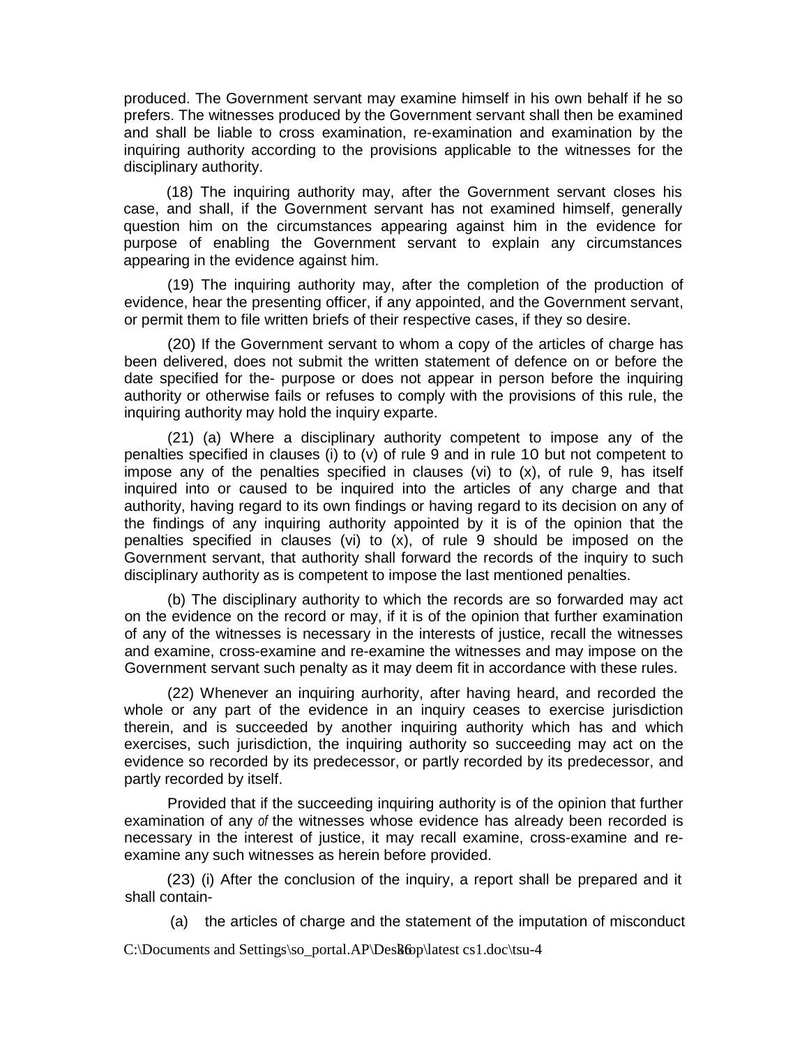produced. The Government servant may examine himself in his own behalf if he so prefers. The witnesses produced by the Government servant shall then be examined and shall be liable to cross examination, re-examination and examination by the inquiring authority according to the provisions applicable to the witnesses for the disciplinary authority.

(18) The inquiring authority may, after the Government servant closes his case, and shall, if the Government servant has not examined himself, generally question him on the circumstances appearing against him in the evidence for purpose of enabling the Government servant to explain any circumstances appearing in the evidence against him.

(19) The inquiring authority may, after the completion of the production of evidence, hear the presenting officer, if any appointed, and the Government servant, or permit them to file written briefs of their respective cases, if they so desire.

(20) If the Government servant to whom a copy of the articles of charge has been delivered, does not submit the written statement of defence on or before the date specified for the- purpose or does not appear in person before the inquiring authority or otherwise fails or refuses to comply with the provisions of this rule, the inquiring authority may hold the inquiry exparte.

(21) (a) Where a disciplinary authority competent to impose any of the penalties specified in clauses (i) to (v) of rule 9 and in rule 10 but not competent to impose any of the penalties specified in clauses (vi) to (x), of rule 9, has itself inquired into or caused to be inquired into the articles of any charge and that authority, having regard to its own findings or having regard to its decision on any of the findings of any inquiring authority appointed by it is of the opinion that the penalties specified in clauses (vi) to (x), of rule 9 should be imposed on the Government servant, that authority shall forward the records of the inquiry to such disciplinary authority as is competent to impose the last mentioned penalties.

(b) The disciplinary authority to which the records are so forwarded may act on the evidence on the record or may, if it is of the opinion that further examination of any of the witnesses is necessary in the interests of justice, recall the witnesses and examine, cross-examine and re-examine the witnesses and may impose on the Government servant such penalty as it may deem fit in accordance with these rules.

(22) Whenever an inquiring aurhority, after having heard, and recorded the whole or any part of the evidence in an inquiry ceases to exercise jurisdiction therein, and is succeeded by another inquiring authority which has and which exercises, such jurisdiction, the inquiring authority so succeeding may act on the evidence so recorded by its predecessor, or partly recorded by its predecessor, and partly recorded by itself.

Provided that if the succeeding inquiring authority is of the opinion that further examination of any *of* the witnesses whose evidence has already been recorded is necessary in the interest of justice, it may recall examine, cross-examine and re-examine any such witnesses as herein before provided.

(23) (i) After the conclusion of the inquiry, a report shall be prepared and it shall contain-

(a) the articles of charge and the statement of the imputation of misconduct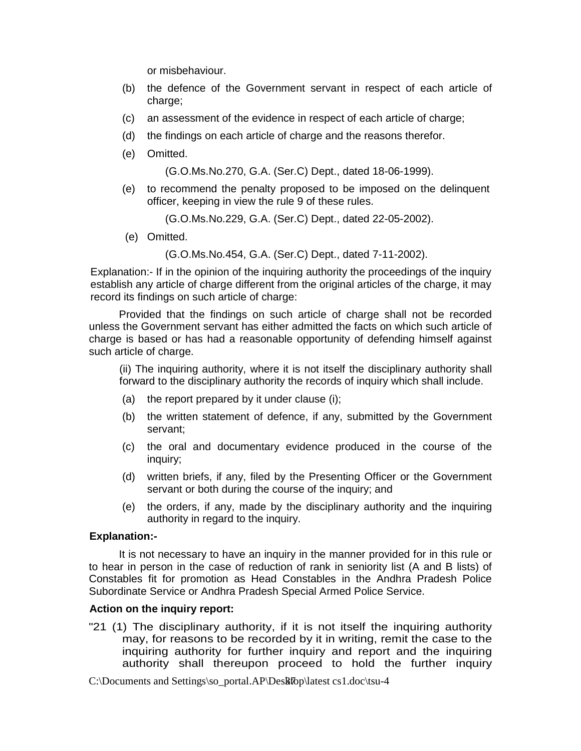or misbehaviour.

(b) the defence of the Government servant in respect of each article of charge;

(c) an assessment of the evidence in respect of each article of charge;

(d) the findings on each article of charge and the reasons therefor.

(e) Omitted.

(G.O.Ms.No.270, G.A. (Ser.C) Dept., dated 18-06-1999).

(e) to recommend the penalty proposed to be imposed on the delinquent officer, keeping in view the rule 9 of these rules.

(G.O.Ms.No.229, G.A. (Ser.C) Dept., dated 22-05-2002).

(e) Omitted.

(G.O.Ms.No.454, G.A. (Ser.C) Dept., dated 7-11-2002).

Explanation:- If in the opinion of the inquiring authority the proceedings of the inquiry establish any article of charge different from the original articles of the charge, it may record its findings on such article of charge:

Provided that the findings on such article of charge shall not be recorded unless the Government servant has either admitted the facts on which such article of charge is based or has had a reasonable opportunity of defending himself against such article of charge.

(ii) The inquiring authority, where it is not itself the disciplinary authority shall forward to the disciplinary authority the records of inquiry which shall include.

(a) the report prepared by it under clause (i);

(b) the written statement of defence, if any, submitted by the Government servant;

(c) the oral and documentary evidence produced in the course of the inquiry;

(d) written briefs, if any, filed by the Presenting Officer or the Government servant or both during the course of the inquiry; and

(e) the orders, if any, made by the disciplinary authority and the inquiring authority in regard to the inquiry.

**Explanation:-**

It is not necessary to have an inquiry in the manner provided for in this rule or to hear in person in the case of reduction of rank in seniority list (A and B lists) of Constables fit for promotion as Head Constables in the Andhra Pradesh Police Subordinate Service or Andhra Pradesh Special Armed Police Service.

**Action on the inquiry report:**

"21 (1) The disciplinary authority, if it is not itself the inquiring authority may, for reasons to be recorded by it in writing, remit the case to the inquiring authority for further inquiry and report and the inquiring authority shall thereupon proceed to hold the further inquiry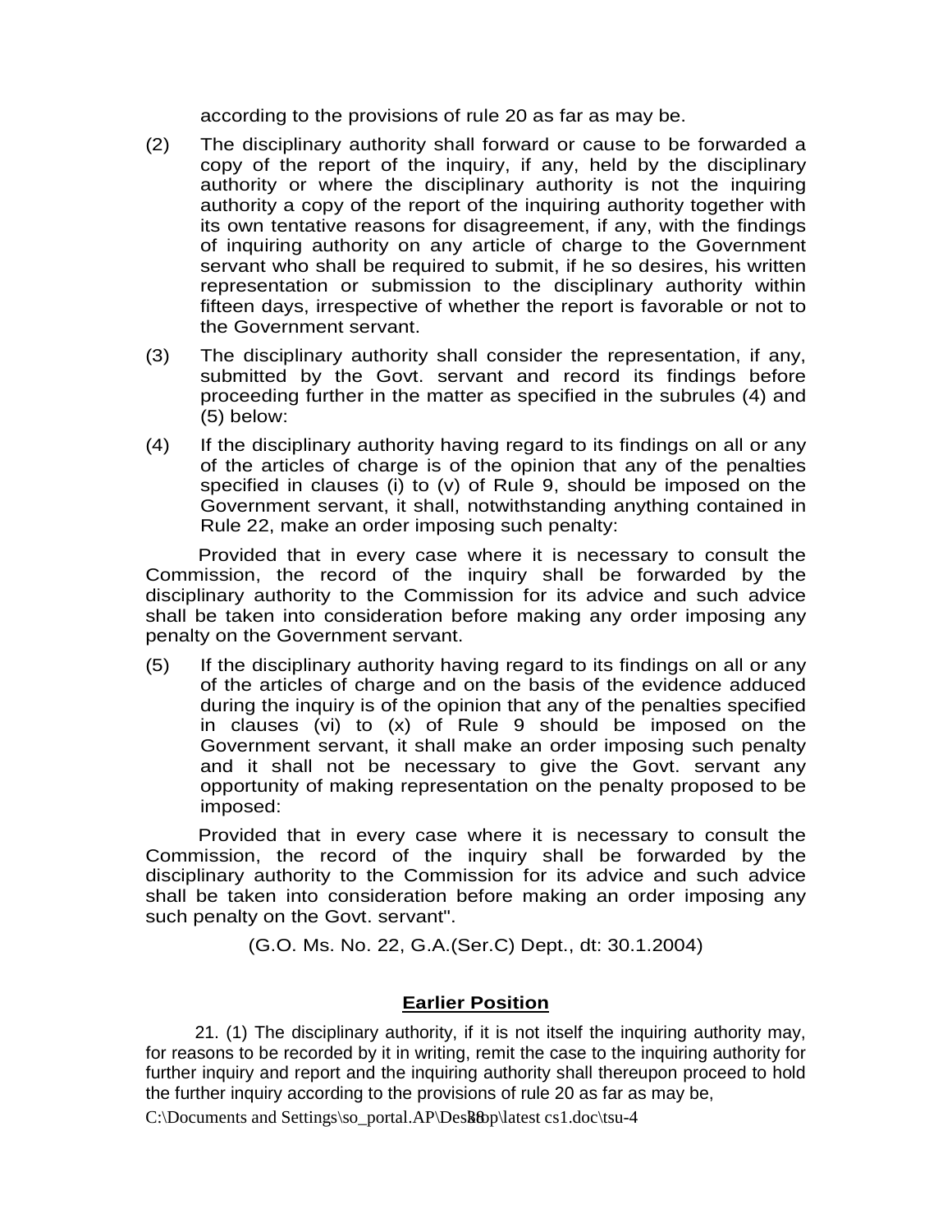according to the provisions of rule 20 as far as may be.

(2) The disciplinary authority shall forward or cause to be forwarded a copy of the report of the inquiry, if any, held by the disciplinary authority or where the disciplinary authority is not the inquiring authority a copy of the report of the inquiring authority together with its own tentative reasons for disagreement, if any, with the findings of inquiring authority on any article of charge to the Government servant who shall be required to submit, if he so desires, his written representation or submission to the disciplinary authority within fifteen days, irrespective of whether the report is favorable or not to the Government servant.

(3) The disciplinary authority shall consider the representation, if any, submitted by the Govt. servant and record its findings before proceeding further in the matter as specified in the subrules (4) and (5) below:

(4) If the disciplinary authority having regard to its findings on all or any of the articles of charge is of the opinion that any of the penalties specified in clauses (i) to (v) of Rule 9, should be imposed on the Government servant, it shall, notwithstanding anything contained in Rule 22, make an order imposing such penalty:

Provided that in every case where it is necessary to consult the Commission, the record of the inquiry shall be forwarded by the disciplinary authority to the Commission for its advice and such advice shall be taken into consideration before making any order imposing any penalty on the Government servant.

(5) If the disciplinary authority having regard to its findings on all or any of the articles of charge and on the basis of the evidence adduced during the inquiry is of the opinion that any of the penalties specified in clauses (vi) to (x) of Rule 9 should be imposed on the Government servant, it shall make an order imposing such penalty and it shall not be necessary to give the Govt. servant any opportunity of making representation on the penalty proposed to be imposed:

Provided that in every case where it is necessary to consult the Commission, the record of the inquiry shall be forwarded by the disciplinary authority to the Commission for its advice and such advice shall be taken into consideration before making an order imposing any such penalty on the Govt. servant".

(G.O. Ms. No. 22, G.A.(Ser.C) Dept., dt: 30.1.2004)

## Earlier Position

21. (1) The disciplinary authority, if it is not itself the inquiring authority may, for reasons to be recorded by it in writing, remit the case to the inquiring authority for further inquiry and report and the inquiring authority shall thereupon proceed to hold the further inquiry according to the provisions of rule 20 as far as may be,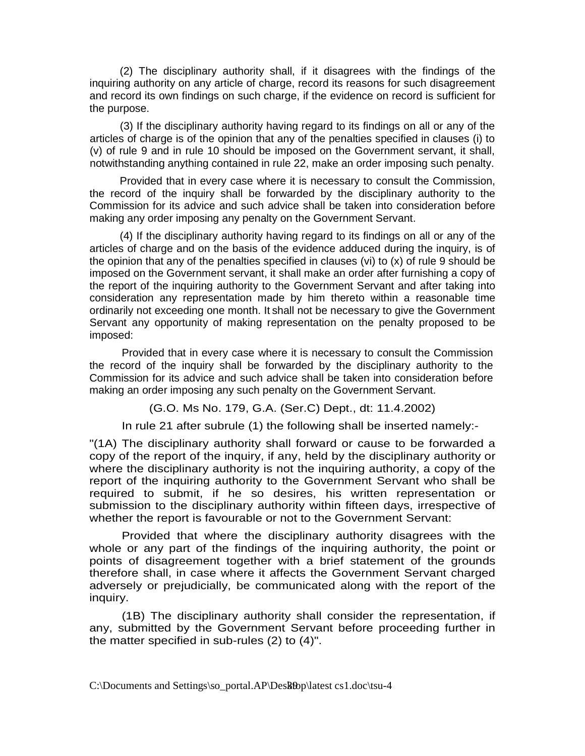(2) The disciplinary authority shall, if it disagrees with the findings of the inquiring authority on any article of charge, record its reasons for such disagreement and record its own findings on such charge, if the evidence on record is sufficient for the purpose.

(3) If the disciplinary authority having regard to its findings on all or any of the articles of charge is of the opinion that any of the penalties specified in clauses (i) to (v) of rule 9 and in rule 10 should be imposed on the Government servant, it shall, notwithstanding anything contained in rule 22, make an order imposing such penalty.

Provided that in every case where it is necessary to consult the Commission, the record of the inquiry shall be forwarded by the disciplinary authority to the Commission for its advice and such advice shall be taken into consideration before making any order imposing any penalty on the Government Servant.

(4) If the disciplinary authority having regard to its findings on all or any of the articles of charge and on the basis of the evidence adduced during the inquiry, is of the opinion that any of the penalties specified in clauses (vi) to (x) of rule 9 should be imposed on the Government servant, it shall make an order after furnishing a copy of the report of the inquiring authority to the Government Servant and after taking into consideration any representation made by him thereto within a reasonable time ordinarily not exceeding one month. It shall not be necessary to give the Government Servant any opportunity of making representation on the penalty proposed to be imposed:

Provided that in every case where it is necessary to consult the Commission the record of the inquiry shall be forwarded by the disciplinary authority to the Commission for its advice and such advice shall be taken into consideration before making an order imposing any such penalty on the Government Servant.

(G.O. Ms No. 179, G.A. (Ser.C) Dept., dt: 11.4.2002)

In rule 21 after subrule (1) the following shall be inserted namely:-

"(1A) The disciplinary authority shall forward or cause to be forwarded a copy of the report of the inquiry, if any, held by the disciplinary authority or where the disciplinary authority is not the inquiring authority, a copy of the report of the inquiring authority to the Government Servant who shall be required to submit, if he so desires, his written representation or submission to the disciplinary authority within fifteen days, irrespective of whether the report is favourable or not to the Government Servant:

Provided that where the disciplinary authority disagrees with the whole or any part of the findings of the inquiring authority, the point or points of disagreement together with a brief statement of the grounds therefore shall, in case where it affects the Government Servant charged adversely or prejudicially, be communicated along with the report of the inquiry.

(1B) The disciplinary authority shall consider the representation, if any, submitted by the Government Servant before proceeding further in the matter specified in sub-rules (2) to (4)".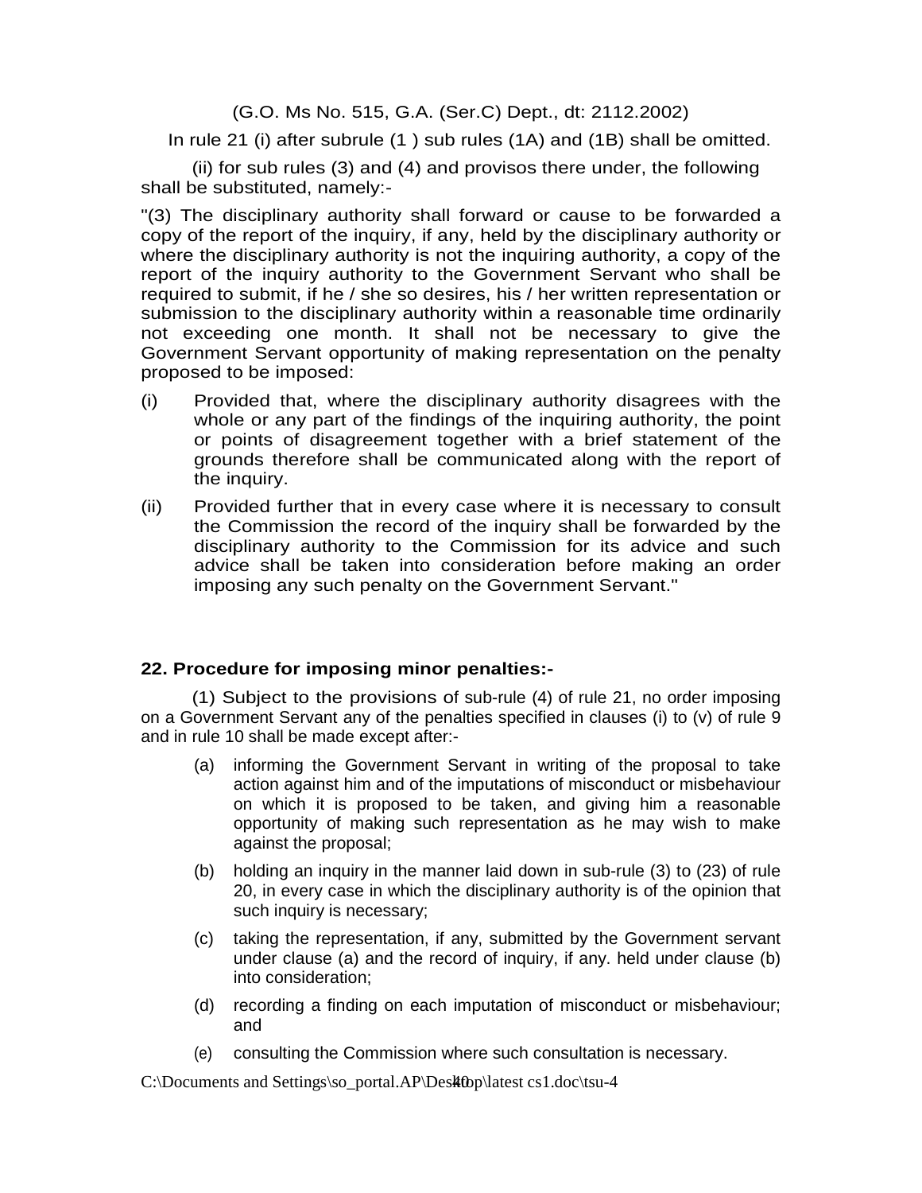(G.O. Ms No. 515, G.A. (Ser.C) Dept., dt: 2112.2002)

In rule 21 (i) after subrule (1 ) sub rules (1A) and (1B) shall be omitted.

(ii) for sub rules (3) and (4) and provisos there under, the following shall be substituted, namely:-

"(3) The disciplinary authority shall forward or cause to be forwarded a copy of the report of the inquiry, if any, held by the disciplinary authority or where the disciplinary authority is not the inquiring authority, a copy of the report of the inquiry authority to the Government Servant who shall be required to submit, if he / she so desires, his / her written representation or submission to the disciplinary authority within a reasonable time ordinarily not exceeding one month. It shall not be necessary to give the Government Servant opportunity of making representation on the penalty proposed to be imposed:

(i) Provided that, where the disciplinary authority disagrees with the whole or any part of the findings of the inquiring authority, the point or points of disagreement together with a brief statement of the grounds therefore shall be communicated along with the report of the inquiry.

(ii) Provided further that in every case where it is necessary to consult the Commission the record of the inquiry shall be forwarded by the disciplinary authority to the Commission for its advice and such advice shall be taken into consideration before making an order imposing any such penalty on the Government Servant."

**22. Procedure for imposing minor penalties:-**

(1) Subject to the provisions of sub-rule (4) of rule 21, no order imposing on a Government Servant any of the penalties specified in clauses (i) to (v) of rule 9 and in rule 10 shall be made except after:-

(a) informing the Government Servant in writing of the proposal to take action against him and of the imputations of misconduct or misbehaviour on which it is proposed to be taken, and giving him a reasonable opportunity of making such representation as he may wish to make against the proposal;

(b) holding an inquiry in the manner laid down in sub-rule (3) to (23) of rule 20, in every case in which the disciplinary authority is of the opinion that such inquiry is necessary;

(c) taking the representation, if any, submitted by the Government servant under clause (a) and the record of inquiry, if any. held under clause (b) into consideration;

(d) recording a finding on each imputation of misconduct or misbehaviour; and

(e) consulting the Commission where such consultation is necessary.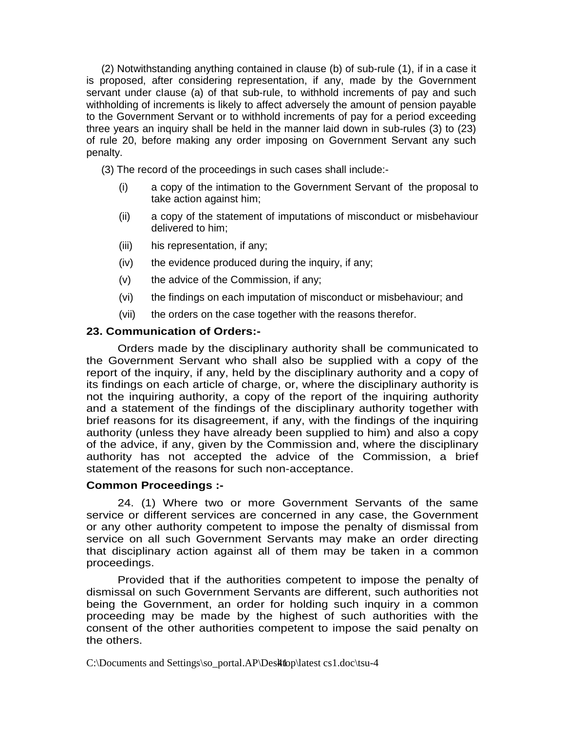(2) Notwithstanding anything contained in clause (b) of sub-rule (1), if in a case it is proposed, after considering representation, if any, made by the Government servant under clause (a) of that sub-rule, to withhold increments of pay and such withholding of increments is likely to affect adversely the amount of pension payable to the Government Servant or to withhold increments of pay for a period exceeding three years an inquiry shall be held in the manner laid down in sub-rules (3) to (23) of rule 20, before making any order imposing on Government Servant any such penalty.

(3) The record of the proceedings in such cases shall include:-

- (i) a copy of the intimation to the Government Servant of the proposal to take action against him;
- (ii) a copy of the statement of imputations of misconduct or misbehaviour delivered to him;
- (iii) his representation, if any;
- (iv) the evidence produced during the inquiry, if any;
- (v) the advice of the Commission, if any;
- (vi) the findings on each imputation of misconduct or misbehaviour; and
- (vii) the orders on the case together with the reasons therefor.

**23. Communication of Orders:-**

Orders made by the disciplinary authority shall be communicated to the Government Servant who shall also be supplied with a copy of the report of the inquiry, if any, held by the disciplinary authority and a copy of its findings on each article of charge, or, where the disciplinary authority is not the inquiring authority, a copy of the report of the inquiring authority and a statement of the findings of the disciplinary authority together with brief reasons for its disagreement, if any, with the findings of the inquiring authority (unless they have already been supplied to him) and also a copy of the advice, if any, given by the Commission and, where the disciplinary authority has not accepted the advice of the Commission, a brief statement of the reasons for such non-acceptance.

**Common Proceedings :-**

24. (1) Where two or more Government Servants of the same service or different services are concerned in any case, the Government or any other authority competent to impose the penalty of dismissal from service on all such Government Servants may make an order directing that disciplinary action against all of them may be taken in a common proceedings.

Provided that if the authorities competent to impose the penalty of dismissal on such Government Servants are different, such authorities not being the Government, an order for holding such inquiry in a common proceeding may be made by the highest of such authorities with the consent of the other authorities competent to impose the said penalty on the others.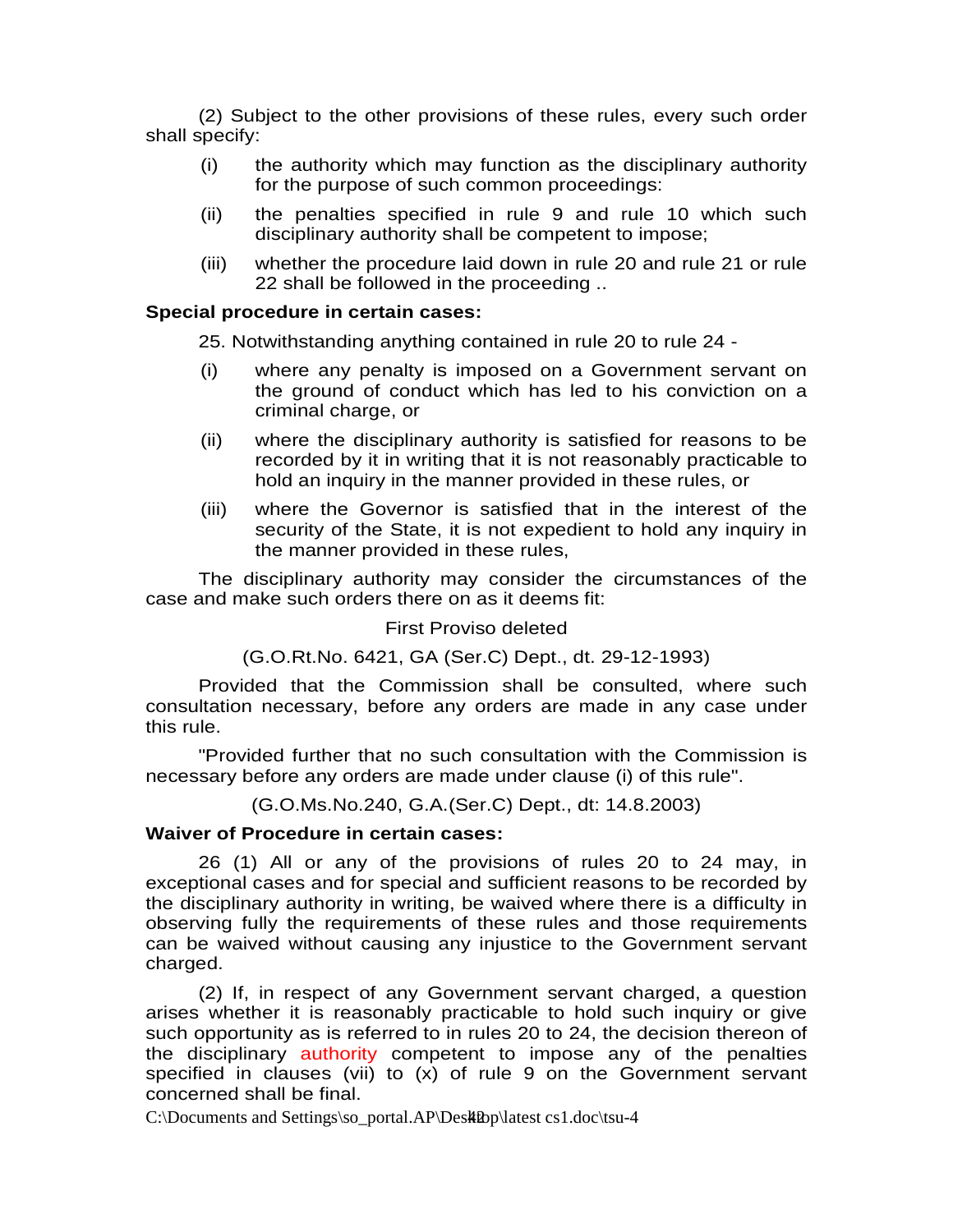(2) Subject to the other provisions of these rules, every such order shall specify:

(i) the authority which may function as the disciplinary authority for the purpose of such common proceedings:

(ii) the penalties specified in rule 9 and rule 10 which such disciplinary authority shall be competent to impose;

(iii) whether the procedure laid down in rule 20 and rule 21 or rule 22 shall be followed in the proceeding ..

**Special procedure in certain cases:**

25. Notwithstanding anything contained in rule 20 to rule 24 -

(i) where any penalty is imposed on a Government servant on the ground of conduct which has led to his conviction on a criminal charge, or

(ii) where the disciplinary authority is satisfied for reasons to be recorded by it in writing that it is not reasonably practicable to hold an inquiry in the manner provided in these rules, or

(iii) where the Governor is satisfied that in the interest of the security of the State, it is not expedient to hold any inquiry in the manner provided in these rules,

The disciplinary authority may consider the circumstances of the case and make such orders there on as it deems fit:

First Proviso deleted

(G.O.Rt.No. 6421, GA (Ser.C) Dept., dt. 29-12-1993)

Provided that the Commission shall be consulted, where such consultation necessary, before any orders are made in any case under this rule.

"Provided further that no such consultation with the Commission is necessary before any orders are made under clause (i) of this rule".

(G.O.Ms.No.240, G.A.(Ser.C) Dept., dt: 14.8.2003)

**Waiver of Procedure in certain cases:**

26 (1) All or any of the provisions of rules 20 to 24 may, in exceptional cases and for special and sufficient reasons to be recorded by the disciplinary authority in writing, be waived where there is a difficulty in observing fully the requirements of these rules and those requirements can be waived without causing any injustice to the Government servant charged.

(2) If, in respect of any Government servant charged, a question arises whether it is reasonably practicable to hold such inquiry or give such opportunity as is referred to in rules 20 to 24, the decision thereon of the disciplinary authority competent to impose any of the penalties specified in clauses (vii) to (x) of rule 9 on the Government servant concerned shall be final.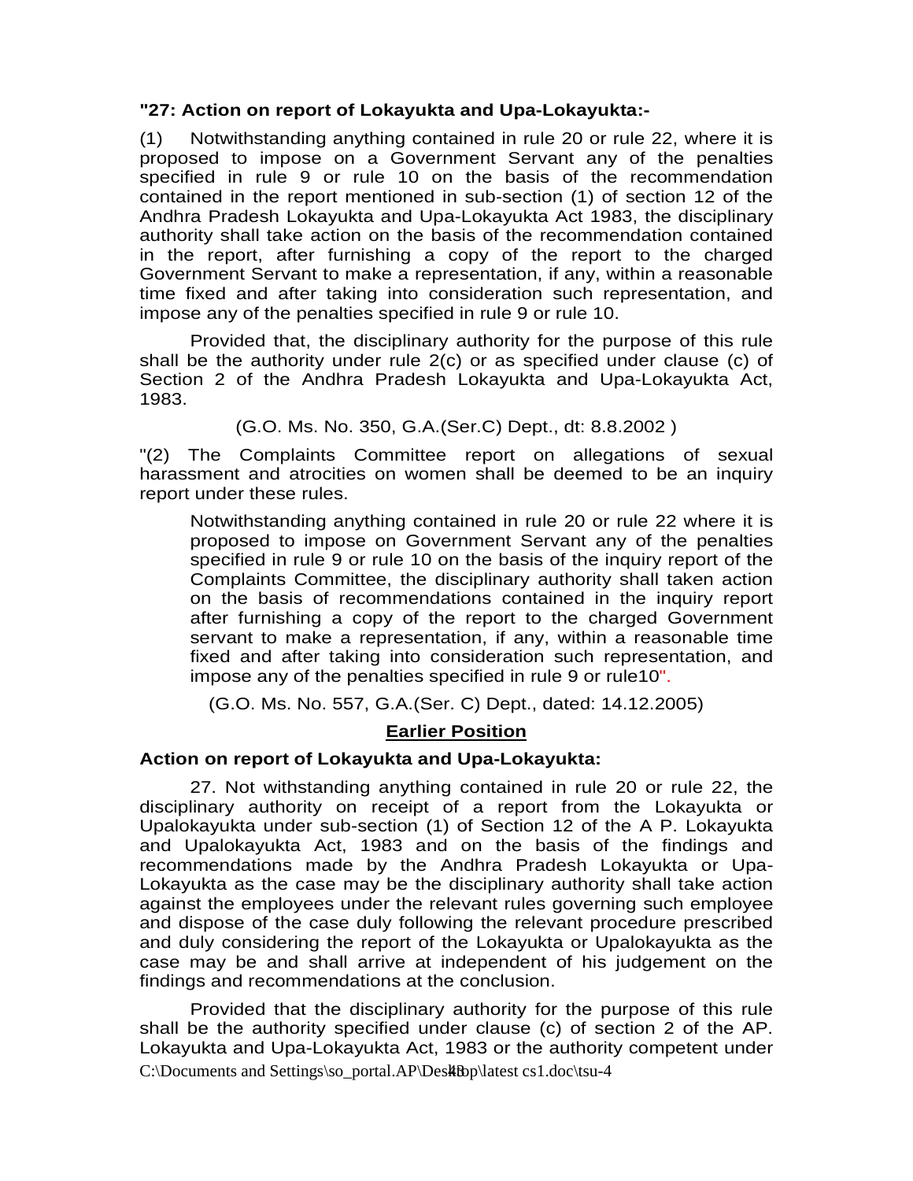**"27: Action on report of Lokayukta and Upa-Lokayukta:-**

(1) Notwithstanding anything contained in rule 20 or rule 22, where it is proposed to impose on a Government Servant any of the penalties specified in rule 9 or rule 10 on the basis of the recommendation contained in the report mentioned in sub-section (1) of section 12 of the Andhra Pradesh Lokayukta and Upa-Lokayukta Act 1983, the disciplinary authority shall take action on the basis of the recommendation contained in the report, after furnishing a copy of the report to the charged Government Servant to make a representation, if any, within a reasonable time fixed and after taking into consideration such representation, and impose any of the penalties specified in rule 9 or rule 10.

Provided that, the disciplinary authority for the purpose of this rule shall be the authority under rule 2(c) or as specified under clause (c) of Section 2 of the Andhra Pradesh Lokayukta and Upa-Lokayukta Act, 1983.

(G.O. Ms. No. 350, G.A.(Ser.C) Dept., dt: 8.8.2002 )

"(2) The Complaints Committee report on allegations of sexual harassment and atrocities on women shall be deemed to be an inquiry report under these rules.

Notwithstanding anything contained in rule 20 or rule 22 where it is proposed to impose on Government Servant any of the penalties specified in rule 9 or rule 10 on the basis of the inquiry report of the Complaints Committee, the disciplinary authority shall taken action on the basis of recommendations contained in the inquiry report after furnishing a copy of the report to the charged Government servant to make a representation, if any, within a reasonable time fixed and after taking into consideration such representation, and impose any of the penalties specified in rule 9 or rule10".

(G.O. Ms. No. 557, G.A.(Ser. C) Dept., dated: 14.12.2005)

**Earlier Position**

**Action on report of Lokayukta and Upa-Lokayukta:**

27. Not withstanding anything contained in rule 20 or rule 22, the disciplinary authority on receipt of a report from the Lokayukta or Upalokayukta under sub-section (1) of Section 12 of the A P. Lokayukta and Upalokayukta Act, 1983 and on the basis of the findings and recommendations made by the Andhra Pradesh Lokayukta or Upa-Lokayukta as the case may be the disciplinary authority shall take action against the employees under the relevant rules governing such employee and dispose of the case duly following the relevant procedure prescribed and duly considering the report of the Lokayukta or Upalokayukta as the case may be and shall arrive at independent of his judgement on the findings and recommendations at the conclusion.

Provided that the disciplinary authority for the purpose of this rule shall be the authority specified under clause (c) of section 2 of the AP. Lokayukta and Upa-Lokayukta Act, 1983 or the authority competent under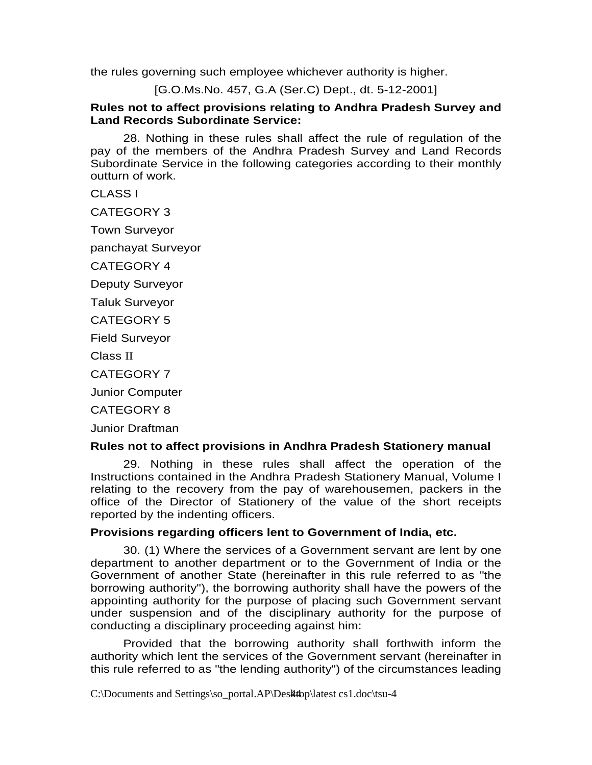the rules governing such employee whichever authority is higher.

[G.O.Ms.No. 457, G.A (Ser.C) Dept., dt. 5-12-2001]

**Rules not to affect provisions relating to Andhra Pradesh Survey and Land Records Subordinate Service:**

28. Nothing in these rules shall affect the rule of regulation of the pay of the members of the Andhra Pradesh Survey and Land Records Subordinate Service in the following categories according to their monthly outturn of work.

CLASS I

CATEGORY 3

Town Surveyor

panchayat Surveyor

CATEGORY 4

Deputy Surveyor

Taluk Surveyor

CATEGORY 5

Field Surveyor

Class II

CATEGORY 7

Junior Computer

CATEGORY 8

Junior Draftman

**Rules not to affect provisions in Andhra Pradesh Stationery manual**

29. Nothing in these rules shall affect the operation of the Instructions contained in the Andhra Pradesh Stationery Manual, Volume I relating to the recovery from the pay of warehousemen, packers in the office of the Director of Stationery of the value of the short receipts reported by the indenting officers.

**Provisions regarding officers lent to Government of India, etc.**

30. (1) Where the services of a Government servant are lent by one department to another department or to the Government of India or the Government of another State (hereinafter in this rule referred to as "the borrowing authority"), the borrowing authority shall have the powers of the appointing authority for the purpose of placing such Government servant under suspension and of the disciplinary authority for the purpose of conducting a disciplinary proceeding against him:

Provided that the borrowing authority shall forthwith inform the authority which lent the services of the Government servant (hereinafter in this rule referred to as "the lending authority") of the circumstances leading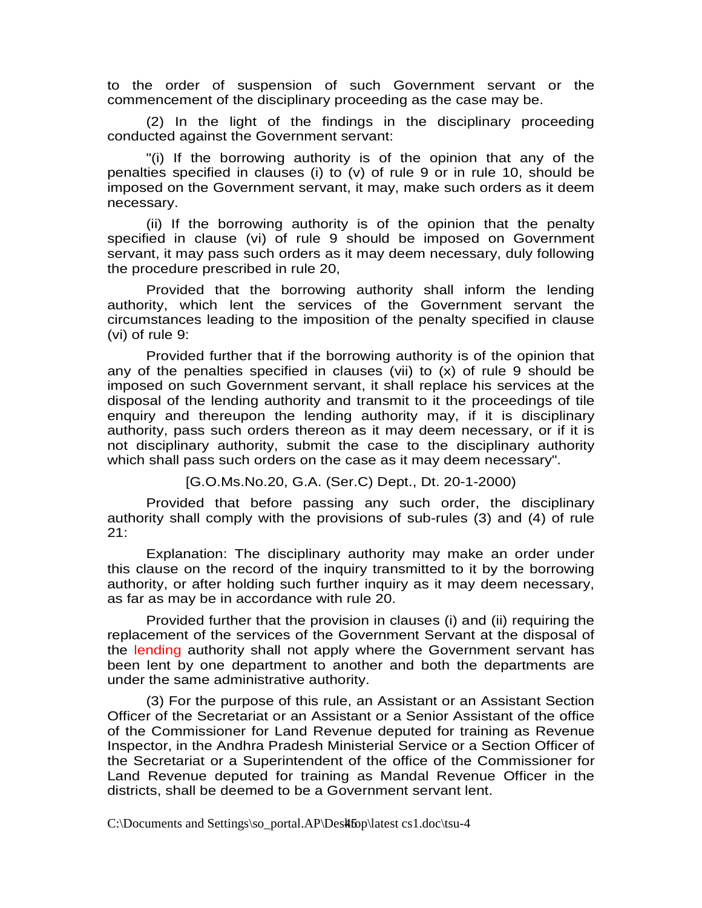to the order of suspension of such Government servant or the commencement of the disciplinary proceeding as the case may be.

(2) In the light of the findings in the disciplinary proceeding conducted against the Government servant:

"(i) If the borrowing authority is of the opinion that any of the penalties specified in clauses (i) to (v) of rule 9 or in rule 10, should be imposed on the Government servant, it may, make such orders as it deem necessary.

(ii) If the borrowing authority is of the opinion that the penalty specified in clause (vi) of rule 9 should be imposed on Government servant, it may pass such orders as it may deem necessary, duly following the procedure prescribed in rule 20,

Provided that the borrowing authority shall inform the lending authority, which lent the services of the Government servant the circumstances leading to the imposition of the penalty specified in clause (vi) of rule 9:

Provided further that if the borrowing authority is of the opinion that any of the penalties specified in clauses (vii) to (x) of rule 9 should be imposed on such Government servant, it shall replace his services at the disposal of the lending authority and transmit to it the proceedings of tile enquiry and thereupon the lending authority may, if it is disciplinary authority, pass such orders thereon as it may deem necessary, or if it is not disciplinary authority, submit the case to the disciplinary authority which shall pass such orders on the case as it may deem necessary".

[G.O.Ms.No.20, G.A. (Ser.C) Dept., Dt. 20-1-2000)

Provided that before passing any such order, the disciplinary authority shall comply with the provisions of sub-rules (3) and (4) of rule 21:

Explanation: The disciplinary authority may make an order under this clause on the record of the inquiry transmitted to it by the borrowing authority, or after holding such further inquiry as it may deem necessary, as far as may be in accordance with rule 20.

Provided further that the provision in clauses (i) and (ii) requiring the replacement of the services of the Government Servant at the disposal of the lending authority shall not apply where the Government servant has been lent by one department to another and both the departments are under the same administrative authority.

(3) For the purpose of this rule, an Assistant or an Assistant Section Officer of the Secretariat or an Assistant or a Senior Assistant of the office of the Commissioner for Land Revenue deputed for training as Revenue Inspector, in the Andhra Pradesh Ministerial Service or a Section Officer of the Secretariat or a Superintendent of the office of the Commissioner for Land Revenue deputed for training as Mandal Revenue Officer in the districts, shall be deemed to be a Government servant lent.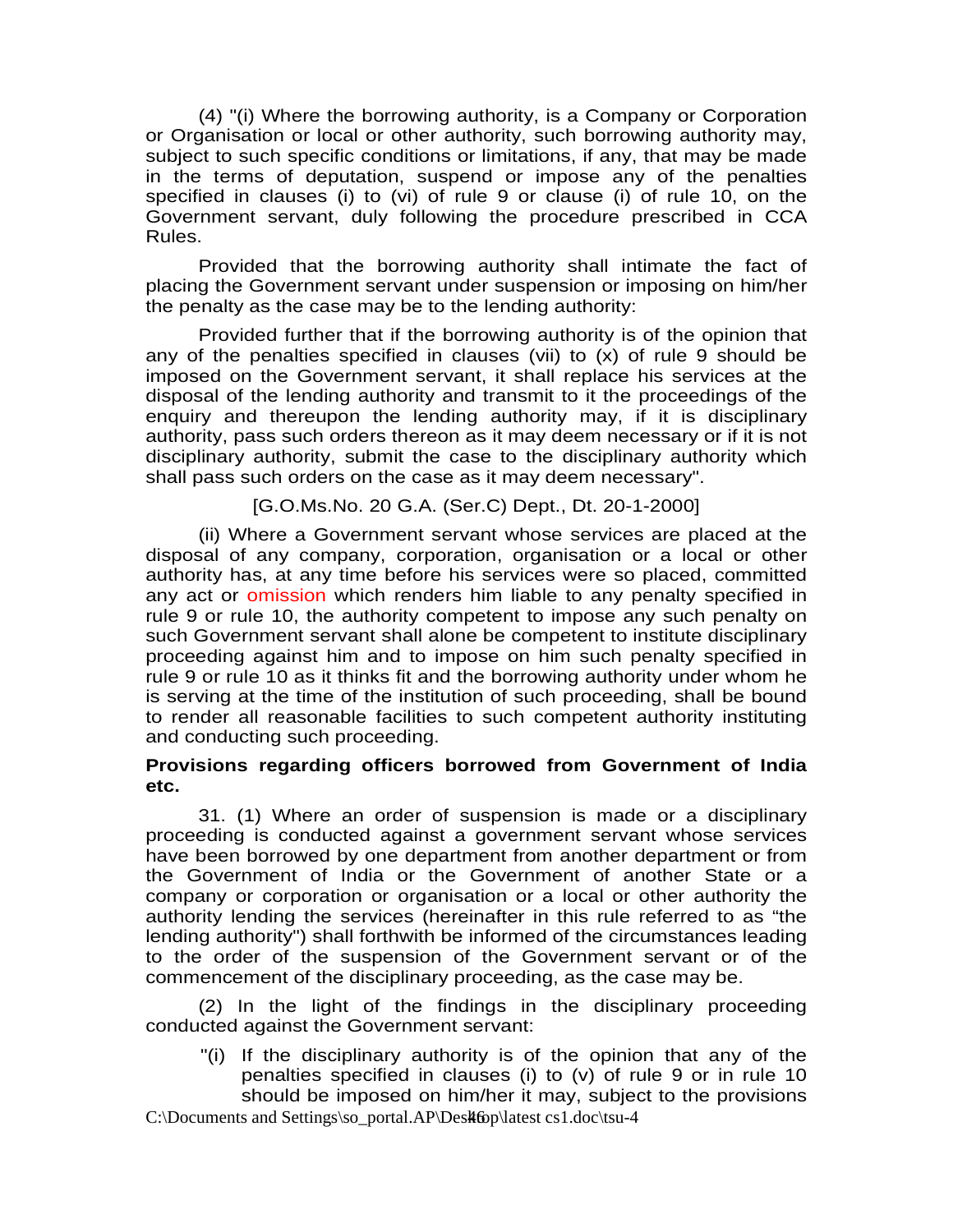(4) "(i) Where the borrowing authority, is a Company or Corporation or Organisation or local or other authority, such borrowing authority may, subject to such specific conditions or limitations, if any, that may be made in the terms of deputation, suspend or impose any of the penalties specified in clauses (i) to (vi) of rule 9 or clause (i) of rule 10, on the Government servant, duly following the procedure prescribed in CCA Rules.

Provided that the borrowing authority shall intimate the fact of placing the Government servant under suspension or imposing on him/her the penalty as the case may be to the lending authority:

Provided further that if the borrowing authority is of the opinion that any of the penalties specified in clauses (vii) to (x) of rule 9 should be imposed on the Government servant, it shall replace his services at the disposal of the lending authority and transmit to it the proceedings of the enquiry and thereupon the lending authority may, if it is disciplinary authority, pass such orders thereon as it may deem necessary or if it is not disciplinary authority, submit the case to the disciplinary authority which shall pass such orders on the case as it may deem necessary".

[G.O.Ms.No. 20 G.A. (Ser.C) Dept., Dt. 20-1-2000]

(ii) Where a Government servant whose services are placed at the disposal of any company, corporation, organisation or a local or other authority has, at any time before his services were so placed, committed any act or omission which renders him liable to any penalty specified in rule 9 or rule 10, the authority competent to impose any such penalty on such Government servant shall alone be competent to institute disciplinary proceeding against him and to impose on him such penalty specified in rule 9 or rule 10 as it thinks fit and the borrowing authority under whom he is serving at the time of the institution of such proceeding, shall be bound to render all reasonable facilities to such competent authority instituting and conducting such proceeding.

**Provisions regarding officers borrowed from Government of India etc.**

31. (1) Where an order of suspension is made or a disciplinary proceeding is conducted against a government servant whose services have been borrowed by one department from another department or from the Government of India or the Government of another State or a company or corporation or organisation or a local or other authority the authority lending the services (hereinafter in this rule referred to as "the lending authority") shall forthwith be informed of the circumstances leading to the order of the suspension of the Government servant or of the commencement of the disciplinary proceeding, as the case may be.

(2) In the light of the findings in the disciplinary proceeding conducted against the Government servant:

"(i) If the disciplinary authority is of the opinion that any of the penalties specified in clauses (i) to (v) of rule 9 or in rule 10 should be imposed on him/her it may, subject to the provisions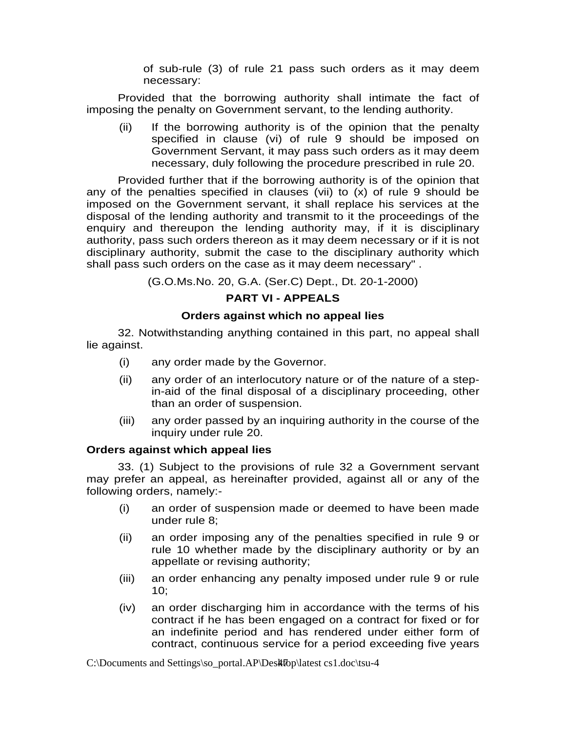of sub-rule (3) of rule 21 pass such orders as it may deem necessary:

Provided that the borrowing authority shall intimate the fact of imposing the penalty on Government servant, to the lending authority.

(ii) If the borrowing authority is of the opinion that the penalty specified in clause (vi) of rule 9 should be imposed on Government Servant, it may pass such orders as it may deem necessary, duly following the procedure prescribed in rule 20.

Provided further that if the borrowing authority is of the opinion that any of the penalties specified in clauses (vii) to (x) of rule 9 should be imposed on the Government servant, it shall replace his services at the disposal of the lending authority and transmit to it the proceedings of the enquiry and thereupon the lending authority may, if it is disciplinary authority, pass such orders thereon as it may deem necessary or if it is not disciplinary authority, submit the case to the disciplinary authority which shall pass such orders on the case as it may deem necessary" .

(G.O.Ms.No. 20, G.A. (Ser.C) Dept., Dt. 20-1-2000)

## PART VI - APPEALS

### Orders against which no appeal lies

32. Notwithstanding anything contained in this part, no appeal shall lie against.

(i) any order made by the Governor.

(ii) any order of an interlocutory nature or of the nature of a step-in-aid of the final disposal of a disciplinary proceeding, other than an order of suspension.

(iii) any order passed by an inquiring authority in the course of the inquiry under rule 20.

### Orders against which appeal lies

33. (1) Subject to the provisions of rule 32 a Government servant may prefer an appeal, as hereinafter provided, against all or any of the following orders, namely:-

(i) an order of suspension made or deemed to have been made under rule 8;

(ii) an order imposing any of the penalties specified in rule 9 or rule 10 whether made by the disciplinary authority or by an appellate or revising authority;

(iii) an order enhancing any penalty imposed under rule 9 or rule 10;

(iv) an order discharging him in accordance with the terms of his contract if he has been engaged on a contract for fixed or for an indefinite period and has rendered under either form of contract, continuous service for a period exceeding five years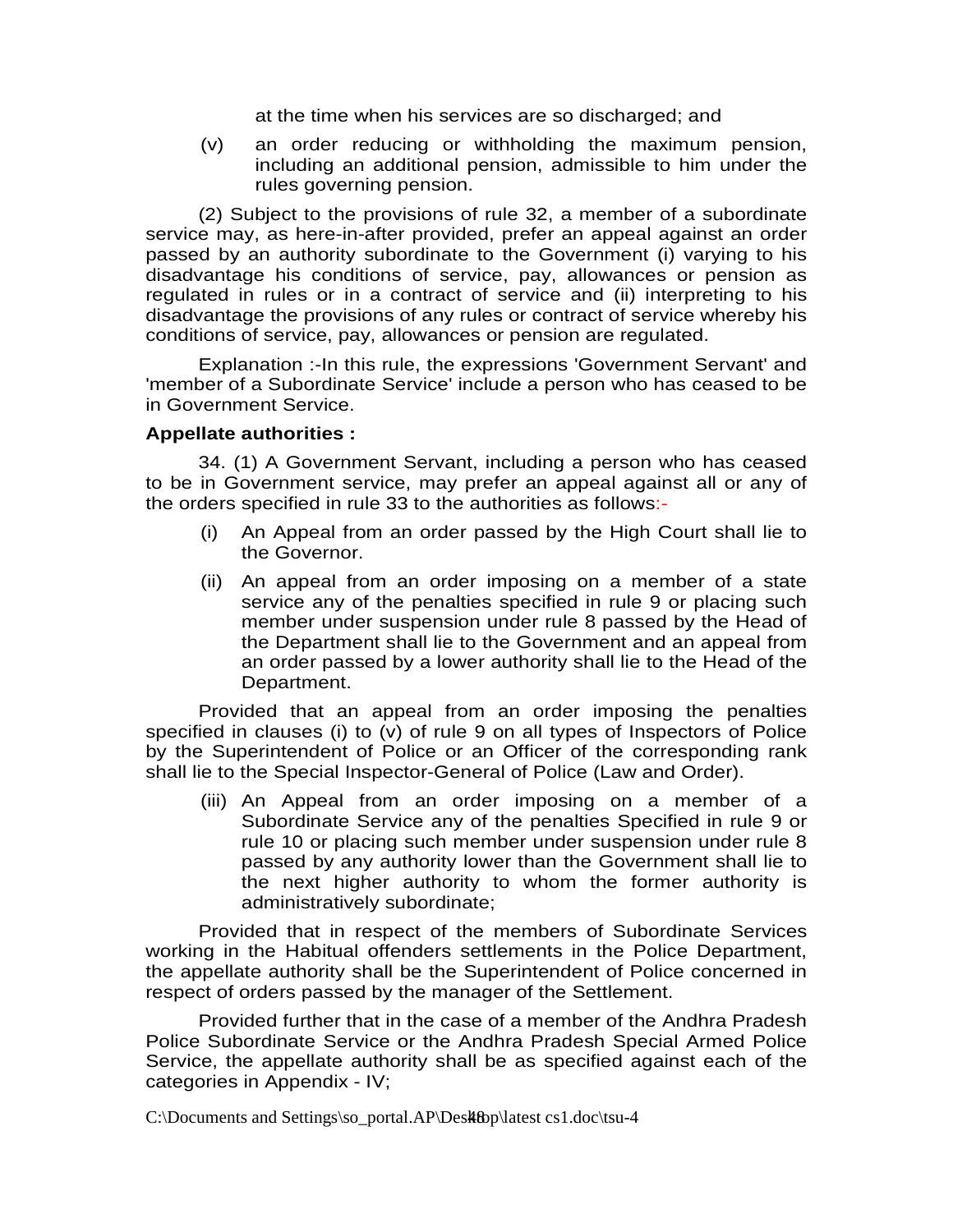at the time when his services are so discharged; and

(v) an order reducing or withholding the maximum pension, including an additional pension, admissible to him under the rules governing pension.

(2) Subject to the provisions of rule 32, a member of a subordinate service may, as here-in-after provided, prefer an appeal against an order passed by an authority subordinate to the Government (i) varying to his disadvantage his conditions of service, pay, allowances or pension as regulated in rules or in a contract of service and (ii) interpreting to his disadvantage the provisions of any rules or contract of service whereby his conditions of service, pay, allowances or pension are regulated.

Explanation :-In this rule, the expressions 'Government Servant' and 'member of a Subordinate Service' include a person who has ceased to be in Government Service.

**Appellate authorities :**

34. (1) A Government Servant, including a person who has ceased to be in Government service, may prefer an appeal against all or any of the orders specified in rule 33 to the authorities as follows:-

(i) An Appeal from an order passed by the High Court shall lie to the Governor.

(ii) An appeal from an order imposing on a member of a state service any of the penalties specified in rule 9 or placing such member under suspension under rule 8 passed by the Head of the Department shall lie to the Government and an appeal from an order passed by a lower authority shall lie to the Head of the Department.

Provided that an appeal from an order imposing the penalties specified in clauses (i) to (v) of rule 9 on all types of Inspectors of Police by the Superintendent of Police or an Officer of the corresponding rank shall lie to the Special Inspector-General of Police (Law and Order).

(iii) An Appeal from an order imposing on a member of a Subordinate Service any of the penalties Specified in rule 9 or rule 10 or placing such member under suspension under rule 8 passed by any authority lower than the Government shall lie to the next higher authority to whom the former authority is administratively subordinate;

Provided that in respect of the members of Subordinate Services working in the Habitual offenders settlements in the Police Department, the appellate authority shall be the Superintendent of Police concerned in respect of orders passed by the manager of the Settlement.

Provided further that in the case of a member of the Andhra Pradesh Police Subordinate Service or the Andhra Pradesh Special Armed Police Service, the appellate authority shall be as specified against each of the categories in Appendix - IV;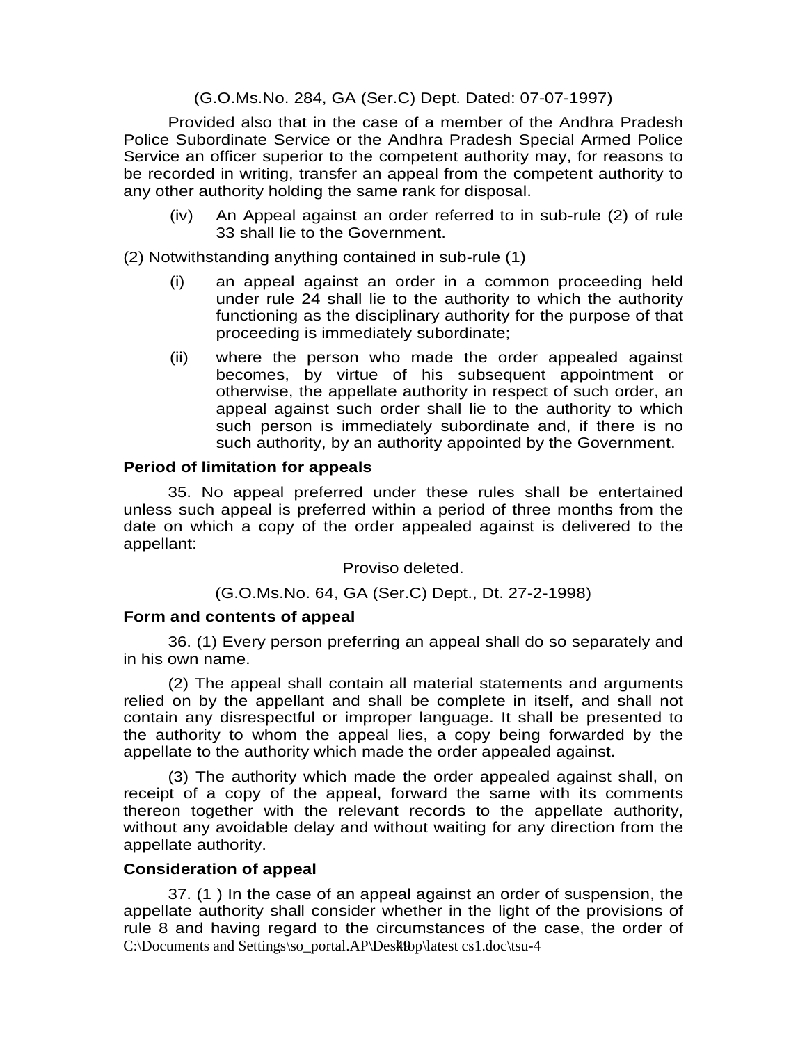(G.O.Ms.No. 284, GA (Ser.C) Dept. Dated: 07-07-1997)

Provided also that in the case of a member of the Andhra Pradesh Police Subordinate Service or the Andhra Pradesh Special Armed Police Service an officer superior to the competent authority may, for reasons to be recorded in writing, transfer an appeal from the competent authority to any other authority holding the same rank for disposal.

(iv) An Appeal against an order referred to in sub-rule (2) of rule 33 shall lie to the Government.

(2) Notwithstanding anything contained in sub-rule (1)

(i) an appeal against an order in a common proceeding held under rule 24 shall lie to the authority to which the authority functioning as the disciplinary authority for the purpose of that proceeding is immediately subordinate;

(ii) where the person who made the order appealed against becomes, by virtue of his subsequent appointment or otherwise, the appellate authority in respect of such order, an appeal against such order shall lie to the authority to which such person is immediately subordinate and, if there is no such authority, by an authority appointed by the Government.

**Period of limitation for appeals**

35. No appeal preferred under these rules shall be entertained unless such appeal is preferred within a period of three months from the date on which a copy of the order appealed against is delivered to the appellant:

Proviso deleted.

(G.O.Ms.No. 64, GA (Ser.C) Dept., Dt. 27-2-1998)

**Form and contents of appeal**

36. (1) Every person preferring an appeal shall do so separately and in his own name.

(2) The appeal shall contain all material statements and arguments relied on by the appellant and shall be complete in itself, and shall not contain any disrespectful or improper language. It shall be presented to the authority to whom the appeal lies, a copy being forwarded by the appellate to the authority which made the order appealed against.

(3) The authority which made the order appealed against shall, on receipt of a copy of the appeal, forward the same with its comments thereon together with the relevant records to the appellate authority, without any avoidable delay and without waiting for any direction from the appellate authority.

**Consideration of appeal**

37. (1 ) In the case of an appeal against an order of suspension, the appellate authority shall consider whether in the light of the provisions of rule 8 and having regard to the circumstances of the case, the order of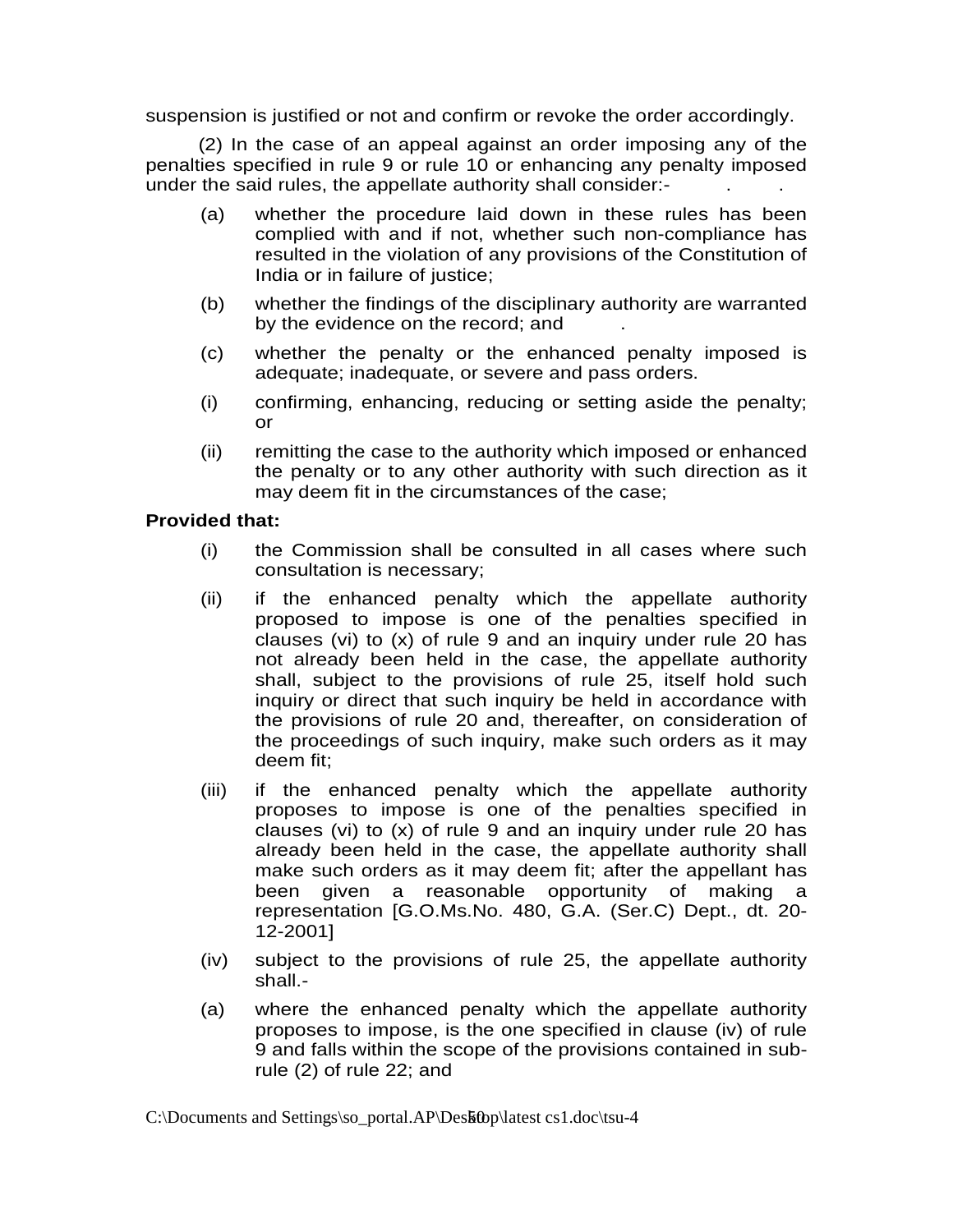suspension is justified or not and confirm or revoke the order accordingly.

(2) In the case of an appeal against an order imposing any of the penalties specified in rule 9 or rule 10 or enhancing any penalty imposed under the said rules, the appellate authority shall consider:-

(a) whether the procedure laid down in these rules has been complied with and if not, whether such non-compliance has resulted in the violation of any provisions of the Constitution of India or in failure of justice;

(b) whether the findings of the disciplinary authority are warranted by the evidence on the record; and

(c) whether the penalty or the enhanced penalty imposed is adequate; inadequate, or severe and pass orders.

(i) confirming, enhancing, reducing or setting aside the penalty; or

(ii) remitting the case to the authority which imposed or enhanced the penalty or to any other authority with such direction as it may deem fit in the circumstances of the case;

**Provided that:**

(i) the Commission shall be consulted in all cases where such consultation is necessary;

(ii) if the enhanced penalty which the appellate authority proposed to impose is one of the penalties specified in clauses (vi) to (x) of rule 9 and an inquiry under rule 20 has not already been held in the case, the appellate authority shall, subject to the provisions of rule 25, itself hold such inquiry or direct that such inquiry be held in accordance with the provisions of rule 20 and, thereafter, on consideration of the proceedings of such inquiry, make such orders as it may deem fit;

(iii) if the enhanced penalty which the appellate authority proposes to impose is one of the penalties specified in clauses (vi) to (x) of rule 9 and an inquiry under rule 20 has already been held in the case, the appellate authority shall make such orders as it may deem fit; after the appellant has been given a reasonable opportunity of making a representation [G.O.Ms.No. 480, G.A. (Ser.C) Dept., dt. 20-12-2001]

(iv) subject to the provisions of rule 25, the appellate authority shall.-

(a) where the enhanced penalty which the appellate authority proposes to impose, is the one specified in clause (iv) of rule 9 and falls within the scope of the provisions contained in sub-rule (2) of rule 22; and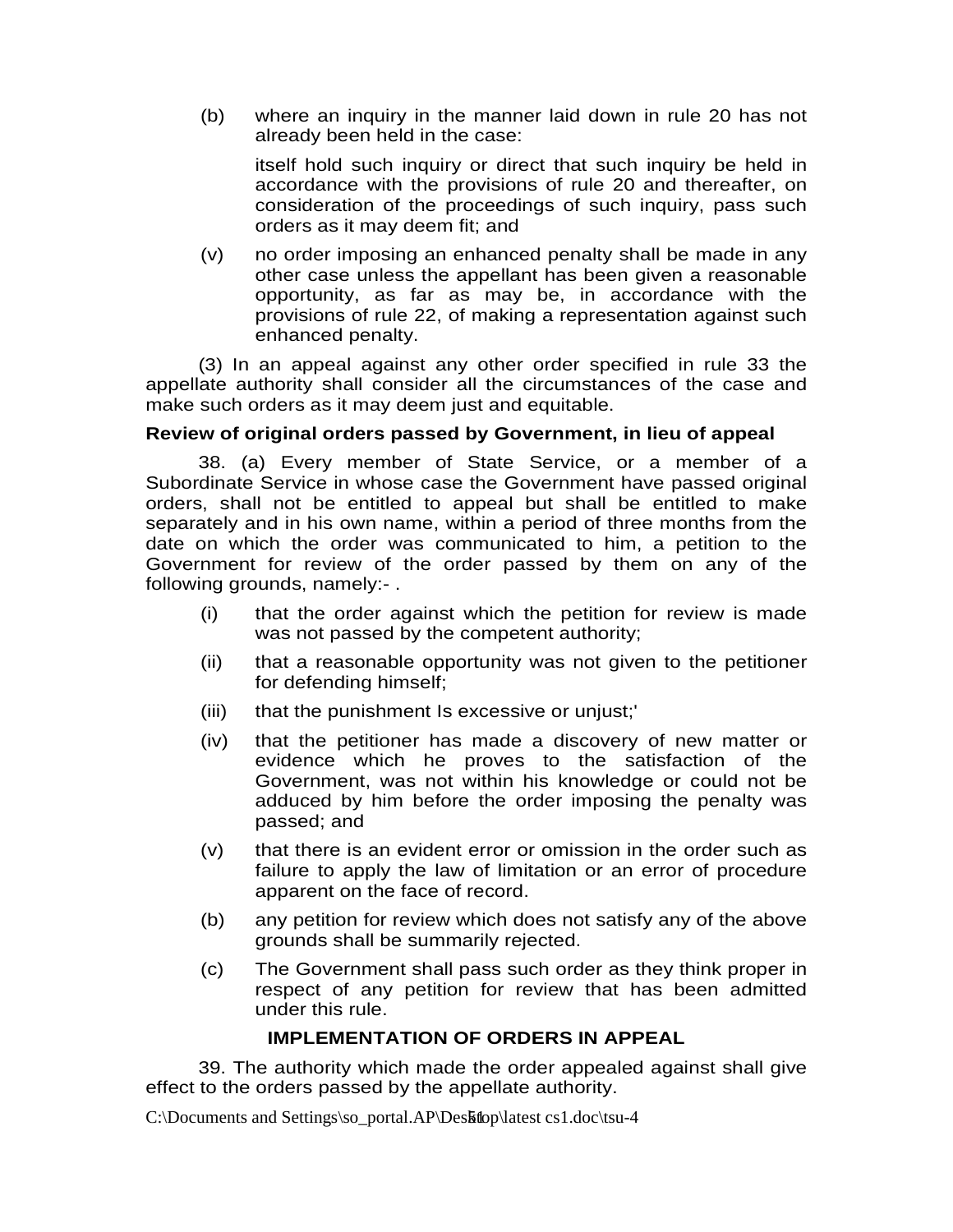(b) where an inquiry in the manner laid down in rule 20 has not already been held in the case:

itself hold such inquiry or direct that such inquiry be held in accordance with the provisions of rule 20 and thereafter, on consideration of the proceedings of such inquiry, pass such orders as it may deem fit; and

(v) no order imposing an enhanced penalty shall be made in any other case unless the appellant has been given a reasonable opportunity, as far as may be, in accordance with the provisions of rule 22, of making a representation against such enhanced penalty.

(3) In an appeal against any other order specified in rule 33 the appellate authority shall consider all the circumstances of the case and make such orders as it may deem just and equitable.

**Review of original orders passed by Government, in lieu of appeal**

38. (a) Every member of State Service, or a member of a Subordinate Service in whose case the Government have passed original orders, shall not be entitled to appeal but shall be entitled to make separately and in his own name, within a period of three months from the date on which the order was communicated to him, a petition to the Government for review of the order passed by them on any of the following grounds, namely:- .

(i) that the order against which the petition for review is made was not passed by the competent authority;

(ii) that a reasonable opportunity was not given to the petitioner for defending himself;

(iii) that the punishment Is excessive or unjust;'

(iv) that the petitioner has made a discovery of new matter or evidence which he proves to the satisfaction of the Government, was not within his knowledge or could not be adduced by him before the order imposing the penalty was passed; and

(v) that there is an evident error or omission in the order such as failure to apply the law of limitation or an error of procedure apparent on the face of record.

(b) any petition for review which does not satisfy any of the above grounds shall be summarily rejected.

(c) The Government shall pass such order as they think proper in respect of any petition for review that has been admitted under this rule.

**IMPLEMENTATION OF ORDERS IN APPEAL**

39. The authority which made the order appealed against shall give effect to the orders passed by the appellate authority.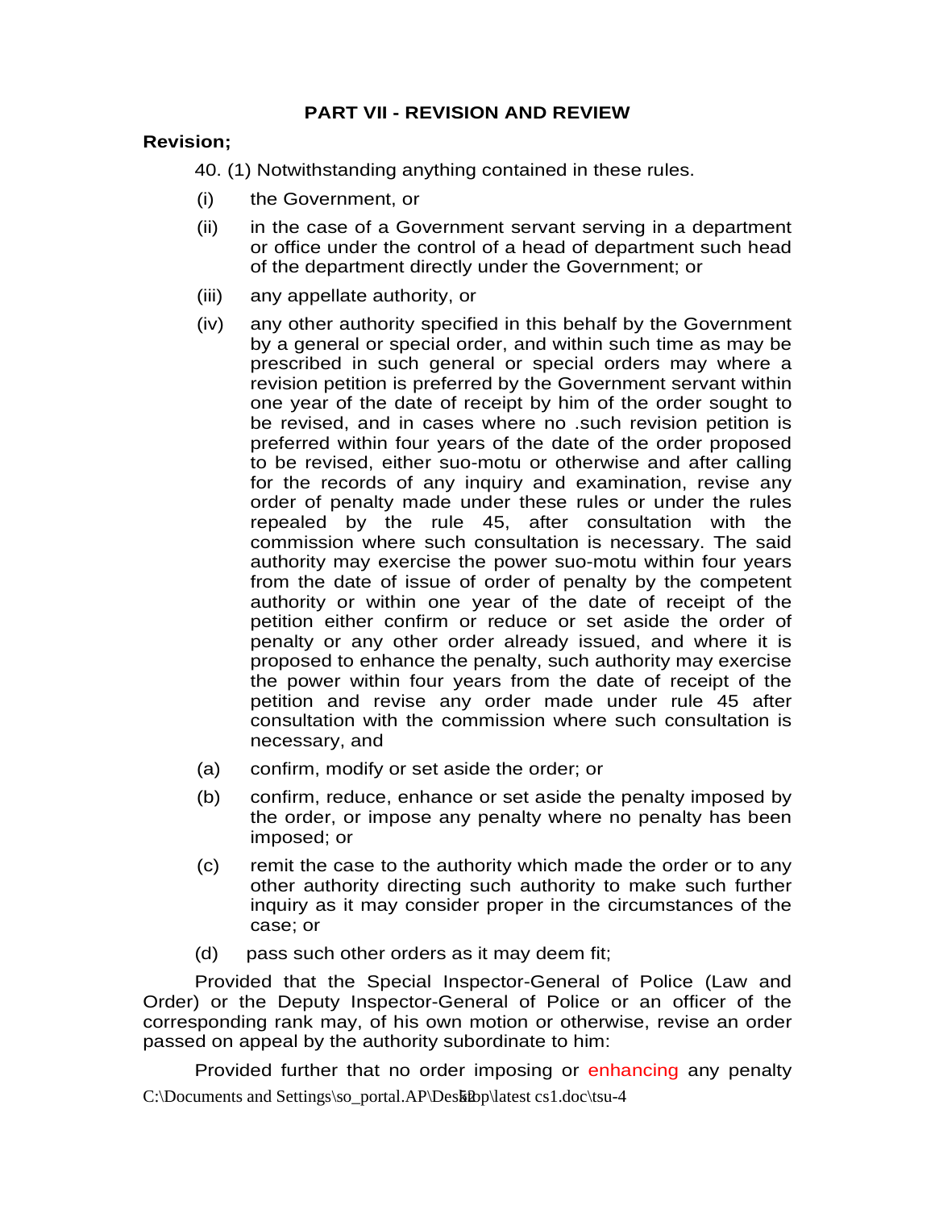## PART VII - REVISION AND REVIEW

**Revision;**

40. (1) Notwithstanding anything contained in these rules.

(i) the Government, or

(ii) in the case of a Government servant serving in a department or office under the control of a head of department such head of the department directly under the Government; or

(iii) any appellate authority, or

(iv) any other authority specified in this behalf by the Government by a general or special order, and within such time as may be prescribed in such general or special orders may where a revision petition is preferred by the Government servant within one year of the date of receipt by him of the order sought to be revised, and in cases where no .such revision petition is preferred within four years of the date of the order proposed to be revised, either suo-motu or otherwise and after calling for the records of any inquiry and examination, revise any order of penalty made under these rules or under the rules repealed by the rule 45, after consultation with the commission where such consultation is necessary. The said authority may exercise the power suo-motu within four years from the date of issue of order of penalty by the competent authority or within one year of the date of receipt of the petition either confirm or reduce or set aside the order of penalty or any other order already issued, and where it is proposed to enhance the penalty, such authority may exercise the power within four years from the date of receipt of the petition and revise any order made under rule 45 after consultation with the commission where such consultation is necessary, and

(a) confirm, modify or set aside the order; or

(b) confirm, reduce, enhance or set aside the penalty imposed by the order, or impose any penalty where no penalty has been imposed; or

(c) remit the case to the authority which made the order or to any other authority directing such authority to make such further inquiry as it may consider proper in the circumstances of the case; or

(d) pass such other orders as it may deem fit;

Provided that the Special Inspector-General of Police (Law and Order) or the Deputy Inspector-General of Police or an officer of the corresponding rank may, of his own motion or otherwise, revise an order passed on appeal by the authority subordinate to him:

Provided further that no order imposing or enhancing any penalty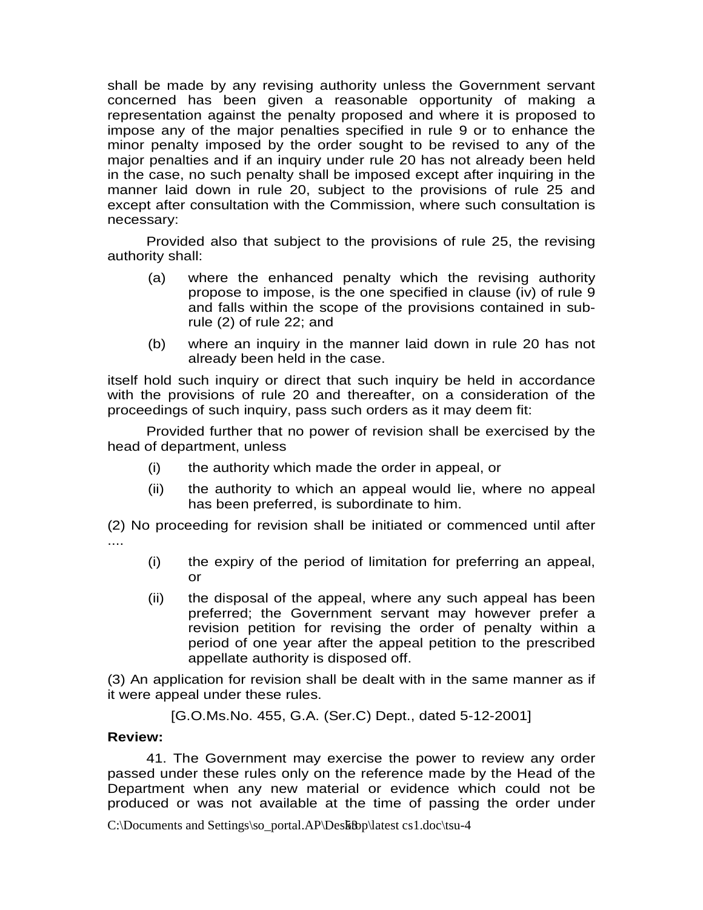shall be made by any revising authority unless the Government servant concerned has been given a reasonable opportunity of making a representation against the penalty proposed and where it is proposed to impose any of the major penalties specified in rule 9 or to enhance the minor penalty imposed by the order sought to be revised to any of the major penalties and if an inquiry under rule 20 has not already been held in the case, no such penalty shall be imposed except after inquiring in the manner laid down in rule 20, subject to the provisions of rule 25 and except after consultation with the Commission, where such consultation is necessary:

Provided also that subject to the provisions of rule 25, the revising authority shall:

(a) where the enhanced penalty which the revising authority propose to impose, is the one specified in clause (iv) of rule 9 and falls within the scope of the provisions contained in sub-rule (2) of rule 22; and

(b) where an inquiry in the manner laid down in rule 20 has not already been held in the case.

itself hold such inquiry or direct that such inquiry be held in accordance with the provisions of rule 20 and thereafter, on a consideration of the proceedings of such inquiry, pass such orders as it may deem fit:

Provided further that no power of revision shall be exercised by the head of department, unless

(i) the authority which made the order in appeal, or

(ii) the authority to which an appeal would lie, where no appeal has been preferred, is subordinate to him.

(2) No proceeding for revision shall be initiated or commenced until after ....

(i) the expiry of the period of limitation for preferring an appeal, or

(ii) the disposal of the appeal, where any such appeal has been preferred; the Government servant may however prefer a revision petition for revising the order of penalty within a period of one year after the appeal petition to the prescribed appellate authority is disposed off.

(3) An application for revision shall be dealt with in the same manner as if it were appeal under these rules.

[G.O.Ms.No. 455, G.A. (Ser.C) Dept., dated 5-12-2001]

**Review:**

41. The Government may exercise the power to review any order passed under these rules only on the reference made by the Head of the Department when any new material or evidence which could not be produced or was not available at the time of passing the order under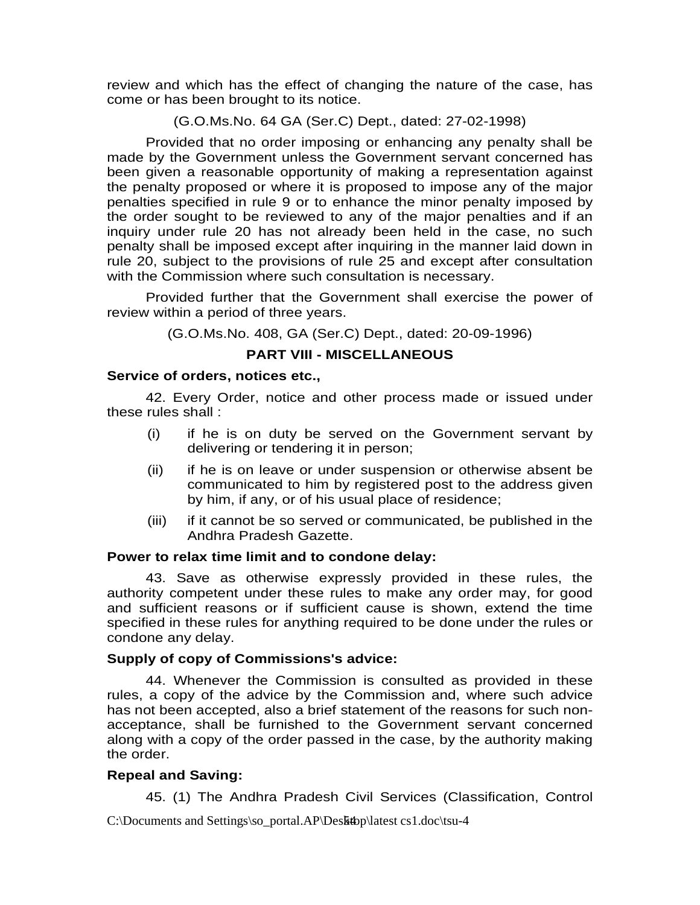review and which has the effect of changing the nature of the case, has come or has been brought to its notice.

(G.O.Ms.No. 64 GA (Ser.C) Dept., dated: 27-02-1998)

Provided that no order imposing or enhancing any penalty shall be made by the Government unless the Government servant concerned has been given a reasonable opportunity of making a representation against the penalty proposed or where it is proposed to impose any of the major penalties specified in rule 9 or to enhance the minor penalty imposed by the order sought to be reviewed to any of the major penalties and if an inquiry under rule 20 has not already been held in the case, no such penalty shall be imposed except after inquiring in the manner laid down in rule 20, subject to the provisions of rule 25 and except after consultation with the Commission where such consultation is necessary.

Provided further that the Government shall exercise the power of review within a period of three years.

(G.O.Ms.No. 408, GA (Ser.C) Dept., dated: 20-09-1996)

## PART VIII - MISCELLANEOUS

**Service of orders, notices etc.,**

42. Every Order, notice and other process made or issued under these rules shall :

(i) if he is on duty be served on the Government servant by delivering or tendering it in person;

(ii) if he is on leave or under suspension or otherwise absent be communicated to him by registered post to the address given by him, if any, or of his usual place of residence;

(iii) if it cannot be so served or communicated, be published in the Andhra Pradesh Gazette.

**Power to relax time limit and to condone delay:**

43. Save as otherwise expressly provided in these rules, the authority competent under these rules to make any order may, for good and sufficient reasons or if sufficient cause is shown, extend the time specified in these rules for anything required to be done under the rules or condone any delay.

**Supply of copy of Commissions's advice:**

44. Whenever the Commission is consulted as provided in these rules, a copy of the advice by the Commission and, where such advice has not been accepted, also a brief statement of the reasons for such non-acceptance, shall be furnished to the Government servant concerned along with a copy of the order passed in the case, by the authority making the order.

**Repeal and Saving:**

45. (1) The Andhra Pradesh Civil Services (Classification, Control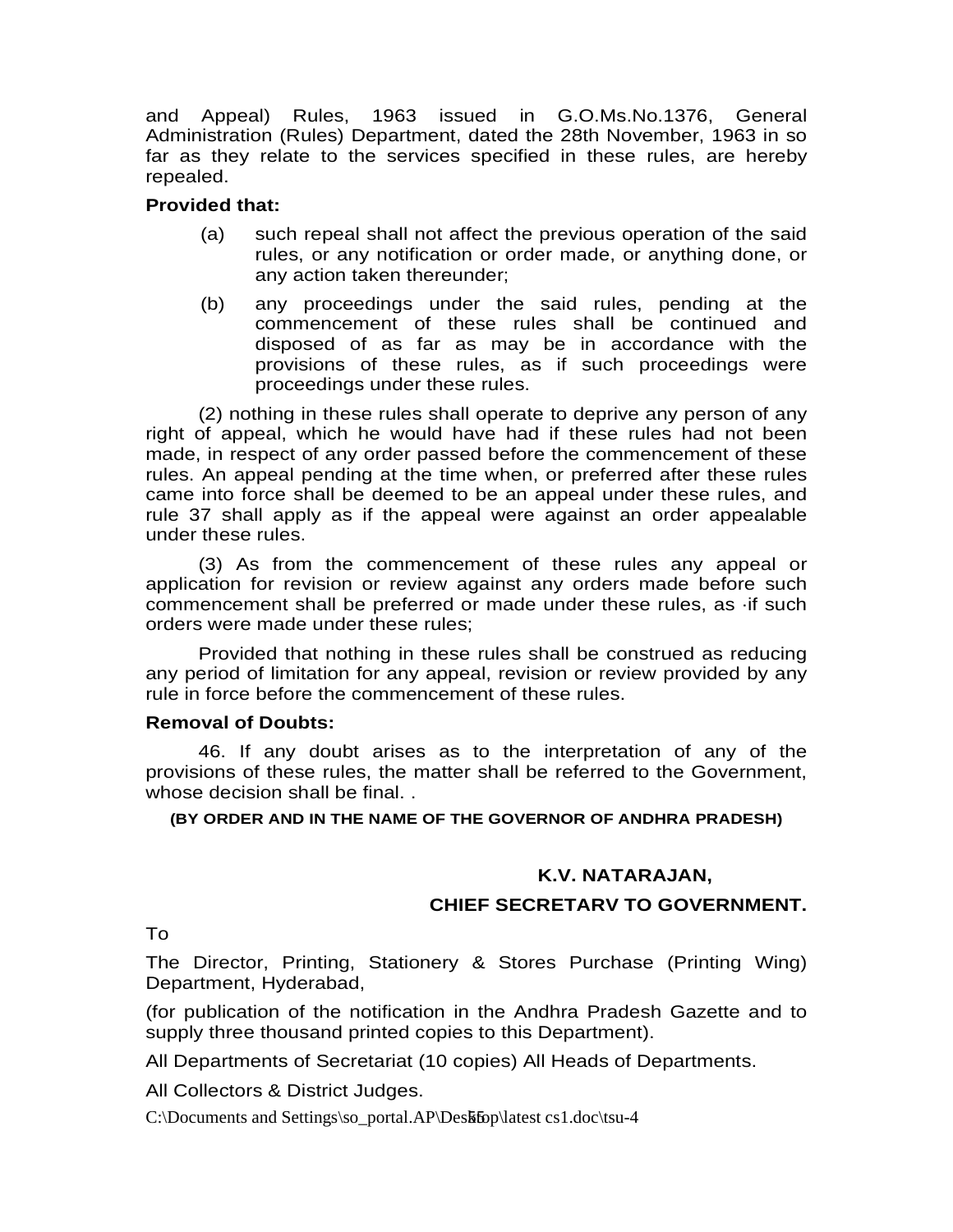and Appeal) Rules, 1963 issued in G.O.Ms.No.1376, General Administration (Rules) Department, dated the 28th November, 1963 in so far as they relate to the services specified in these rules, are hereby repealed.

**Provided that:**

(a) such repeal shall not affect the previous operation of the said rules, or any notification or order made, or anything done, or any action taken thereunder;

(b) any proceedings under the said rules, pending at the commencement of these rules shall be continued and disposed of as far as may be in accordance with the provisions of these rules, as if such proceedings were proceedings under these rules.

(2) nothing in these rules shall operate to deprive any person of any right of appeal, which he would have had if these rules had not been made, in respect of any order passed before the commencement of these rules. An appeal pending at the time when, or preferred after these rules came into force shall be deemed to be an appeal under these rules, and rule 37 shall apply as if the appeal were against an order appealable under these rules.

(3) As from the commencement of these rules any appeal or application for revision or review against any orders made before such commencement shall be preferred or made under these rules, as ·if such orders were made under these rules;

Provided that nothing in these rules shall be construed as reducing any period of limitation for any appeal, revision or review provided by any rule in force before the commencement of these rules.

**Removal of Doubts:**

46. If any doubt arises as to the interpretation of any of the provisions of these rules, the matter shall be referred to the Government, whose decision shall be final. .

**(BY ORDER AND IN THE NAME OF THE GOVERNOR OF ANDHRA PRADESH)**

**K.V. NATARAJAN,**

**CHIEF SECRETARV TO GOVERNMENT.**

To

The Director, Printing, Stationery & Stores Purchase (Printing Wing) Department, Hyderabad,

(for publication of the notification in the Andhra Pradesh Gazette and to supply three thousand printed copies to this Department).

All Departments of Secretariat (10 copies) All Heads of Departments.

All Collectors & District Judges.

C:\Documents and Settings\so_portal.AP\Desktop\latest cs1.doc\tsu-4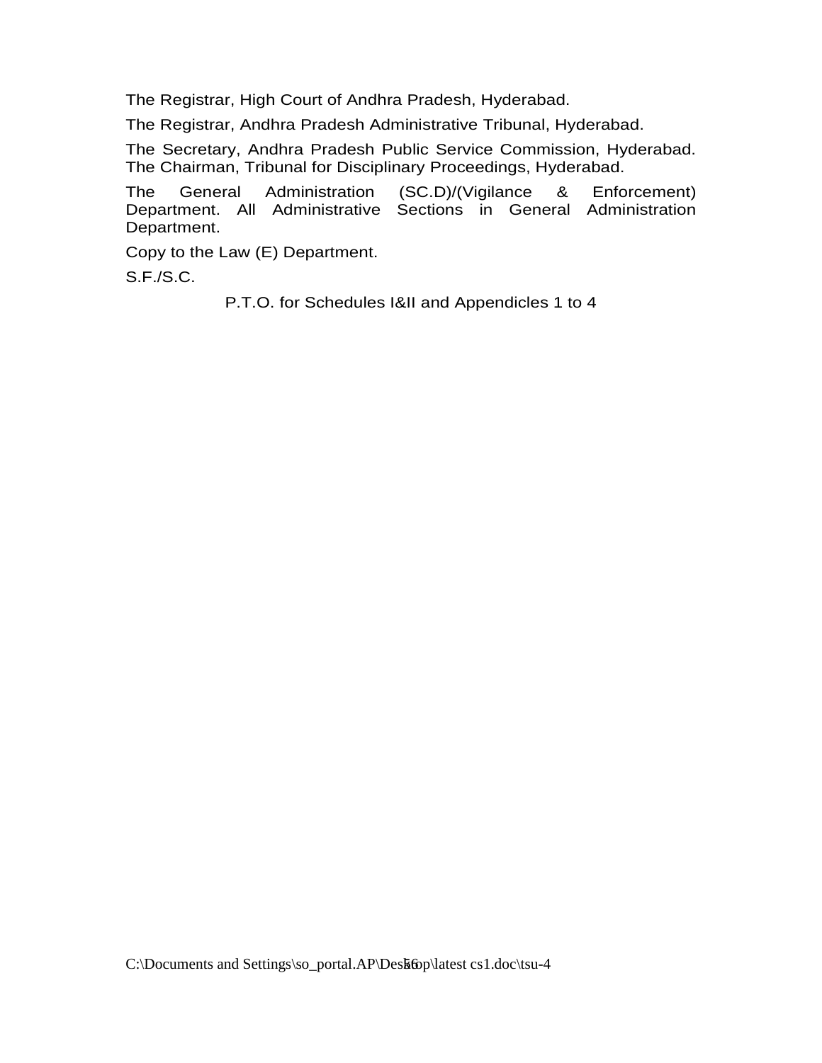The Registrar, High Court of Andhra Pradesh, Hyderabad.

The Registrar, Andhra Pradesh Administrative Tribunal, Hyderabad.

The Secretary, Andhra Pradesh Public Service Commission, Hyderabad.
The Chairman, Tribunal for Disciplinary Proceedings, Hyderabad.

The General Administration (SC.D)/(Vigilance & Enforcement) Department. All Administrative Sections in General Administration Department.

Copy to the Law (E) Department.

S.F./S.C.

P.T.O. for Schedules I&II and Appendicles 1 to 4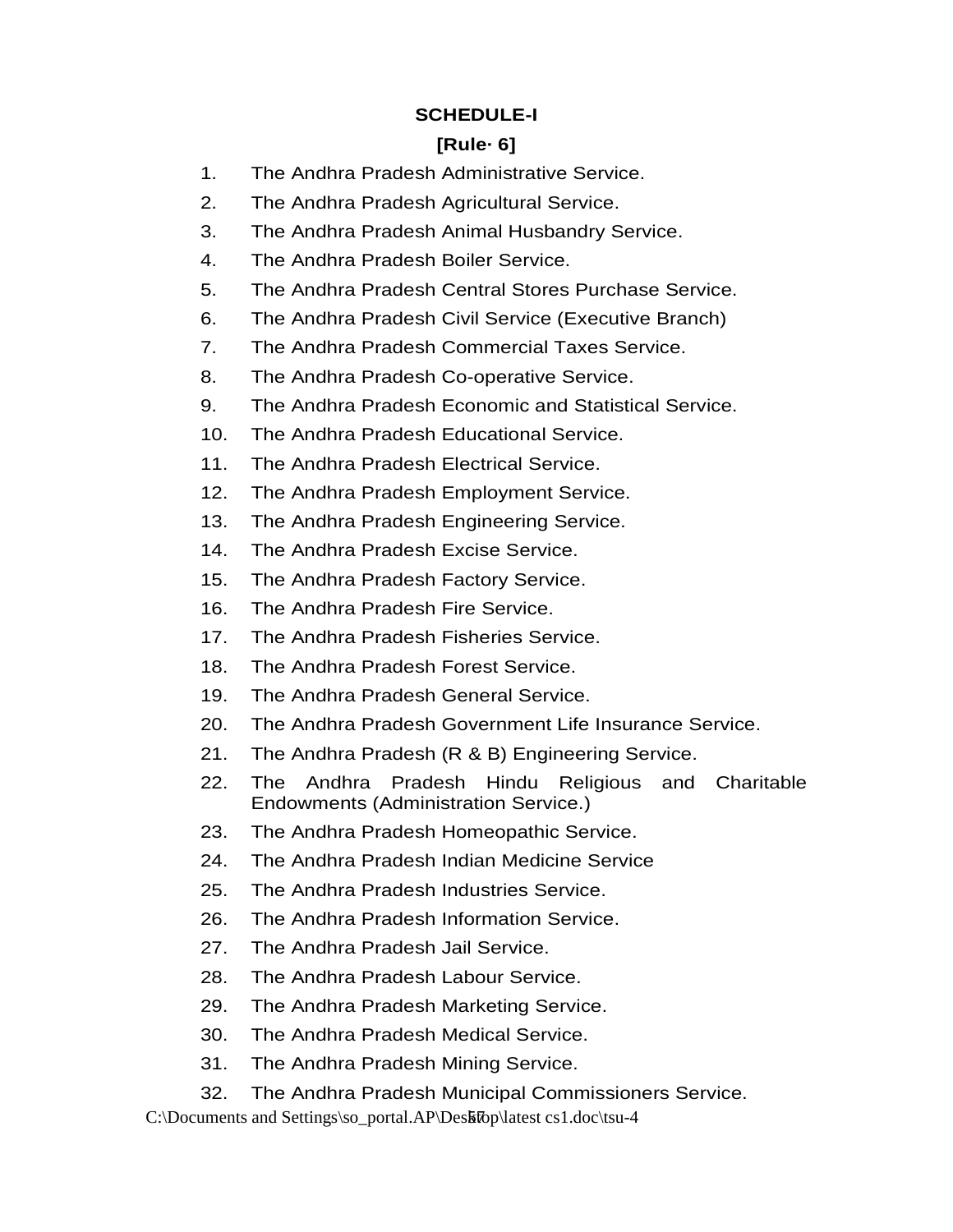**SCHEDULE-I**

**[Rule· 6]**

1. The Andhra Pradesh Administrative Service.
2. The Andhra Pradesh Agricultural Service.
3. The Andhra Pradesh Animal Husbandry Service.
4. The Andhra Pradesh Boiler Service.
5. The Andhra Pradesh Central Stores Purchase Service.
6. The Andhra Pradesh Civil Service (Executive Branch)
7. The Andhra Pradesh Commercial Taxes Service.
8. The Andhra Pradesh Co-operative Service.
9. The Andhra Pradesh Economic and Statistical Service.
10. The Andhra Pradesh Educational Service.
11. The Andhra Pradesh Electrical Service.
12. The Andhra Pradesh Employment Service.
13. The Andhra Pradesh Engineering Service.
14. The Andhra Pradesh Excise Service.
15. The Andhra Pradesh Factory Service.
16. The Andhra Pradesh Fire Service.
17. The Andhra Pradesh Fisheries Service.
18. The Andhra Pradesh Forest Service.
19. The Andhra Pradesh General Service.
20. The Andhra Pradesh Government Life Insurance Service.
21. The Andhra Pradesh (R & B) Engineering Service.
22. The Andhra Pradesh Hindu Religious and Charitable Endowments (Administration Service.)
23. The Andhra Pradesh Homeopathic Service.
24. The Andhra Pradesh Indian Medicine Service
25. The Andhra Pradesh Industries Service.
26. The Andhra Pradesh Information Service.
27. The Andhra Pradesh Jail Service.
28. The Andhra Pradesh Labour Service.
29. The Andhra Pradesh Marketing Service.
30. The Andhra Pradesh Medical Service.
31. The Andhra Pradesh Mining Service.
32. The Andhra Pradesh Municipal Commissioners Service.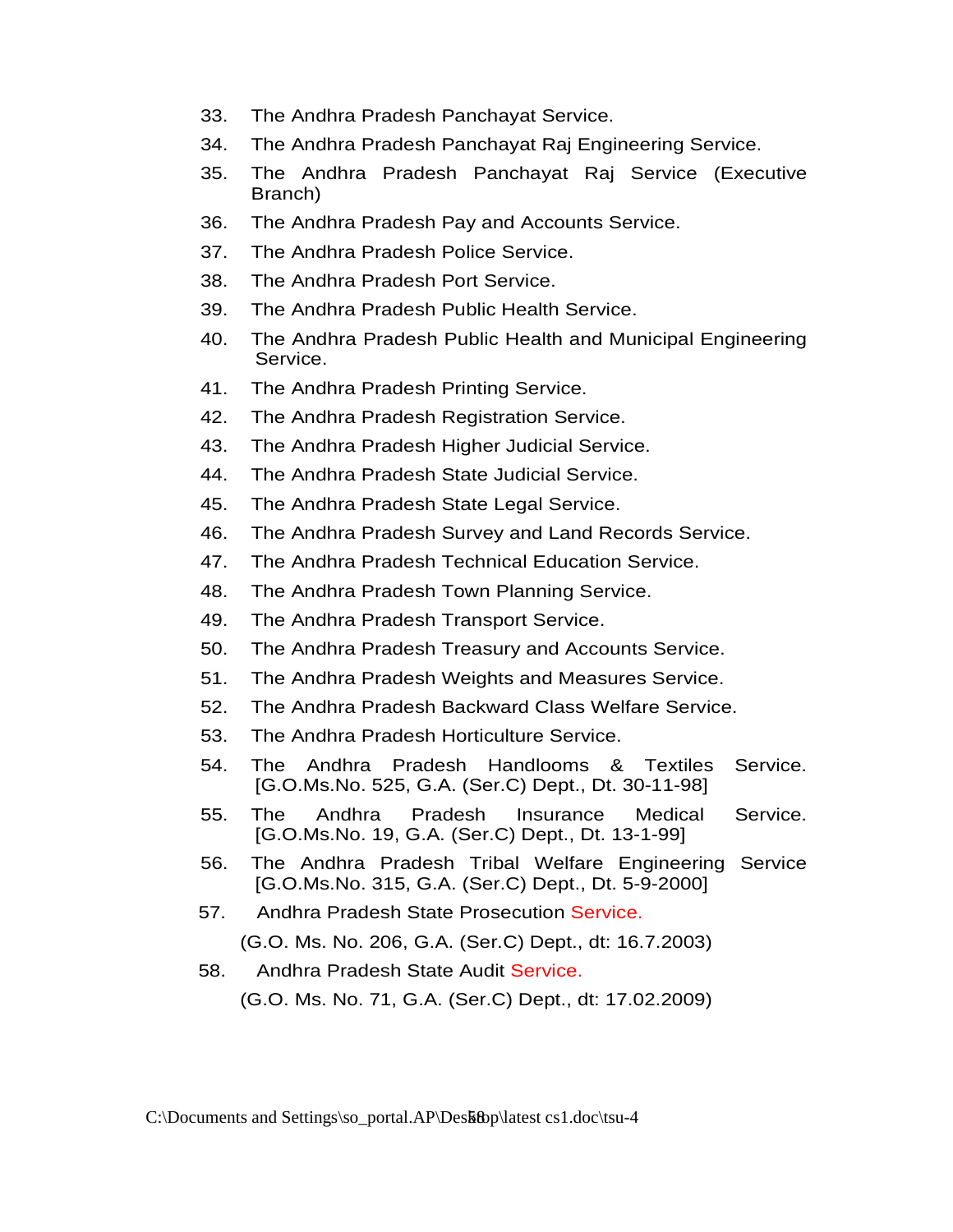33. The Andhra Pradesh Panchayat Service.
34. The Andhra Pradesh Panchayat Raj Engineering Service.
35. The Andhra Pradesh Panchayat Raj Service (Executive Branch)
36. The Andhra Pradesh Pay and Accounts Service.
37. The Andhra Pradesh Police Service.
38. The Andhra Pradesh Port Service.
39. The Andhra Pradesh Public Health Service.
40. The Andhra Pradesh Public Health and Municipal Engineering Service.
41. The Andhra Pradesh Printing Service.
42. The Andhra Pradesh Registration Service.
43. The Andhra Pradesh Higher Judicial Service.
44. The Andhra Pradesh State Judicial Service.
45. The Andhra Pradesh State Legal Service.
46. The Andhra Pradesh Survey and Land Records Service.
47. The Andhra Pradesh Technical Education Service.
48. The Andhra Pradesh Town Planning Service.
49. The Andhra Pradesh Transport Service.
50. The Andhra Pradesh Treasury and Accounts Service.
51. The Andhra Pradesh Weights and Measures Service.
52. The Andhra Pradesh Backward Class Welfare Service.
53. The Andhra Pradesh Horticulture Service.
54. The Andhra Pradesh Handlooms & Textiles Service. [G.O.Ms.No. 525, G.A. (Ser.C) Dept., Dt. 30-11-98]
55. The Andhra Pradesh Insurance Medical Service. [G.O.Ms.No. 19, G.A. (Ser.C) Dept., Dt. 13-1-99]
56. The Andhra Pradesh Tribal Welfare Engineering Service [G.O.Ms.No. 315, G.A. (Ser.C) Dept., Dt. 5-9-2000]
57. Andhra Pradesh State Prosecution Service.

    (G.O. Ms. No. 206, G.A. (Ser.C) Dept., dt: 16.7.2003)
58. Andhra Pradesh State Audit Service.

    (G.O. Ms. No. 71, G.A. (Ser.C) Dept., dt: 17.02.2009)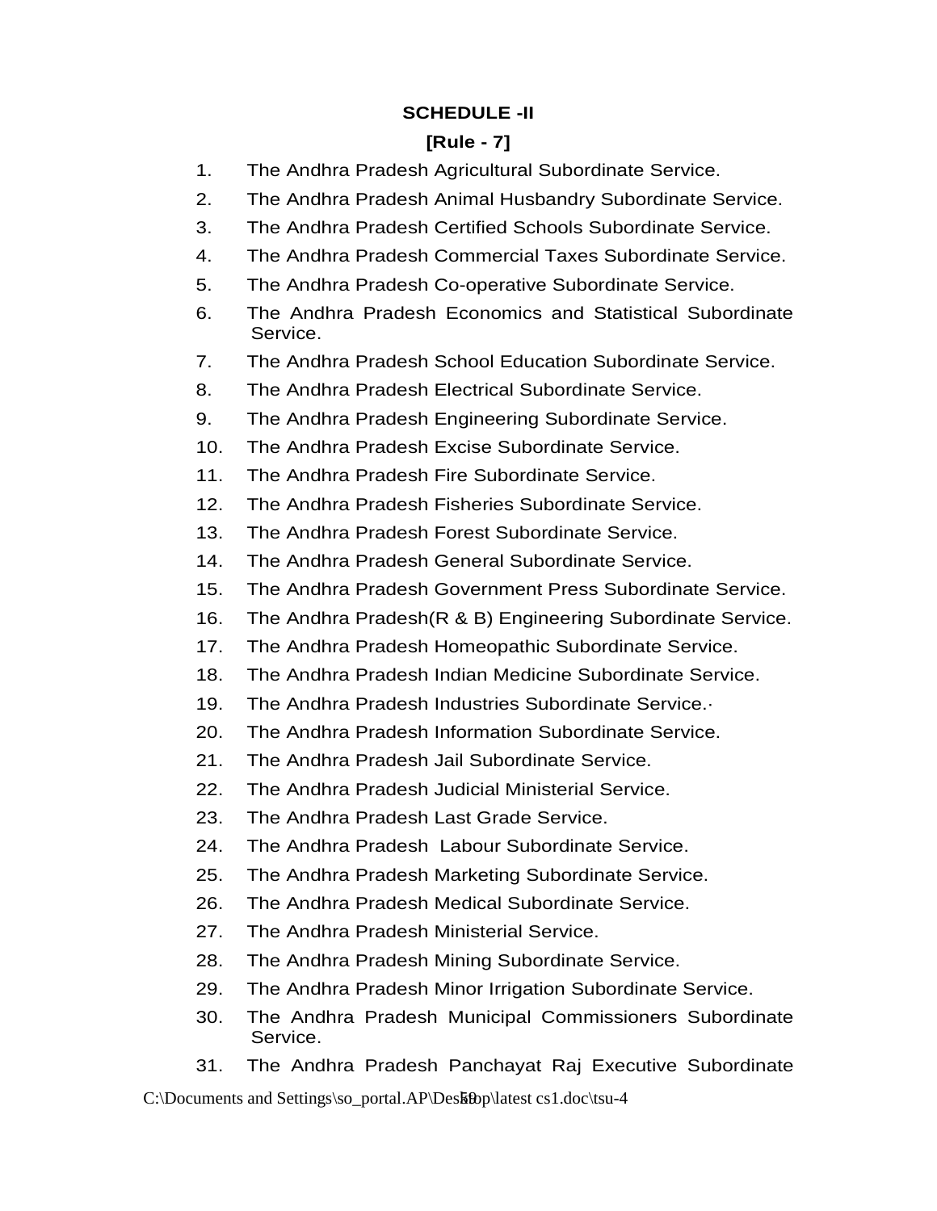**SCHEDULE -II**

**[Rule - 7]**

1. The Andhra Pradesh Agricultural Subordinate Service.
2. The Andhra Pradesh Animal Husbandry Subordinate Service.
3. The Andhra Pradesh Certified Schools Subordinate Service.
4. The Andhra Pradesh Commercial Taxes Subordinate Service.
5. The Andhra Pradesh Co-operative Subordinate Service.
6. The Andhra Pradesh Economics and Statistical Subordinate Service.
7. The Andhra Pradesh School Education Subordinate Service.
8. The Andhra Pradesh Electrical Subordinate Service.
9. The Andhra Pradesh Engineering Subordinate Service.
10. The Andhra Pradesh Excise Subordinate Service.
11. The Andhra Pradesh Fire Subordinate Service.
12. The Andhra Pradesh Fisheries Subordinate Service.
13. The Andhra Pradesh Forest Subordinate Service.
14. The Andhra Pradesh General Subordinate Service.
15. The Andhra Pradesh Government Press Subordinate Service.
16. The Andhra Pradesh(R & B) Engineering Subordinate Service.
17. The Andhra Pradesh Homeopathic Subordinate Service.
18. The Andhra Pradesh Indian Medicine Subordinate Service.
19. The Andhra Pradesh Industries Subordinate Service.·
20. The Andhra Pradesh Information Subordinate Service.
21. The Andhra Pradesh Jail Subordinate Service.
22. The Andhra Pradesh Judicial Ministerial Service.
23. The Andhra Pradesh Last Grade Service.
24. The Andhra Pradesh Labour Subordinate Service.
25. The Andhra Pradesh Marketing Subordinate Service.
26. The Andhra Pradesh Medical Subordinate Service.
27. The Andhra Pradesh Ministerial Service.
28. The Andhra Pradesh Mining Subordinate Service.
29. The Andhra Pradesh Minor Irrigation Subordinate Service.
30. The Andhra Pradesh Municipal Commissioners Subordinate Service.
31. The Andhra Pradesh Panchayat Raj Executive Subordinate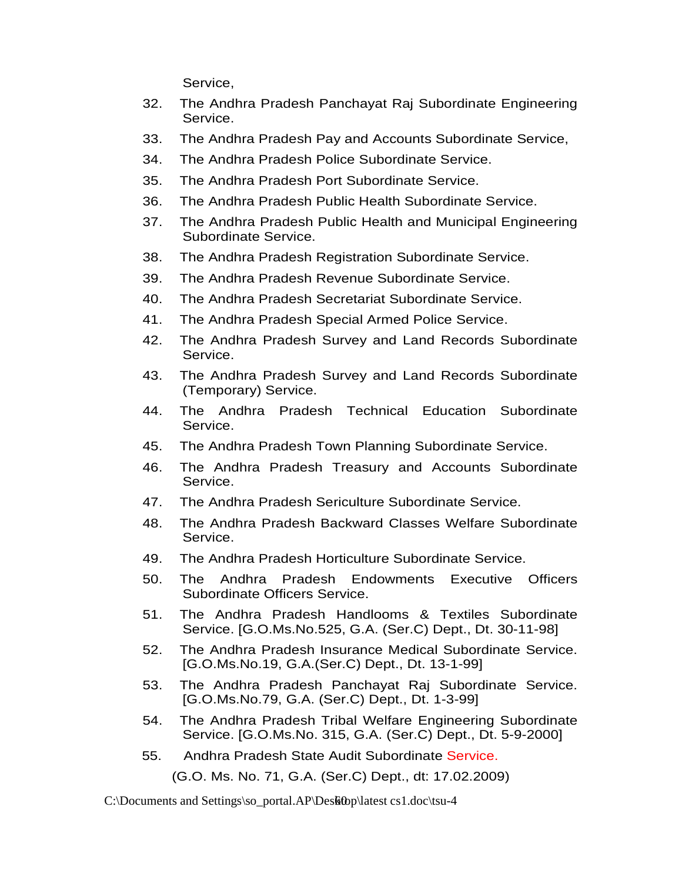Service,

32. The Andhra Pradesh Panchayat Raj Subordinate Engineering Service.
33. The Andhra Pradesh Pay and Accounts Subordinate Service,
34. The Andhra Pradesh Police Subordinate Service.
35. The Andhra Pradesh Port Subordinate Service.
36. The Andhra Pradesh Public Health Subordinate Service.
37. The Andhra Pradesh Public Health and Municipal Engineering Subordinate Service.
38. The Andhra Pradesh Registration Subordinate Service.
39. The Andhra Pradesh Revenue Subordinate Service.
40. The Andhra Pradesh Secretariat Subordinate Service.
41. The Andhra Pradesh Special Armed Police Service.
42. The Andhra Pradesh Survey and Land Records Subordinate Service.
43. The Andhra Pradesh Survey and Land Records Subordinate (Temporary) Service.
44. The Andhra Pradesh Technical Education Subordinate Service.
45. The Andhra Pradesh Town Planning Subordinate Service.
46. The Andhra Pradesh Treasury and Accounts Subordinate Service.
47. The Andhra Pradesh Sericulture Subordinate Service.
48. The Andhra Pradesh Backward Classes Welfare Subordinate Service.
49. The Andhra Pradesh Horticulture Subordinate Service.
50. The Andhra Pradesh Endowments Executive Officers Subordinate Officers Service.
51. The Andhra Pradesh Handlooms & Textiles Subordinate Service. [G.O.Ms.No.525, G.A. (Ser.C) Dept., Dt. 30-11-98]
52. The Andhra Pradesh Insurance Medical Subordinate Service. [G.O.Ms.No.19, G.A.(Ser.C) Dept., Dt. 13-1-99]
53. The Andhra Pradesh Panchayat Raj Subordinate Service. [G.O.Ms.No.79, G.A. (Ser.C) Dept., Dt. 1-3-99]
54. The Andhra Pradesh Tribal Welfare Engineering Subordinate Service. [G.O.Ms.No. 315, G.A. (Ser.C) Dept., Dt. 5-9-2000]
55. Andhra Pradesh State Audit Subordinate Service.

(G.O. Ms. No. 71, G.A. (Ser.C) Dept., dt: 17.02.2009)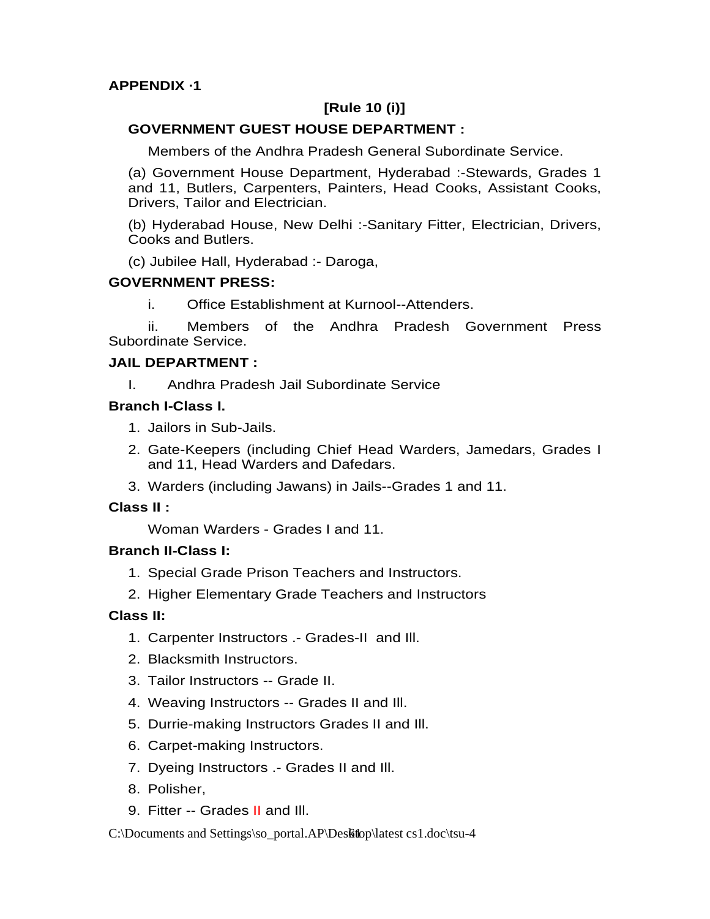**APPENDIX ·1**

**[Rule 10 (i)]**

**GOVERNMENT GUEST HOUSE DEPARTMENT :**

Members of the Andhra Pradesh General Subordinate Service.

(a) Government House Department, Hyderabad :-Stewards, Grades 1 and 11, Butlers, Carpenters, Painters, Head Cooks, Assistant Cooks, Drivers, Tailor and Electrician.

(b) Hyderabad House, New Delhi :-Sanitary Fitter, Electrician, Drivers, Cooks and Butlers.

(c) Jubilee Hall, Hyderabad :- Daroga,

**GOVERNMENT PRESS:**

i. Office Establishment at Kurnool--Attenders.

ii. Members of the Andhra Pradesh Government Press Subordinate Service.

**JAIL DEPARTMENT :**

I. Andhra Pradesh Jail Subordinate Service

**Branch I-Class I.**

1. Jailors in Sub-Jails.
2. Gate-Keepers (including Chief Head Warders, Jamedars, Grades I and 11, Head Warders and Dafedars.
3. Warders (including Jawans) in Jails--Grades 1 and 11.

**Class II :**

Woman Warders - Grades I and 11.

**Branch II-Class I:**

1. Special Grade Prison Teachers and Instructors.
2. Higher Elementary Grade Teachers and Instructors

**Class II:**

1. Carpenter Instructors .- Grades-II and Ill.
2. Blacksmith Instructors.
3. Tailor Instructors -- Grade II.
4. Weaving Instructors -- Grades II and Ill.
5. Durrie-making Instructors Grades II and Ill.
6. Carpet-making Instructors.
7. Dyeing Instructors .- Grades II and Ill.
8. Polisher,
9. Fitter -- Grades II and Ill.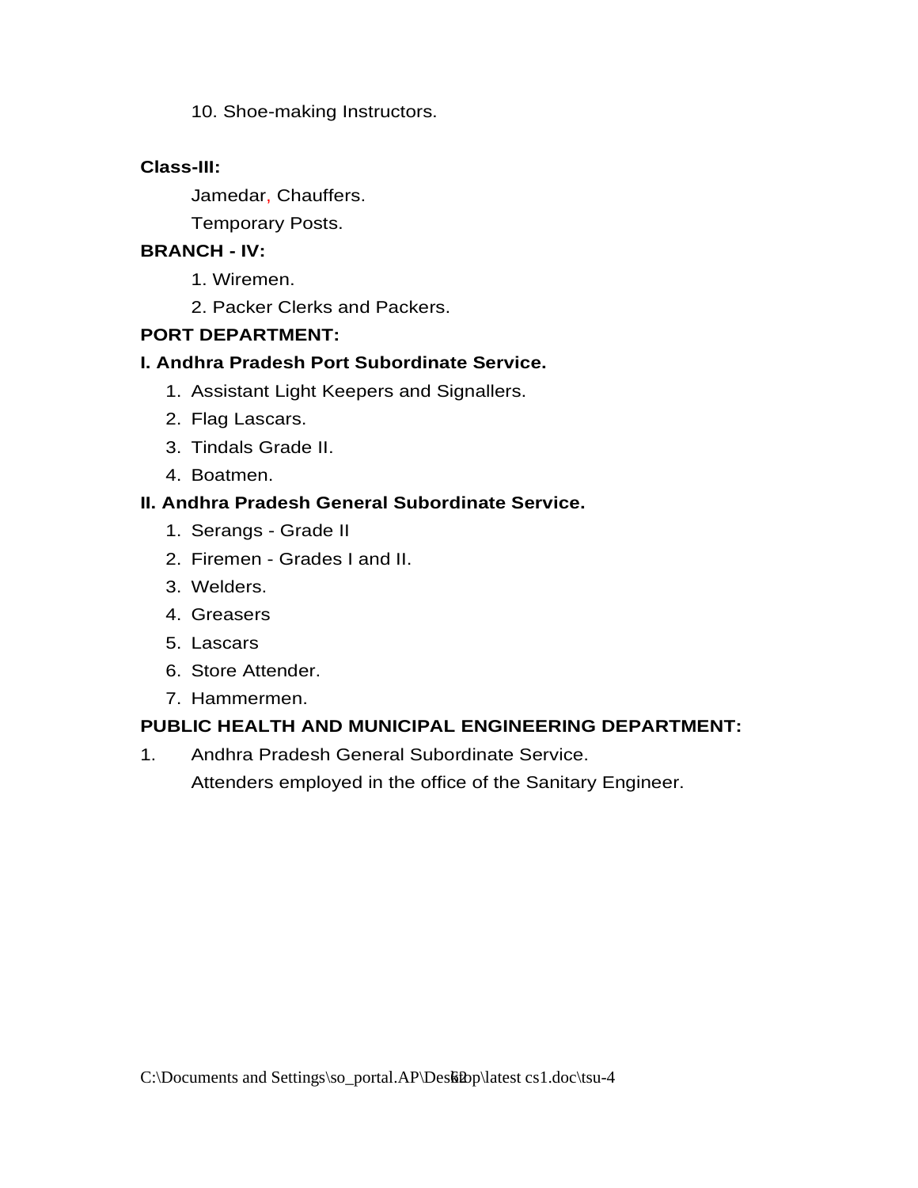10. Shoe-making Instructors.

**Class-III:**

Jamedar, Chauffers.

Temporary Posts.

**BRANCH - IV:**

1. Wiremen.
2. Packer Clerks and Packers.

**PORT DEPARTMENT:**

**I. Andhra Pradesh Port Subordinate Service.**

1. Assistant Light Keepers and Signallers.
2. Flag Lascars.
3. Tindals Grade II.
4. Boatmen.

**II. Andhra Pradesh General Subordinate Service.**

1. Serangs - Grade II
2. Firemen - Grades I and II.
3. Welders.
4. Greasers
5. Lascars
6. Store Attender.
7. Hammermen.

**PUBLIC HEALTH AND MUNICIPAL ENGINEERING DEPARTMENT:**

1. Andhra Pradesh General Subordinate Service.

   Attenders employed in the office of the Sanitary Engineer.